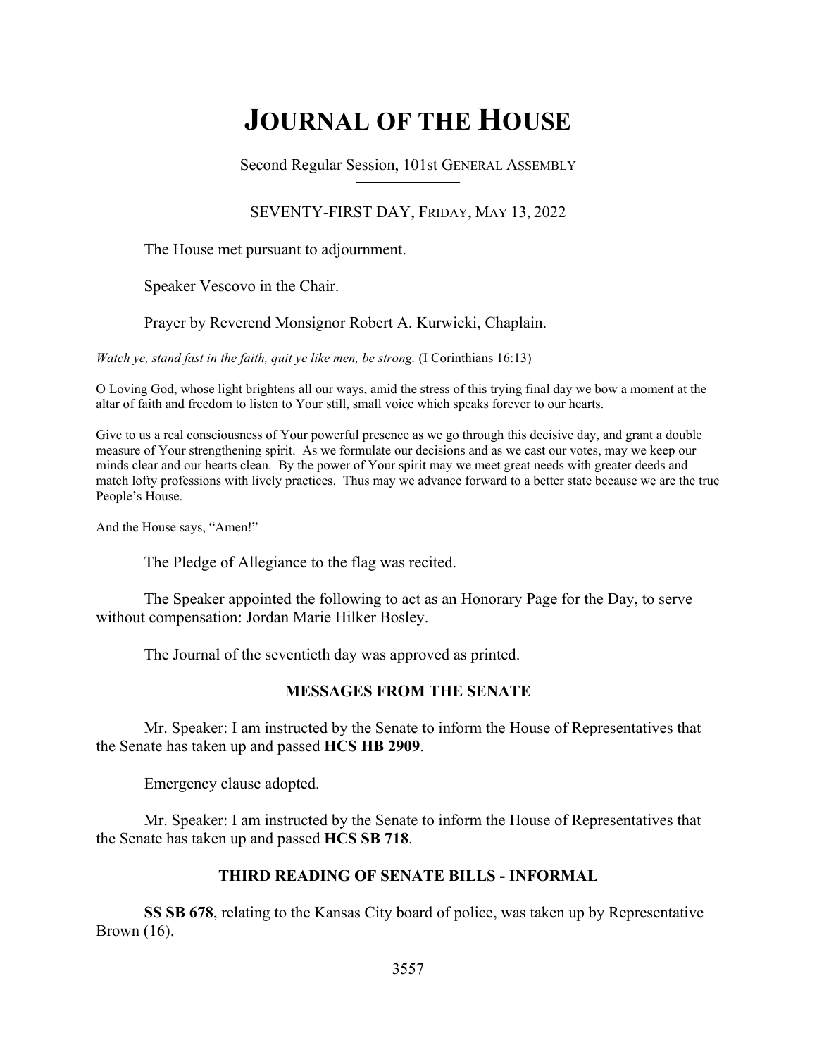# JOURNAL OF THE HOUSE

Second Regular Session, 101st GENERAL ASSEMBLY

SEVENTY-FIRST DAY, FRIDAY, MAY 13, 2022

The House met pursuant to adjournment.

Speaker Vescovo in the Chair.

Prayer by Reverend Monsignor Robert A. Kurwicki, Chaplain.

*Watch ye, stand fast in the faith, quit ye like men, be strong.* (I Corinthians 16:13)

O Loving God, whose light brightens all our ways, amid the stress of this trying final day we bow a moment at the altar of faith and freedom to listen to Your still, small voice which speaks forever to our hearts.

Give to us a real consciousness of Your powerful presence as we go through this decisive day, and grant a double measure of Your strengthening spirit. As we formulate our decisions and as we cast our votes, may we keep our minds clear and our hearts clean. By the power of Your spirit may we meet great needs with greater deeds and match lofty professions with lively practices. Thus may we advance forward to a better state because we are the true People's House.

And the House says, "Amen!"

The Pledge of Allegiance to the flag was recited.

The Speaker appointed the following to act as an Honorary Page for the Day, to serve without compensation: Jordan Marie Hilker Bosley.

The Journal of the seventieth day was approved as printed.

## MESSAGES FROM THE SENATE

Mr. Speaker: I am instructed by the Senate to inform the House of Representatives that the Senate has taken up and passed **HCS HB 2909**.

Emergency clause adopted.

Mr. Speaker: I am instructed by the Senate to inform the House of Representatives that the Senate has taken up and passed **HCS SB 718**.

## THIRD READING OF SENATE BILLS - INFORMAL

**SS SB 678**, relating to the Kansas City board of police, was taken up by Representative Brown (16).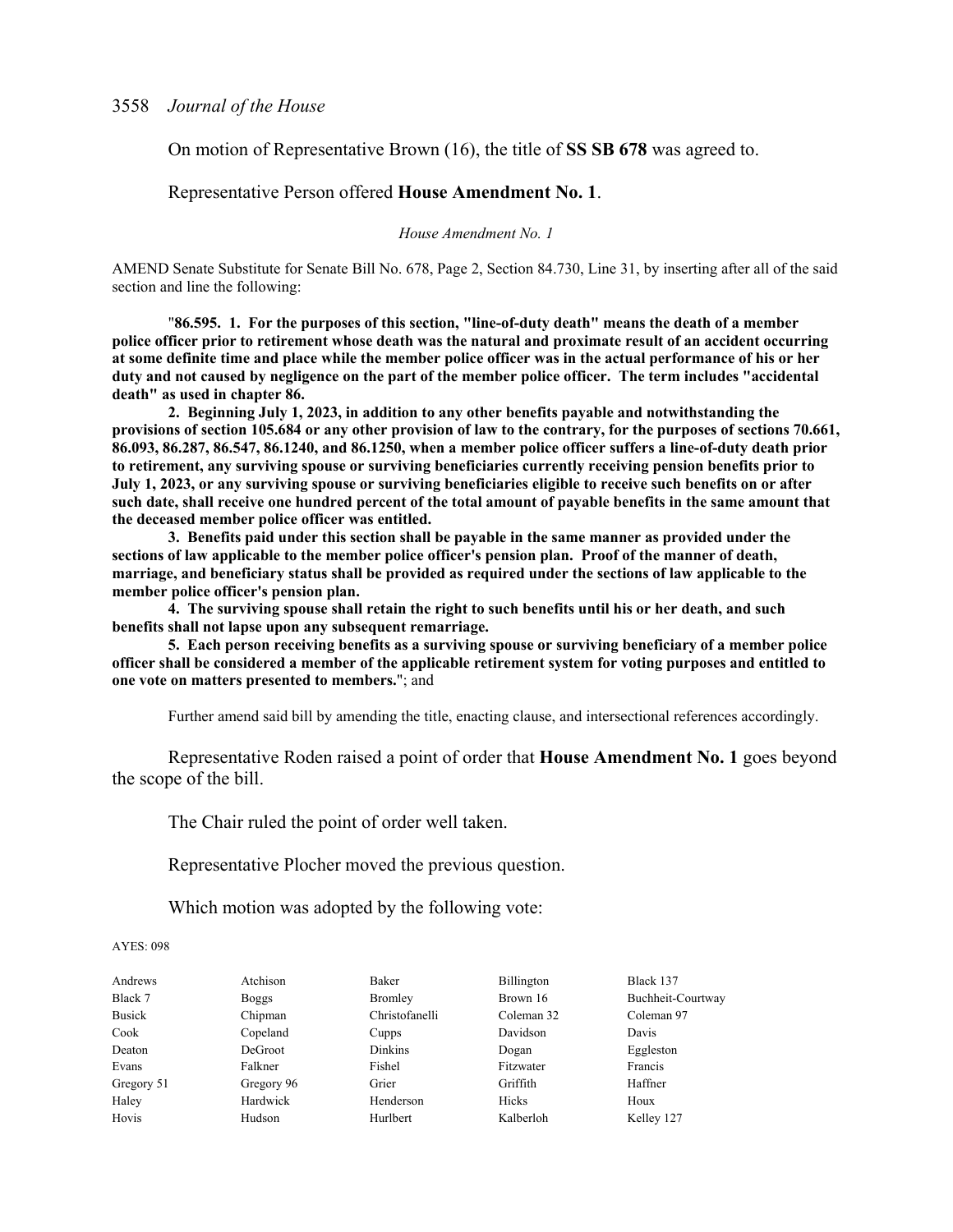On motion of Representative Brown (16), the title of **SS SB 678** was agreed to.

Representative Person offered **House Amendment No. 1**.

*House Amendment No. 1*

AMEND Senate Substitute for Senate Bill No. 678, Page 2, Section 84.730, Line 31, by inserting after all of the said section and line the following:

"**86.595. 1. For the purposes of this section, "line-of-duty death" means the death of a member police officer prior to retirement whose death was the natural and proximate result of an accident occurring at some definite time and place while the member police officer was in the actual performance of his or her duty and not caused by negligence on the part of the member police officer. The term includes "accidental death" as used in chapter 86.**

**2. Beginning July 1, 2023, in addition to any other benefits payable and notwithstanding the provisions of section 105.684 or any other provision of law to the contrary, for the purposes of sections 70.661, 86.093, 86.287, 86.547, 86.1240, and 86.1250, when a member police officer suffers a line-of-duty death prior to retirement, any surviving spouse or surviving beneficiaries currently receiving pension benefits prior to July 1, 2023, or any surviving spouse or surviving beneficiaries eligible to receive such benefits on or after such date, shall receive one hundred percent of the total amount of payable benefits in the same amount that the deceased member police officer was entitled.**

**3. Benefits paid under this section shall be payable in the same manner as provided under the sections of law applicable to the member police officer's pension plan. Proof of the manner of death, marriage, and beneficiary status shall be provided as required under the sections of law applicable to the member police officer's pension plan.**

**4. The surviving spouse shall retain the right to such benefits until his or her death, and such benefits shall not lapse upon any subsequent remarriage.**

**5. Each person receiving benefits as a surviving spouse or surviving beneficiary of a member police officer shall be considered a member of the applicable retirement system for voting purposes and entitled to one vote on matters presented to members.**"; and

Further amend said bill by amending the title, enacting clause, and intersectional references accordingly.

Representative Roden raised a point of order that **House Amendment No. 1** goes beyond the scope of the bill.

The Chair ruled the point of order well taken.

Representative Plocher moved the previous question.

Which motion was adopted by the following vote:

AYES: 098

| | | | | |
|---|---|---|---|---|
| Andrews | Atchison | Baker | Billington | Black 137 |
| Black 7 | Boggs | Bromley | Brown 16 | Buchheit-Courtway |
| Busick | Chipman | Christofanelli | Coleman 32 | Coleman 97 |
| Cook | Copeland | Cupps | Davidson | Davis |
| Deaton | DeGroot | Dinkins | Dogan | Eggleston |
| Evans | Falkner | Fishel | Fitzwater | Francis |
| Gregory 51 | Gregory 96 | Grier | Griffith | Haffner |
| Haley | Hardwick | Henderson | Hicks | Houx |
| Hovis | Hudson | Hurlbert | Kalberloh | Kelley 127 |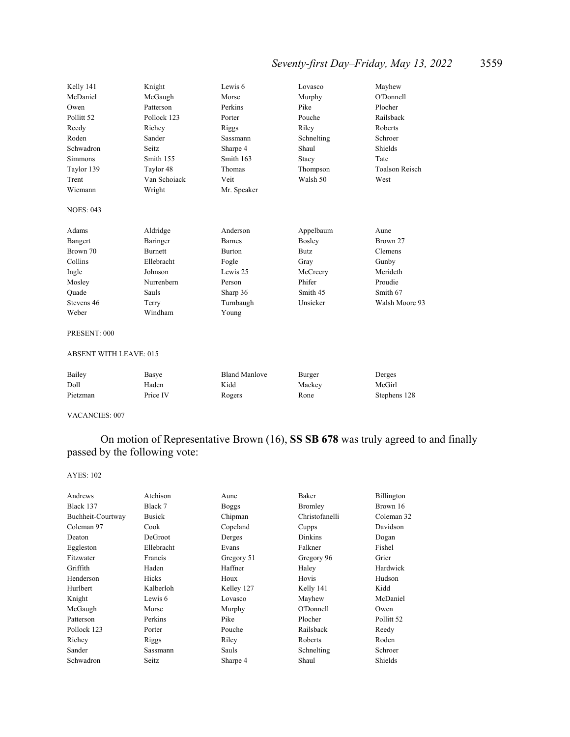| | | | | |
|---|---|---|---|---|
| Kelly 141 | Knight | Lewis 6 | Lovasco | Mayhew |
| McDaniel | McGaugh | Morse | Murphy | O'Donnell |
| Owen | Patterson | Perkins | Pike | Plocher |
| Pollitt 52 | Pollock 123 | Porter | Pouche | Railsback |
| Reedy | Richey | Riggs | Riley | Roberts |
| Roden | Sander | Sassmann | Schnelting | Schroer |
| Schwadron | Seitz | Sharpe 4 | Shaul | Shields |
| Simmons | Smith 155 | Smith 163 | Stacy | Tate |
| Taylor 139 | Taylor 48 | Thomas | Thompson | Toalson Reisch |
| Trent | Van Schoiack | Veit | Walsh 50 | West |
| Wiemann | Wright | Mr. Speaker | | |

NOES: 043

| | | | | |
|---|---|---|---|---|
| Adams | Aldridge | Anderson | Appelbaum | Aune |
| Bangert | Baringer | Barnes | Bosley | Brown 27 |
| Brown 70 | Burnett | Burton | Butz | Clemens |
| Collins | Ellebracht | Fogle | Gray | Gunby |
| Ingle | Johnson | Lewis 25 | McCreery | Merideth |
| Mosley | Nurrenbern | Person | Phifer | Proudie |
| Quade | Sauls | Sharp 36 | Smith 45 | Smith 67 |
| Stevens 46 | Terry | Turnbaugh | Unsicker | Walsh Moore 93 |
| Weber | Windham | Young | | |

PRESENT: 000

ABSENT WITH LEAVE: 015

| | | | | |
|---|---|---|---|---|
| Bailey | Basye | Bland Manlove | Burger | Derges |
| Doll | Haden | Kidd | Mackey | McGirl |
| Pietzman | Price IV | Rogers | Rone | Stephens 128 |

VACANCIES: 007

On motion of Representative Brown (16), **SS SB 678** was truly agreed to and finally passed by the following vote:

AYES: 102

| | | | | |
|---|---|---|---|---|
| Andrews | Atchison | Aune | Baker | Billington |
| Black 137 | Black 7 | Boggs | Bromley | Brown 16 |
| Buchheit-Courtway | Busick | Chipman | Christofanelli | Coleman 32 |
| Coleman 97 | Cook | Copeland | Cupps | Davidson |
| Deaton | DeGroot | Derges | Dinkins | Dogan |
| Eggleston | Ellebracht | Evans | Falkner | Fishel |
| Fitzwater | Francis | Gregory 51 | Gregory 96 | Grier |
| Griffith | Haden | Haffner | Haley | Hardwick |
| Henderson | Hicks | Houx | Hovis | Hudson |
| Hurlbert | Kalberloh | Kelley 127 | Kelly 141 | Kidd |
| Knight | Lewis 6 | Lovasco | Mayhew | McDaniel |
| McGaugh | Morse | Murphy | O'Donnell | Owen |
| Patterson | Perkins | Pike | Plocher | Pollitt 52 |
| Pollock 123 | Porter | Pouche | Railsback | Reedy |
| Richey | Riggs | Riley | Roberts | Roden |
| Sander | Sassmann | Sauls | Schnelting | Schroer |
| Schwadron | Seitz | Sharpe 4 | Shaul | Shields |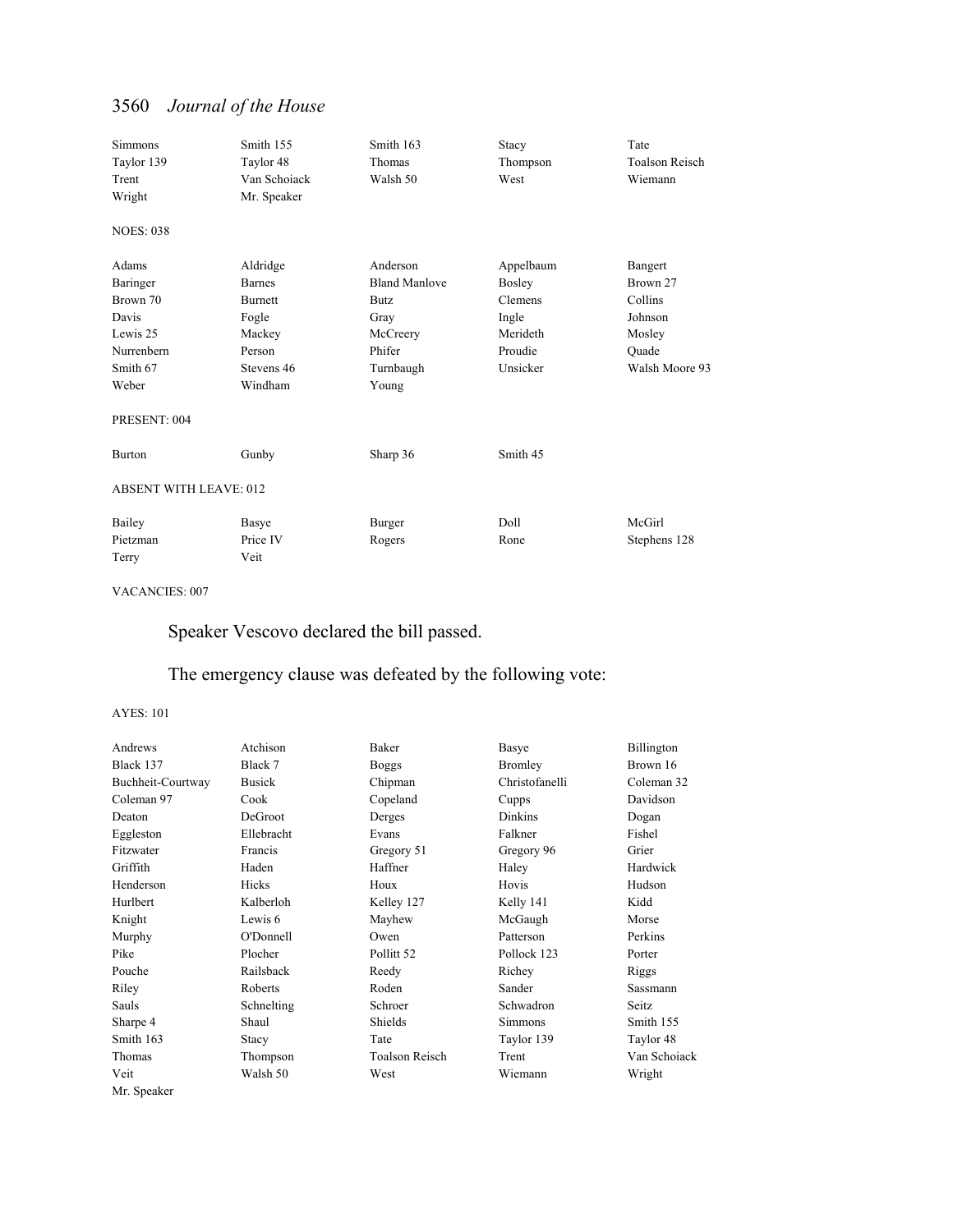| | | | | |
|---|---|---|---|---|
| Simmons | Smith 155 | Smith 163 | Stacy | Tate |
| Taylor 139 | Taylor 48 | Thomas | Thompson | Toalson Reisch |
| Trent | Van Schoiack | Walsh 50 | West | Wiemann |
| Wright | Mr. Speaker | | | |

NOES: 038

| | | | | |
|---|---|---|---|---|
| Adams | Aldridge | Anderson | Appelbaum | Bangert |
| Baringer | Barnes | Bland Manlove | Bosley | Brown 27 |
| Brown 70 | Burnett | Butz | Clemens | Collins |
| Davis | Fogle | Gray | Ingle | Johnson |
| Lewis 25 | Mackey | McCreery | Merideth | Mosley |
| Nurrenbern | Person | Phifer | Proudie | Quade |
| Smith 67 | Stevens 46 | Turnbaugh | Unsicker | Walsh Moore 93 |
| Weber | Windham | Young | | |

PRESENT: 004

| | | | |
|---|---|---|---|
| Burton | Gunby | Sharp 36 | Smith 45 |

ABSENT WITH LEAVE: 012

| | | | | |
|---|---|---|---|---|
| Bailey | Basye | Burger | Doll | McGirl |
| Pietzman | Price IV | Rogers | Rone | Stephens 128 |
| Terry | Veit | | | |

VACANCIES: 007

Speaker Vescovo declared the bill passed.

The emergency clause was defeated by the following vote:

AYES: 101

| | | | | |
|---|---|---|---|---|
| Andrews | Atchison | Baker | Basye | Billington |
| Black 137 | Black 7 | Boggs | Bromley | Brown 16 |
| Buchheit-Courtway | Busick | Chipman | Christofanelli | Coleman 32 |
| Coleman 97 | Cook | Copeland | Cupps | Davidson |
| Deaton | DeGroot | Derges | Dinkins | Dogan |
| Eggleston | Ellebracht | Evans | Falkner | Fishel |
| Fitzwater | Francis | Gregory 51 | Gregory 96 | Grier |
| Griffith | Haden | Haffner | Haley | Hardwick |
| Henderson | Hicks | Houx | Hovis | Hudson |
| Hurlbert | Kalberloh | Kelley 127 | Kelly 141 | Kidd |
| Knight | Lewis 6 | Mayhew | McGaugh | Morse |
| Murphy | O'Donnell | Owen | Patterson | Perkins |
| Pike | Plocher | Pollitt 52 | Pollock 123 | Porter |
| Pouche | Railsback | Reedy | Richey | Riggs |
| Riley | Roberts | Roden | Sander | Sassmann |
| Sauls | Schnelting | Schroer | Schwadron | Seitz |
| Sharpe 4 | Shaul | Shields | Simmons | Smith 155 |
| Smith 163 | Stacy | Tate | Taylor 139 | Taylor 48 |
| Thomas | Thompson | Toalson Reisch | Trent | Van Schoiack |
| Veit | Walsh 50 | West | Wiemann | Wright |
| Mr. Speaker | | | | |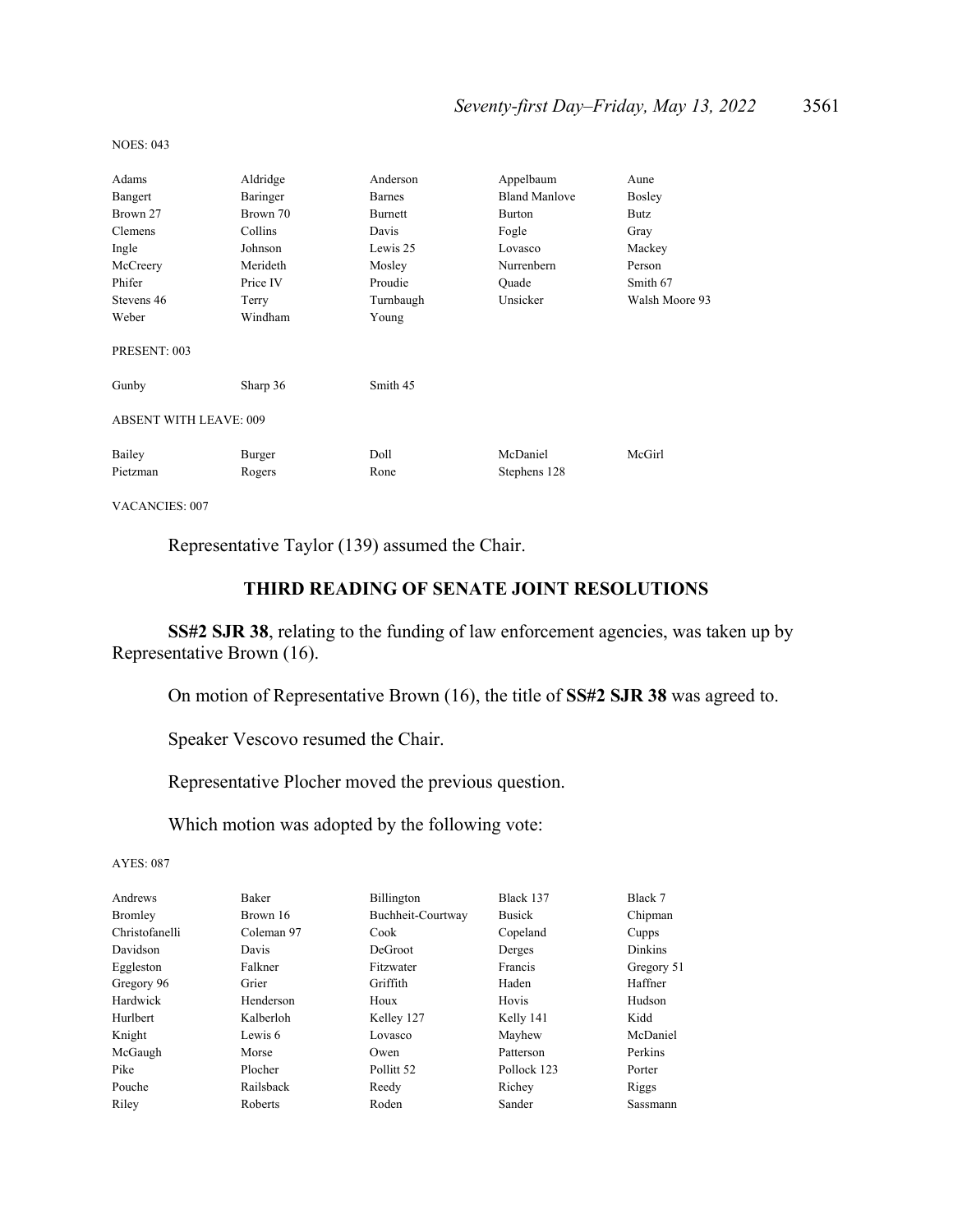NOES: 043

| | | | | |
|---|---|---|---|---|
| Adams | Aldridge | Anderson | Appelbaum | Aune |
| Bangert | Baringer | Barnes | Bland Manlove | Bosley |
| Brown 27 | Brown 70 | Burnett | Burton | Butz |
| Clemens | Collins | Davis | Fogle | Gray |
| Ingle | Johnson | Lewis 25 | Lovasco | Mackey |
| McCreery | Merideth | Mosley | Nurrenbern | Person |
| Phifer | Price IV | Proudie | Quade | Smith 67 |
| Stevens 46 | Terry | Turnbaugh | Unsicker | Walsh Moore 93 |
| Weber | Windham | Young | | |

PRESENT: 003

| | | |
|---|---|---|
| Gunby | Sharp 36 | Smith 45 |

ABSENT WITH LEAVE: 009

| | | | | |
|---|---|---|---|---|
| Bailey | Burger | Doll | McDaniel | McGirl |
| Pietzman | Rogers | Rone | Stephens 128 | |

VACANCIES: 007

Representative Taylor (139) assumed the Chair.

## THIRD READING OF SENATE JOINT RESOLUTIONS

**SS#2 SJR 38**, relating to the funding of law enforcement agencies, was taken up by Representative Brown (16).

On motion of Representative Brown (16), the title of **SS#2 SJR 38** was agreed to.

Speaker Vescovo resumed the Chair.

Representative Plocher moved the previous question.

Which motion was adopted by the following vote:

AYES: 087

| | | | | |
|---|---|---|---|---|
| Andrews | Baker | Billington | Black 137 | Black 7 |
| Bromley | Brown 16 | Buchheit-Courtway | Busick | Chipman |
| Christofanelli | Coleman 97 | Cook | Copeland | Cupps |
| Davidson | Davis | DeGroot | Derges | Dinkins |
| Eggleston | Falkner | Fitzwater | Francis | Gregory 51 |
| Gregory 96 | Grier | Griffith | Haden | Haffner |
| Hardwick | Henderson | Houx | Hovis | Hudson |
| Hurlbert | Kalberloh | Kelley 127 | Kelly 141 | Kidd |
| Knight | Lewis 6 | Lovasco | Mayhew | McDaniel |
| McGaugh | Morse | Owen | Patterson | Perkins |
| Pike | Plocher | Pollitt 52 | Pollock 123 | Porter |
| Pouche | Railsback | Reedy | Richey | Riggs |
| Riley | Roberts | Roden | Sander | Sassmann |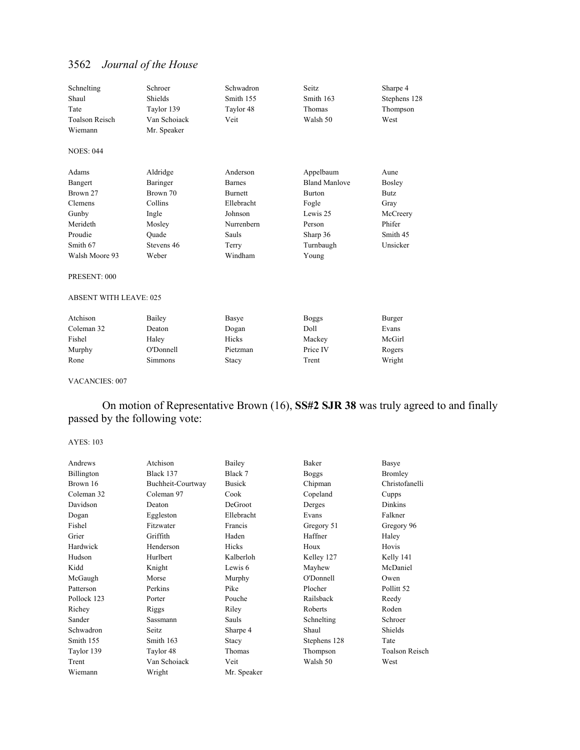| | | | | |
|---|---|---|---|---|
| Schnelting | Schroer | Schwadron | Seitz | Sharpe 4 |
| Shaul | Shields | Smith 155 | Smith 163 | Stephens 128 |
| Tate | Taylor 139 | Taylor 48 | Thomas | Thompson |
| Toalson Reisch | Van Schoiack | Veit | Walsh 50 | West |
| Wiemann | Mr. Speaker | | | |

NOES: 044

| | | | | |
|---|---|---|---|---|
| Adams | Aldridge | Anderson | Appelbaum | Aune |
| Bangert | Baringer | Barnes | Bland Manlove | Bosley |
| Brown 27 | Brown 70 | Burnett | Burton | Butz |
| Clemens | Collins | Ellebracht | Fogle | Gray |
| Gunby | Ingle | Johnson | Lewis 25 | McCreery |
| Merideth | Mosley | Nurrenbern | Person | Phifer |
| Proudie | Quade | Sauls | Sharp 36 | Smith 45 |
| Smith 67 | Stevens 46 | Terry | Turnbaugh | Unsicker |
| Walsh Moore 93 | Weber | Windham | Young | |

PRESENT: 000

ABSENT WITH LEAVE: 025

| | | | | |
|---|---|---|---|---|
| Atchison | Bailey | Basye | Boggs | Burger |
| Coleman 32 | Deaton | Dogan | Doll | Evans |
| Fishel | Haley | Hicks | Mackey | McGirl |
| Murphy | O'Donnell | Pietzman | Price IV | Rogers |
| Rone | Simmons | Stacy | Trent | Wright |

VACANCIES: 007

On motion of Representative Brown (16), **SS#2 SJR 38** was truly agreed to and finally passed by the following vote:

AYES: 103

| | | | | |
|---|---|---|---|---|
| Andrews | Atchison | Bailey | Baker | Basye |
| Billington | Black 137 | Black 7 | Boggs | Bromley |
| Brown 16 | Buchheit-Courtway | Busick | Chipman | Christofanelli |
| Coleman 32 | Coleman 97 | Cook | Copeland | Cupps |
| Davidson | Deaton | DeGroot | Derges | Dinkins |
| Dogan | Eggleston | Ellebracht | Evans | Falkner |
| Fishel | Fitzwater | Francis | Gregory 51 | Gregory 96 |
| Grier | Griffith | Haden | Haffner | Haley |
| Hardwick | Henderson | Hicks | Houx | Hovis |
| Hudson | Hurlbert | Kalberloh | Kelley 127 | Kelly 141 |
| Kidd | Knight | Lewis 6 | Mayhew | McDaniel |
| McGaugh | Morse | Murphy | O'Donnell | Owen |
| Patterson | Perkins | Pike | Plocher | Pollitt 52 |
| Pollock 123 | Porter | Pouche | Railsback | Reedy |
| Richey | Riggs | Riley | Roberts | Roden |
| Sander | Sassmann | Sauls | Schnelting | Schroer |
| Schwadron | Seitz | Sharpe 4 | Shaul | Shields |
| Smith 155 | Smith 163 | Stacy | Stephens 128 | Tate |
| Taylor 139 | Taylor 48 | Thomas | Thompson | Toalson Reisch |
| Trent | Van Schoiack | Veit | Walsh 50 | West |
| Wiemann | Wright | Mr. Speaker | | |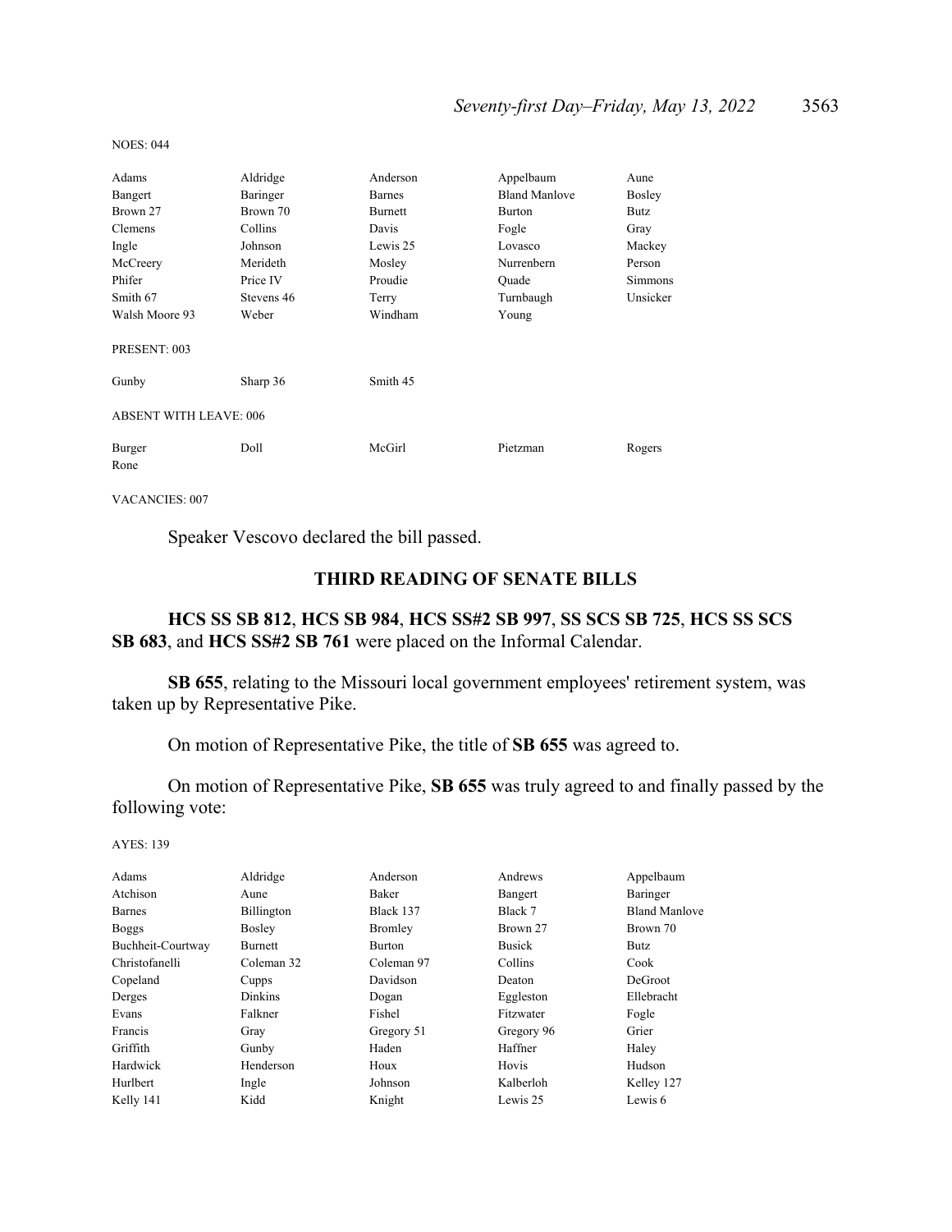NOES: 044

| | | | | |
|---|---|---|---|---|
| Adams | Aldridge | Anderson | Appelbaum | Aune |
| Bangert | Baringer | Barnes | Bland Manlove | Bosley |
| Brown 27 | Brown 70 | Burnett | Burton | Butz |
| Clemens | Collins | Davis | Fogle | Gray |
| Ingle | Johnson | Lewis 25 | Lovasco | Mackey |
| McCreery | Merideth | Mosley | Nurrenbern | Person |
| Phifer | Price IV | Proudie | Quade | Simmons |
| Smith 67 | Stevens 46 | Terry | Turnbaugh | Unsicker |
| Walsh Moore 93 | Weber | Windham | Young | |

PRESENT: 003

| | | |
|---|---|---|
| Gunby | Sharp 36 | Smith 45 |

ABSENT WITH LEAVE: 006

| | | | | |
|---|---|---|---|---|
| Burger | Doll | McGirl | Pietzman | Rogers |
| Rone | | | | |

VACANCIES: 007

Speaker Vescovo declared the bill passed.

## THIRD READING OF SENATE BILLS

**HCS SS SB 812**, **HCS SB 984**, **HCS SS#2 SB 997**, **SS SCS SB 725**, **HCS SS SCS SB 683**, and **HCS SS#2 SB 761** were placed on the Informal Calendar.

**SB 655**, relating to the Missouri local government employees' retirement system, was taken up by Representative Pike.

On motion of Representative Pike, the title of **SB 655** was agreed to.

On motion of Representative Pike, **SB 655** was truly agreed to and finally passed by the following vote:

AYES: 139

| | | | | |
|---|---|---|---|---|
| Adams | Aldridge | Anderson | Andrews | Appelbaum |
| Atchison | Aune | Baker | Bangert | Baringer |
| Barnes | Billington | Black 137 | Black 7 | Bland Manlove |
| Boggs | Bosley | Bromley | Brown 27 | Brown 70 |
| Buchheit-Courtway | Burnett | Burton | Busick | Butz |
| Christofanelli | Coleman 32 | Coleman 97 | Collins | Cook |
| Copeland | Cupps | Davidson | Deaton | DeGroot |
| Derges | Dinkins | Dogan | Eggleston | Ellebracht |
| Evans | Falkner | Fishel | Fitzwater | Fogle |
| Francis | Gray | Gregory 51 | Gregory 96 | Grier |
| Griffith | Gunby | Haden | Haffner | Haley |
| Hardwick | Henderson | Houx | Hovis | Hudson |
| Hurlbert | Ingle | Johnson | Kalberloh | Kelley 127 |
| Kelly 141 | Kidd | Knight | Lewis 25 | Lewis 6 |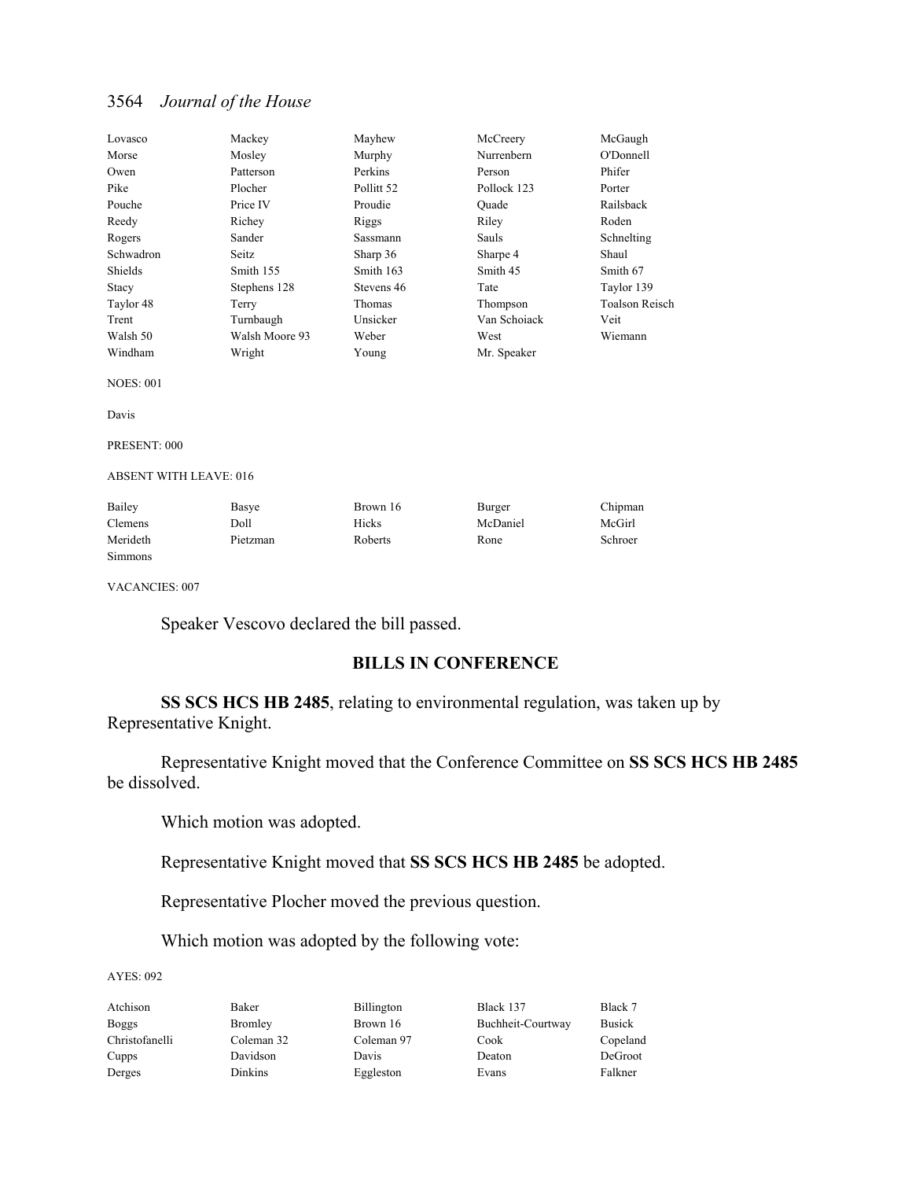| | | | | |
|---|---|---|---|---|
| Lovasco | Mackey | Mayhew | McCreery | McGaugh |
| Morse | Mosley | Murphy | Nurrenbern | O'Donnell |
| Owen | Patterson | Perkins | Person | Phifer |
| Pike | Plocher | Pollitt 52 | Pollock 123 | Porter |
| Pouche | Price IV | Proudie | Quade | Railsback |
| Reedy | Richey | Riggs | Riley | Roden |
| Rogers | Sander | Sassmann | Sauls | Schnelting |
| Schwadron | Seitz | Sharp 36 | Sharpe 4 | Shaul |
| Shields | Smith 155 | Smith 163 | Smith 45 | Smith 67 |
| Stacy | Stephens 128 | Stevens 46 | Tate | Taylor 139 |
| Taylor 48 | Terry | Thomas | Thompson | Toalson Reisch |
| Trent | Turnbaugh | Unsicker | Van Schoiack | Veit |
| Walsh 50 | Walsh Moore 93 | Weber | West | Wiemann |
| Windham | Wright | Young | Mr. Speaker | |

NOES: 001

Davis

PRESENT: 000

ABSENT WITH LEAVE: 016

| | | | | |
|---|---|---|---|---|
| Bailey | Basye | Brown 16 | Burger | Chipman |
| Clemens | Doll | Hicks | McDaniel | McGirl |
| Merideth | Pietzman | Roberts | Rone | Schroer |
| Simmons | | | | |

VACANCIES: 007

Speaker Vescovo declared the bill passed.

## BILLS IN CONFERENCE

**SS SCS HCS HB 2485**, relating to environmental regulation, was taken up by Representative Knight.

Representative Knight moved that the Conference Committee on **SS SCS HCS HB 2485** be dissolved.

Which motion was adopted.

Representative Knight moved that **SS SCS HCS HB 2485** be adopted.

Representative Plocher moved the previous question.

Which motion was adopted by the following vote:

AYES: 092

| | | | | |
|---|---|---|---|---|
| Atchison | Baker | Billington | Black 137 | Black 7 |
| Boggs | Bromley | Brown 16 | Buchheit-Courtway | Busick |
| Christofanelli | Coleman 32 | Coleman 97 | Cook | Copeland |
| Cupps | Davidson | Davis | Deaton | DeGroot |
| Derges | Dinkins | Eggleston | Evans | Falkner |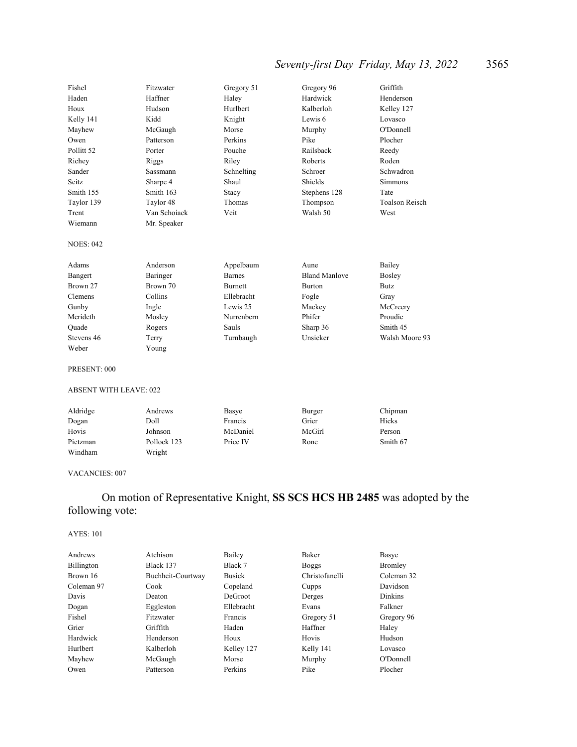| | | | | |
|---|---|---|---|---|
| Fishel | Fitzwater | Gregory 51 | Gregory 96 | Griffith |
| Haden | Haffner | Haley | Hardwick | Henderson |
| Houx | Hudson | Hurlbert | Kalberloh | Kelley 127 |
| Kelly 141 | Kidd | Knight | Lewis 6 | Lovasco |
| Mayhew | McGaugh | Morse | Murphy | O'Donnell |
| Owen | Patterson | Perkins | Pike | Plocher |
| Pollitt 52 | Porter | Pouche | Railsback | Reedy |
| Richey | Riggs | Riley | Roberts | Roden |
| Sander | Sassmann | Schnelting | Schroer | Schwadron |
| Seitz | Sharpe 4 | Shaul | Shields | Simmons |
| Smith 155 | Smith 163 | Stacy | Stephens 128 | Tate |
| Taylor 139 | Taylor 48 | Thomas | Thompson | Toalson Reisch |
| Trent | Van Schoiack | Veit | Walsh 50 | West |
| Wiemann | Mr. Speaker | | | |

NOES: 042

| | | | | |
|---|---|---|---|---|
| Adams | Anderson | Appelbaum | Aune | Bailey |
| Bangert | Baringer | Barnes | Bland Manlove | Bosley |
| Brown 27 | Brown 70 | Burnett | Burton | Butz |
| Clemens | Collins | Ellebracht | Fogle | Gray |
| Gunby | Ingle | Lewis 25 | Mackey | McCreery |
| Merideth | Mosley | Nurrenbern | Phifer | Proudie |
| Quade | Rogers | Sauls | Sharp 36 | Smith 45 |
| Stevens 46 | Terry | Turnbaugh | Unsicker | Walsh Moore 93 |
| Weber | Young | | | |

PRESENT: 000

ABSENT WITH LEAVE: 022

| | | | | |
|---|---|---|---|---|
| Aldridge | Andrews | Basye | Burger | Chipman |
| Dogan | Doll | Francis | Grier | Hicks |
| Hovis | Johnson | McDaniel | McGirl | Person |
| Pietzman | Pollock 123 | Price IV | Rone | Smith 67 |
| Windham | Wright | | | |

VACANCIES: 007

On motion of Representative Knight, **SS SCS HCS HB 2485** was adopted by the following vote:

AYES: 101

| | | | | |
|---|---|---|---|---|
| Andrews | Atchison | Bailey | Baker | Basye |
| Billington | Black 137 | Black 7 | Boggs | Bromley |
| Brown 16 | Buchheit-Courtway | Busick | Christofanelli | Coleman 32 |
| Coleman 97 | Cook | Copeland | Cupps | Davidson |
| Davis | Deaton | DeGroot | Derges | Dinkins |
| Dogan | Eggleston | Ellebracht | Evans | Falkner |
| Fishel | Fitzwater | Francis | Gregory 51 | Gregory 96 |
| Grier | Griffith | Haden | Haffner | Haley |
| Hardwick | Henderson | Houx | Hovis | Hudson |
| Hurlbert | Kalberloh | Kelley 127 | Kelly 141 | Lovasco |
| Mayhew | McGaugh | Morse | Murphy | O'Donnell |
| Owen | Patterson | Perkins | Pike | Plocher |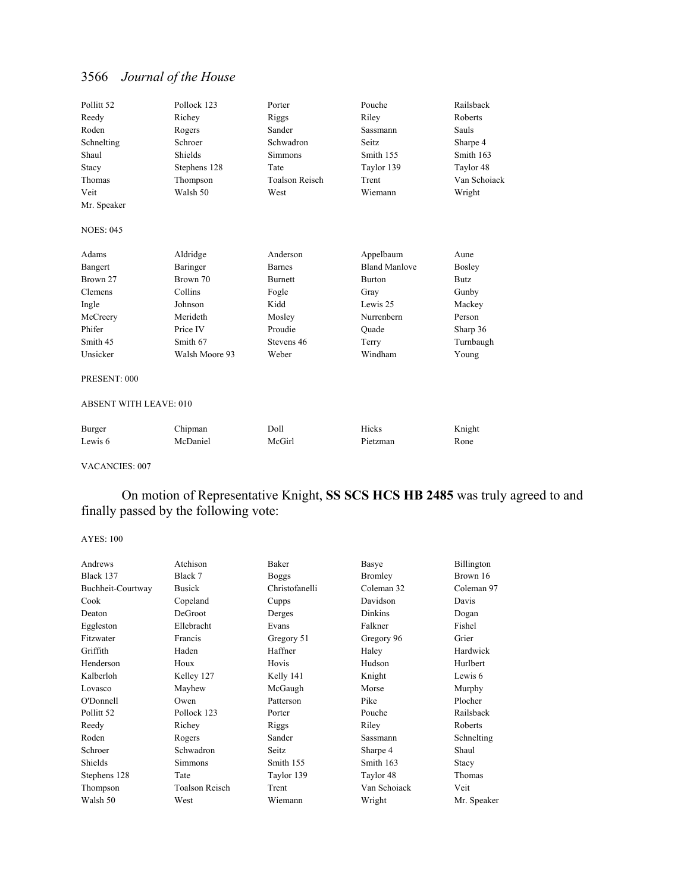| | | | | |
|---|---|---|---|---|
| Pollitt 52 | Pollock 123 | Porter | Pouche | Railsback |
| Reedy | Richey | Riggs | Riley | Roberts |
| Roden | Rogers | Sander | Sassmann | Sauls |
| Schnelting | Schroer | Schwadron | Seitz | Sharpe 4 |
| Shaul | Shields | Simmons | Smith 155 | Smith 163 |
| Stacy | Stephens 128 | Tate | Taylor 139 | Taylor 48 |
| Thomas | Thompson | Toalson Reisch | Trent | Van Schoiack |
| Veit | Walsh 50 | West | Wiemann | Wright |
| Mr. Speaker | | | | |

NOES: 045

| | | | | |
|---|---|---|---|---|
| Adams | Aldridge | Anderson | Appelbaum | Aune |
| Bangert | Baringer | Barnes | Bland Manlove | Bosley |
| Brown 27 | Brown 70 | Burnett | Burton | Butz |
| Clemens | Collins | Fogle | Gray | Gunby |
| Ingle | Johnson | Kidd | Lewis 25 | Mackey |
| McCreery | Merideth | Mosley | Nurrenbern | Person |
| Phifer | Price IV | Proudie | Quade | Sharp 36 |
| Smith 45 | Smith 67 | Stevens 46 | Terry | Turnbaugh |
| Unsicker | Walsh Moore 93 | Weber | Windham | Young |

PRESENT: 000

ABSENT WITH LEAVE: 010

| | | | | |
|---|---|---|---|---|
| Burger | Chipman | Doll | Hicks | Knight |
| Lewis 6 | McDaniel | McGirl | Pietzman | Rone |

VACANCIES: 007

On motion of Representative Knight, **SS SCS HCS HB 2485** was truly agreed to and finally passed by the following vote:

AYES: 100

| | | | | |
|---|---|---|---|---|
| Andrews | Atchison | Baker | Basye | Billington |
| Black 137 | Black 7 | Boggs | Bromley | Brown 16 |
| Buchheit-Courtway | Busick | Christofanelli | Coleman 32 | Coleman 97 |
| Cook | Copeland | Cupps | Davidson | Davis |
| Deaton | DeGroot | Derges | Dinkins | Dogan |
| Eggleston | Ellebracht | Evans | Falkner | Fishel |
| Fitzwater | Francis | Gregory 51 | Gregory 96 | Grier |
| Griffith | Haden | Haffner | Haley | Hardwick |
| Henderson | Houx | Hovis | Hudson | Hurlbert |
| Kalberloh | Kelley 127 | Kelly 141 | Knight | Lewis 6 |
| Lovasco | Mayhew | McGaugh | Morse | Murphy |
| O'Donnell | Owen | Patterson | Pike | Plocher |
| Pollitt 52 | Pollock 123 | Porter | Pouche | Railsback |
| Reedy | Richey | Riggs | Riley | Roberts |
| Roden | Rogers | Sander | Sassmann | Schnelting |
| Schroer | Schwadron | Seitz | Sharpe 4 | Shaul |
| Shields | Simmons | Smith 155 | Smith 163 | Stacy |
| Stephens 128 | Tate | Taylor 139 | Taylor 48 | Thomas |
| Thompson | Toalson Reisch | Trent | Van Schoiack | Veit |
| Walsh 50 | West | Wiemann | Wright | Mr. Speaker |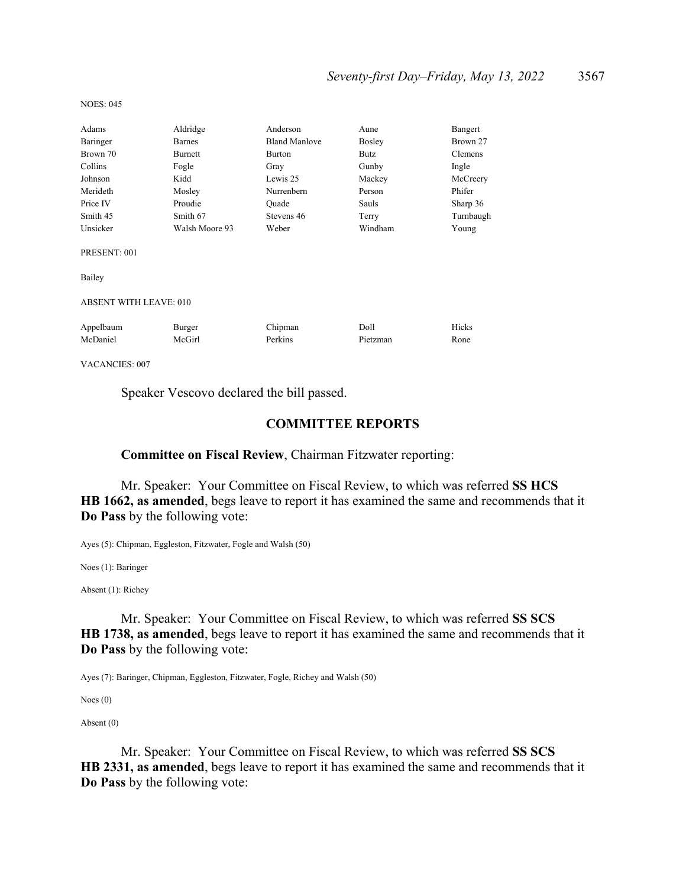NOES: 045

| | | | | |
|---|---|---|---|---|
| Adams | Aldridge | Anderson | Aune | Bangert |
| Baringer | Barnes | Bland Manlove | Bosley | Brown 27 |
| Brown 70 | Burnett | Burton | Butz | Clemens |
| Collins | Fogle | Gray | Gunby | Ingle |
| Johnson | Kidd | Lewis 25 | Mackey | McCreery |
| Merideth | Mosley | Nurrenbern | Person | Phifer |
| Price IV | Proudie | Quade | Sauls | Sharp 36 |
| Smith 45 | Smith 67 | Stevens 46 | Terry | Turnbaugh |
| Unsicker | Walsh Moore 93 | Weber | Windham | Young |

PRESENT: 001

Bailey

ABSENT WITH LEAVE: 010

| | | | | |
|---|---|---|---|---|
| Appelbaum | Burger | Chipman | Doll | Hicks |
| McDaniel | McGirl | Perkins | Pietzman | Rone |

VACANCIES: 007

Speaker Vescovo declared the bill passed.

## COMMITTEE REPORTS

**Committee on Fiscal Review**, Chairman Fitzwater reporting:

Mr. Speaker: Your Committee on Fiscal Review, to which was referred **SS HCS HB 1662, as amended**, begs leave to report it has examined the same and recommends that it **Do Pass** by the following vote:

Ayes (5): Chipman, Eggleston, Fitzwater, Fogle and Walsh (50)

Noes (1): Baringer

Absent (1): Richey

Mr. Speaker: Your Committee on Fiscal Review, to which was referred **SS SCS HB 1738, as amended**, begs leave to report it has examined the same and recommends that it **Do Pass** by the following vote:

Ayes (7): Baringer, Chipman, Eggleston, Fitzwater, Fogle, Richey and Walsh (50)

Noes (0)

Absent (0)

Mr. Speaker: Your Committee on Fiscal Review, to which was referred **SS SCS HB 2331, as amended**, begs leave to report it has examined the same and recommends that it **Do Pass** by the following vote: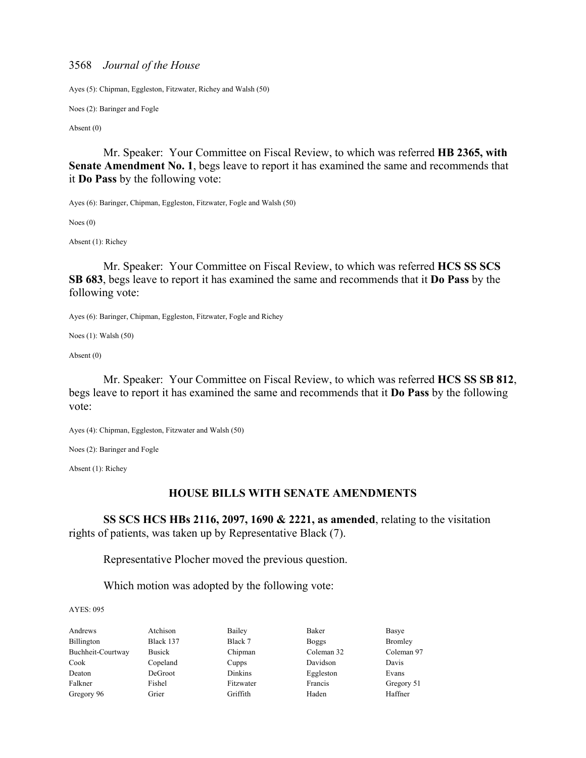Ayes (5): Chipman, Eggleston, Fitzwater, Richey and Walsh (50)

Noes (2): Baringer and Fogle

Absent (0)

Mr. Speaker: Your Committee on Fiscal Review, to which was referred **HB 2365, with Senate Amendment No. 1**, begs leave to report it has examined the same and recommends that it **Do Pass** by the following vote:

Ayes (6): Baringer, Chipman, Eggleston, Fitzwater, Fogle and Walsh (50)

Noes (0)

Absent (1): Richey

Mr. Speaker: Your Committee on Fiscal Review, to which was referred **HCS SS SCS SB 683**, begs leave to report it has examined the same and recommends that it **Do Pass** by the following vote:

Ayes (6): Baringer, Chipman, Eggleston, Fitzwater, Fogle and Richey

Noes (1): Walsh (50)

Absent (0)

Mr. Speaker: Your Committee on Fiscal Review, to which was referred **HCS SS SB 812**, begs leave to report it has examined the same and recommends that it **Do Pass** by the following vote:

Ayes (4): Chipman, Eggleston, Fitzwater and Walsh (50)

Noes (2): Baringer and Fogle

Absent (1): Richey

## HOUSE BILLS WITH SENATE AMENDMENTS

**SS SCS HCS HBs 2116, 2097, 1690 & 2221, as amended**, relating to the visitation rights of patients, was taken up by Representative Black (7).

Representative Plocher moved the previous question.

Which motion was adopted by the following vote:

AYES: 095

| | | | | |
|---|---|---|---|---|
| Andrews | Atchison | Bailey | Baker | Basye |
| Billington | Black 137 | Black 7 | Boggs | Bromley |
| Buchheit-Courtway | Busick | Chipman | Coleman 32 | Coleman 97 |
| Cook | Copeland | Cupps | Davidson | Davis |
| Deaton | DeGroot | Dinkins | Eggleston | Evans |
| Falkner | Fishel | Fitzwater | Francis | Gregory 51 |
| Gregory 96 | Grier | Griffith | Haden | Haffner |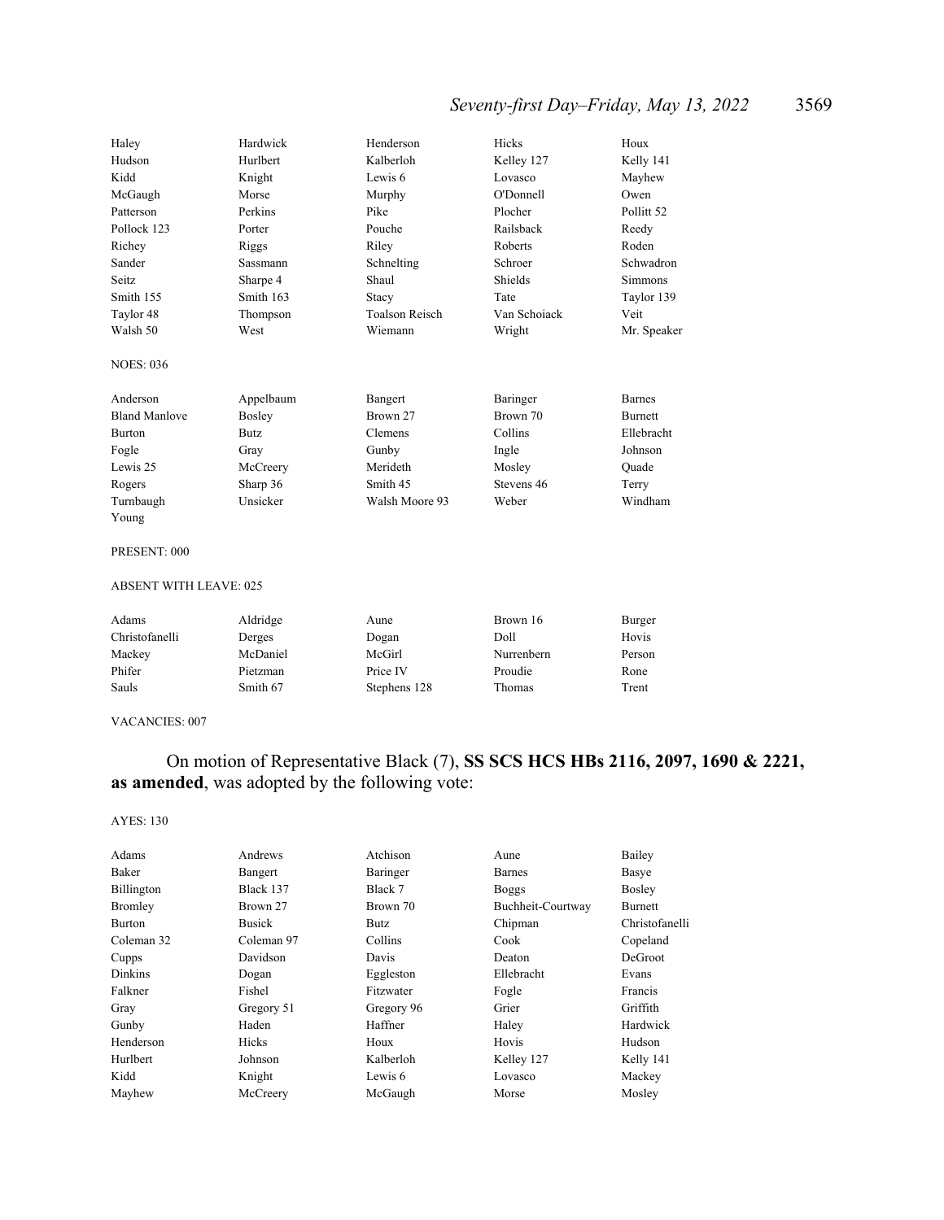| | | | | |
|---|---|---|---|---|
| Haley | Hardwick | Henderson | Hicks | Houx |
| Hudson | Hurlbert | Kalberloh | Kelley 127 | Kelly 141 |
| Kidd | Knight | Lewis 6 | Lovasco | Mayhew |
| McGaugh | Morse | Murphy | O'Donnell | Owen |
| Patterson | Perkins | Pike | Plocher | Pollitt 52 |
| Pollock 123 | Porter | Pouche | Railsback | Reedy |
| Richey | Riggs | Riley | Roberts | Roden |
| Sander | Sassmann | Schnelting | Schroer | Schwadron |
| Seitz | Sharpe 4 | Shaul | Shields | Simmons |
| Smith 155 | Smith 163 | Stacy | Tate | Taylor 139 |
| Taylor 48 | Thompson | Toalson Reisch | Van Schoiack | Veit |
| Walsh 50 | West | Wiemann | Wright | Mr. Speaker |

NOES: 036

| | | | | |
|---|---|---|---|---|
| Anderson | Appelbaum | Bangert | Baringer | Barnes |
| Bland Manlove | Bosley | Brown 27 | Brown 70 | Burnett |
| Burton | Butz | Clemens | Collins | Ellebracht |
| Fogle | Gray | Gunby | Ingle | Johnson |
| Lewis 25 | McCreery | Merideth | Mosley | Quade |
| Rogers | Sharp 36 | Smith 45 | Stevens 46 | Terry |
| Turnbaugh | Unsicker | Walsh Moore 93 | Weber | Windham |
| Young | | | | |

PRESENT: 000

ABSENT WITH LEAVE: 025

| | | | | |
|---|---|---|---|---|
| Adams | Aldridge | Aune | Brown 16 | Burger |
| Christofanelli | Derges | Dogan | Doll | Hovis |
| Mackey | McDaniel | McGirl | Nurrenbern | Person |
| Phifer | Pietzman | Price IV | Proudie | Rone |
| Sauls | Smith 67 | Stephens 128 | Thomas | Trent |

VACANCIES: 007

On motion of Representative Black (7), **SS SCS HCS HBs 2116, 2097, 1690 & 2221, as amended**, was adopted by the following vote:

AYES: 130

| | | | | |
|---|---|---|---|---|
| Adams | Andrews | Atchison | Aune | Bailey |
| Baker | Bangert | Baringer | Barnes | Basye |
| Billington | Black 137 | Black 7 | Boggs | Bosley |
| Bromley | Brown 27 | Brown 70 | Buchheit-Courtway | Burnett |
| Burton | Busick | Butz | Chipman | Christofanelli |
| Coleman 32 | Coleman 97 | Collins | Cook | Copeland |
| Cupps | Davidson | Davis | Deaton | DeGroot |
| Dinkins | Dogan | Eggleston | Ellebracht | Evans |
| Falkner | Fishel | Fitzwater | Fogle | Francis |
| Gray | Gregory 51 | Gregory 96 | Grier | Griffith |
| Gunby | Haden | Haffner | Haley | Hardwick |
| Henderson | Hicks | Houx | Hovis | Hudson |
| Hurlbert | Johnson | Kalberloh | Kelley 127 | Kelly 141 |
| Kidd | Knight | Lewis 6 | Lovasco | Mackey |
| Mayhew | McCreery | McGaugh | Morse | Mosley |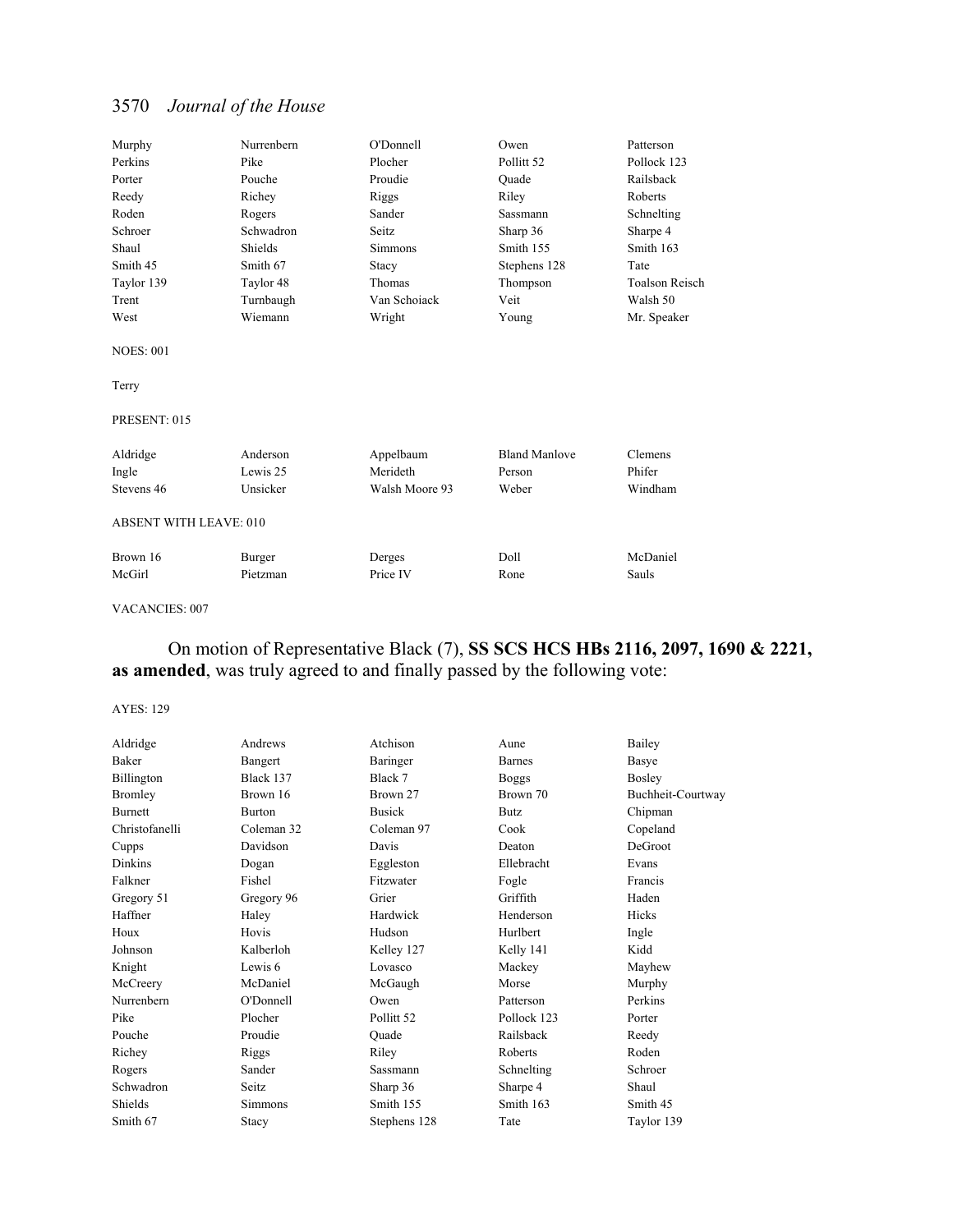| | | | | |
|---|---|---|---|---|
| Murphy | Nurrenbern | O'Donnell | Owen | Patterson |
| Perkins | Pike | Plocher | Pollitt 52 | Pollock 123 |
| Porter | Pouche | Proudie | Quade | Railsback |
| Reedy | Richey | Riggs | Riley | Roberts |
| Roden | Rogers | Sander | Sassmann | Schnelting |
| Schroer | Schwadron | Seitz | Sharp 36 | Sharpe 4 |
| Shaul | Shields | Simmons | Smith 155 | Smith 163 |
| Smith 45 | Smith 67 | Stacy | Stephens 128 | Tate |
| Taylor 139 | Taylor 48 | Thomas | Thompson | Toalson Reisch |
| Trent | Turnbaugh | Van Schoiack | Veit | Walsh 50 |
| West | Wiemann | Wright | Young | Mr. Speaker |

NOES: 001

Terry

PRESENT: 015

| | | | | |
|---|---|---|---|---|
| Aldridge | Anderson | Appelbaum | Bland Manlove | Clemens |
| Ingle | Lewis 25 | Merideth | Person | Phifer |
| Stevens 46 | Unsicker | Walsh Moore 93 | Weber | Windham |

ABSENT WITH LEAVE: 010

| | | | | |
|---|---|---|---|---|
| Brown 16 | Burger | Derges | Doll | McDaniel |
| McGirl | Pietzman | Price IV | Rone | Sauls |

VACANCIES: 007

On motion of Representative Black (7), **SS SCS HCS HBs 2116, 2097, 1690 & 2221, as amended**, was truly agreed to and finally passed by the following vote:

AYES: 129

| | | | | |
|---|---|---|---|---|
| Aldridge | Andrews | Atchison | Aune | Bailey |
| Baker | Bangert | Baringer | Barnes | Basye |
| Billington | Black 137 | Black 7 | Boggs | Bosley |
| Bromley | Brown 16 | Brown 27 | Brown 70 | Buchheit-Courtway |
| Burnett | Burton | Busick | Butz | Chipman |
| Christofanelli | Coleman 32 | Coleman 97 | Cook | Copeland |
| Cupps | Davidson | Davis | Deaton | DeGroot |
| Dinkins | Dogan | Eggleston | Ellebracht | Evans |
| Falkner | Fishel | Fitzwater | Fogle | Francis |
| Gregory 51 | Gregory 96 | Grier | Griffith | Haden |
| Haffner | Haley | Hardwick | Henderson | Hicks |
| Houx | Hovis | Hudson | Hurlbert | Ingle |
| Johnson | Kalberloh | Kelley 127 | Kelly 141 | Kidd |
| Knight | Lewis 6 | Lovasco | Mackey | Mayhew |
| McCreery | McDaniel | McGaugh | Morse | Murphy |
| Nurrenbern | O'Donnell | Owen | Patterson | Perkins |
| Pike | Plocher | Pollitt 52 | Pollock 123 | Porter |
| Pouche | Proudie | Quade | Railsback | Reedy |
| Richey | Riggs | Riley | Roberts | Roden |
| Rogers | Sander | Sassmann | Schnelting | Schroer |
| Schwadron | Seitz | Sharp 36 | Sharpe 4 | Shaul |
| Shields | Simmons | Smith 155 | Smith 163 | Smith 45 |
| Smith 67 | Stacy | Stephens 128 | Tate | Taylor 139 |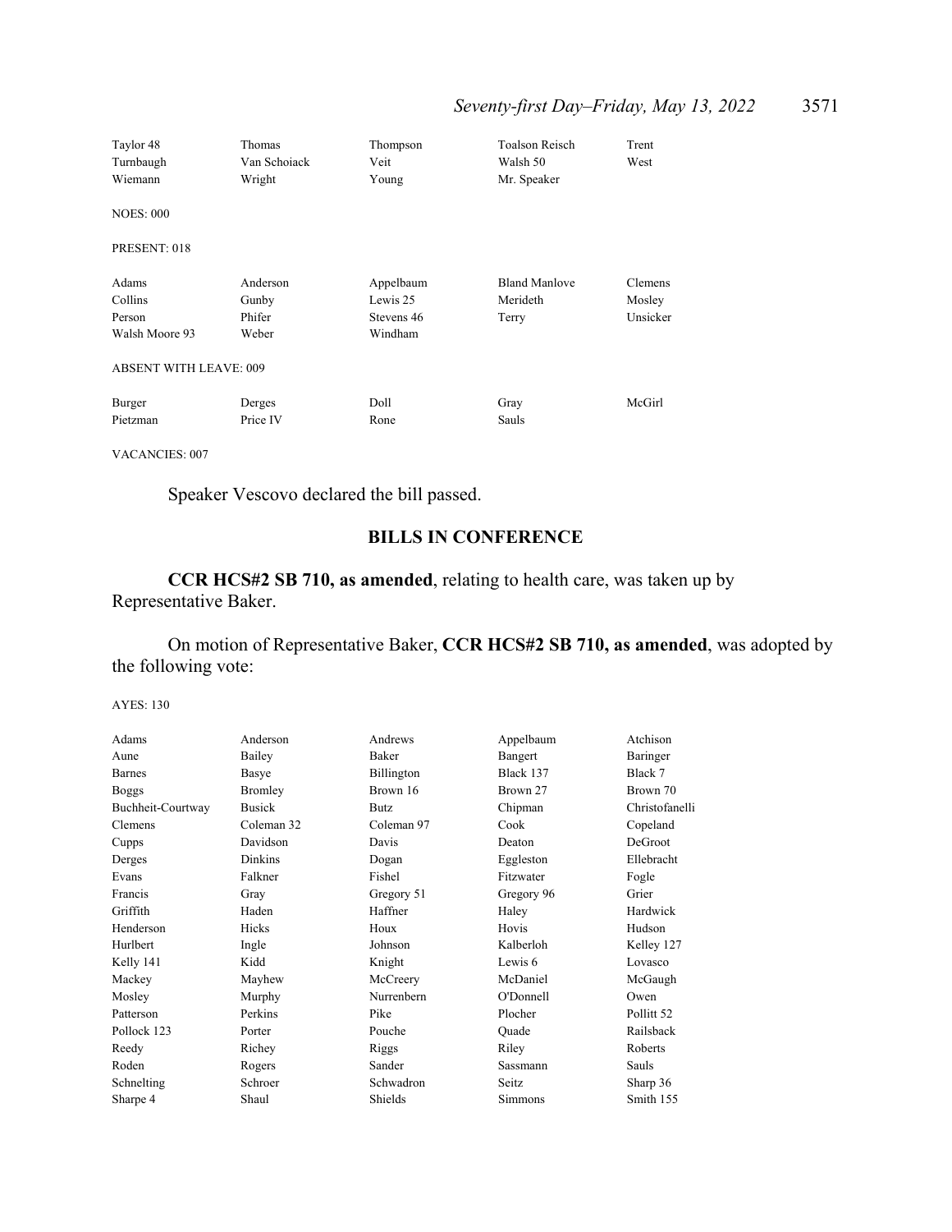| Taylor 48 | Thomas | Thompson | Toalson Reisch | Trent |
|---|---|---|---|---|
| Turnbaugh | Van Schoiack | Veit | Walsh 50 | West |
| Wiemann | Wright | Young | Mr. Speaker | |

NOES: 000

PRESENT: 018

| Adams | Anderson | Appelbaum | Bland Manlove | Clemens |
|---|---|---|---|---|
| Collins | Gunby | Lewis 25 | Merideth | Mosley |
| Person | Phifer | Stevens 46 | Terry | Unsicker |
| Walsh Moore 93 | Weber | Windham | | |

ABSENT WITH LEAVE: 009

| Burger | Derges | Doll | Gray | McGirl |
|---|---|---|---|---|
| Pietzman | Price IV | Rone | Sauls | |

VACANCIES: 007

Speaker Vescovo declared the bill passed.

## BILLS IN CONFERENCE

**CCR HCS#2 SB 710, as amended**, relating to health care, was taken up by Representative Baker.

On motion of Representative Baker, **CCR HCS#2 SB 710, as amended**, was adopted by the following vote:

AYES: 130

| Adams | Anderson | Andrews | Appelbaum | Atchison |
|---|---|---|---|---|
| Aune | Bailey | Baker | Bangert | Baringer |
| Barnes | Basye | Billington | Black 137 | Black 7 |
| Boggs | Bromley | Brown 16 | Brown 27 | Brown 70 |
| Buchheit-Courtway | Busick | Butz | Chipman | Christofanelli |
| Clemens | Coleman 32 | Coleman 97 | Cook | Copeland |
| Cupps | Davidson | Davis | Deaton | DeGroot |
| Derges | Dinkins | Dogan | Eggleston | Ellebracht |
| Evans | Falkner | Fishel | Fitzwater | Fogle |
| Francis | Gray | Gregory 51 | Gregory 96 | Grier |
| Griffith | Haden | Haffner | Haley | Hardwick |
| Henderson | Hicks | Houx | Hovis | Hudson |
| Hurlbert | Ingle | Johnson | Kalberloh | Kelley 127 |
| Kelly 141 | Kidd | Knight | Lewis 6 | Lovasco |
| Mackey | Mayhew | McCreery | McDaniel | McGaugh |
| Mosley | Murphy | Nurrenbern | O'Donnell | Owen |
| Patterson | Perkins | Pike | Plocher | Pollitt 52 |
| Pollock 123 | Porter | Pouche | Quade | Railsback |
| Reedy | Richey | Riggs | Riley | Roberts |
| Roden | Rogers | Sander | Sassmann | Sauls |
| Schnelting | Schroer | Schwadron | Seitz | Sharp 36 |
| Sharpe 4 | Shaul | Shields | Simmons | Smith 155 |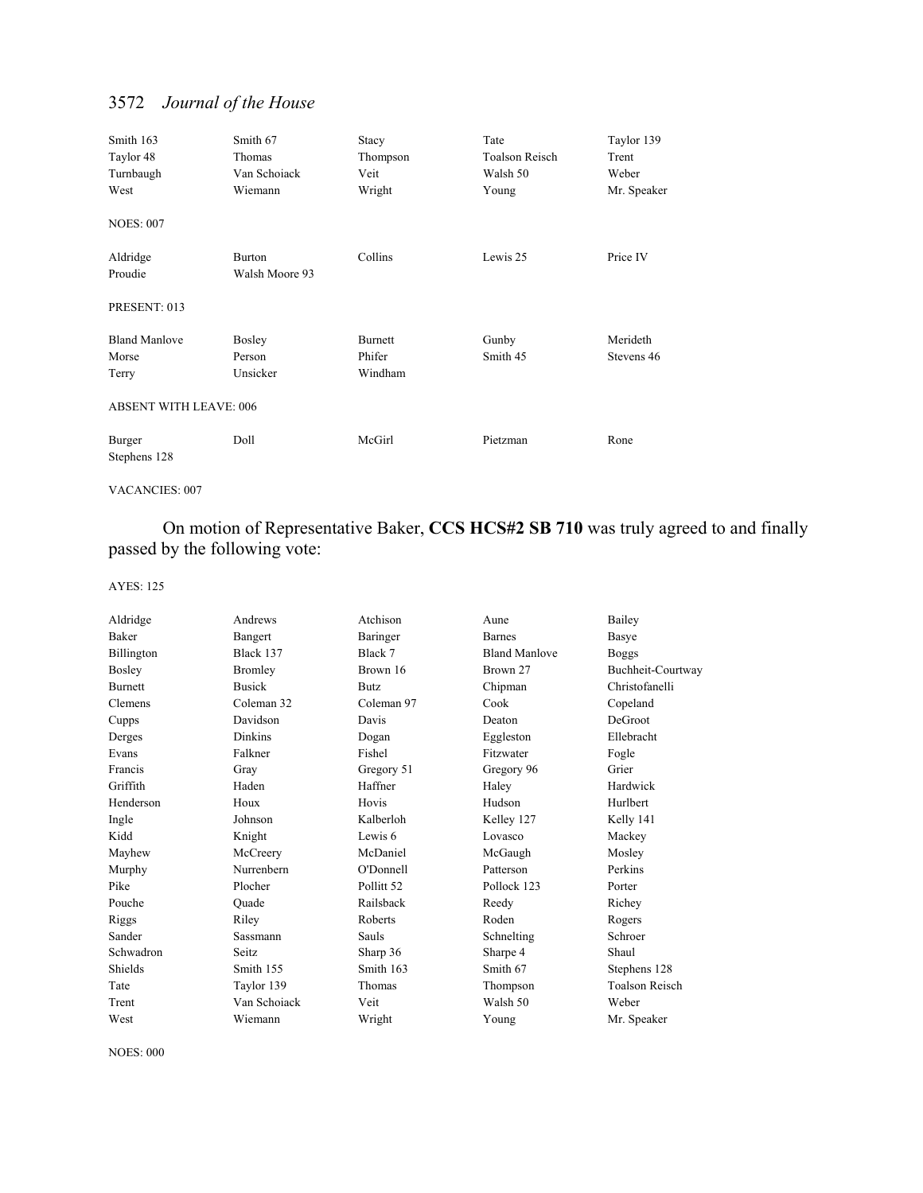| | | | | |
|---|---|---|---|---|
| Smith 163 | Smith 67 | Stacy | Tate | Taylor 139 |
| Taylor 48 | Thomas | Thompson | Toalson Reisch | Trent |
| Turnbaugh | Van Schoiack | Veit | Walsh 50 | Weber |
| West | Wiemann | Wright | Young | Mr. Speaker |

NOES: 007

| | | | | |
|---|---|---|---|---|
| Aldridge | Burton | Collins | Lewis 25 | Price IV |
| Proudie | Walsh Moore 93 | | | |

PRESENT: 013

| | | | | |
|---|---|---|---|---|
| Bland Manlove | Bosley | Burnett | Gunby | Merideth |
| Morse | Person | Phifer | Smith 45 | Stevens 46 |
| Terry | Unsicker | Windham | | |

ABSENT WITH LEAVE: 006

| | | | | |
|---|---|---|---|---|
| Burger | Doll | McGirl | Pietzman | Rone |
| Stephens 128 | | | | |

VACANCIES: 007

On motion of Representative Baker, **CCS HCS#2 SB 710** was truly agreed to and finally passed by the following vote:

AYES: 125

| | | | | |
|---|---|---|---|---|
| Aldridge | Andrews | Atchison | Aune | Bailey |
| Baker | Bangert | Baringer | Barnes | Basye |
| Billington | Black 137 | Black 7 | Bland Manlove | Boggs |
| Bosley | Bromley | Brown 16 | Brown 27 | Buchheit-Courtway |
| Burnett | Busick | Butz | Chipman | Christofanelli |
| Clemens | Coleman 32 | Coleman 97 | Cook | Copeland |
| Cupps | Davidson | Davis | Deaton | DeGroot |
| Derges | Dinkins | Dogan | Eggleston | Ellebracht |
| Evans | Falkner | Fishel | Fitzwater | Fogle |
| Francis | Gray | Gregory 51 | Gregory 96 | Grier |
| Griffith | Haden | Haffner | Haley | Hardwick |
| Henderson | Houx | Hovis | Hudson | Hurlbert |
| Ingle | Johnson | Kalberloh | Kelley 127 | Kelly 141 |
| Kidd | Knight | Lewis 6 | Lovasco | Mackey |
| Mayhew | McCreery | McDaniel | McGaugh | Mosley |
| Murphy | Nurrenbern | O'Donnell | Patterson | Perkins |
| Pike | Plocher | Pollitt 52 | Pollock 123 | Porter |
| Pouche | Quade | Railsback | Reedy | Richey |
| Riggs | Riley | Roberts | Roden | Rogers |
| Sander | Sassmann | Sauls | Schnelting | Schroer |
| Schwadron | Seitz | Sharp 36 | Sharpe 4 | Shaul |
| Shields | Smith 155 | Smith 163 | Smith 67 | Stephens 128 |
| Tate | Taylor 139 | Thomas | Thompson | Toalson Reisch |
| Trent | Van Schoiack | Veit | Walsh 50 | Weber |
| West | Wiemann | Wright | Young | Mr. Speaker |

NOES: 000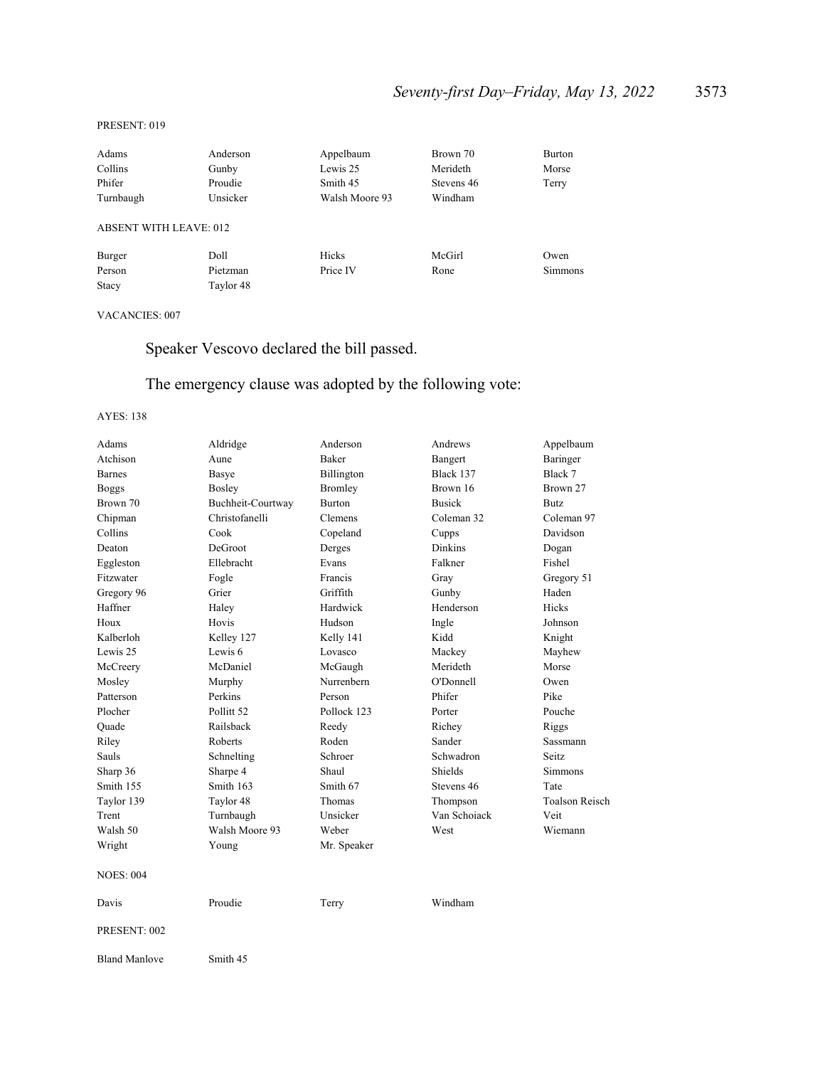PRESENT: 019

| | | | | |
|---|---|---|---|---|
| Adams | Anderson | Appelbaum | Brown 70 | Burton |
| Collins | Gunby | Lewis 25 | Merideth | Morse |
| Phifer | Proudie | Smith 45 | Stevens 46 | Terry |
| Turnbaugh | Unsicker | Walsh Moore 93 | Windham | |

ABSENT WITH LEAVE: 012

| | | | | |
|---|---|---|---|---|
| Burger | Doll | Hicks | McGirl | Owen |
| Person | Pietzman | Price IV | Rone | Simmons |
| Stacy | Taylor 48 | | | |

VACANCIES: 007

Speaker Vescovo declared the bill passed.

The emergency clause was adopted by the following vote:

AYES: 138

| | | | | |
|---|---|---|---|---|
| Adams | Aldridge | Anderson | Andrews | Appelbaum |
| Atchison | Aune | Baker | Bangert | Baringer |
| Barnes | Basye | Billington | Black 137 | Black 7 |
| Boggs | Bosley | Bromley | Brown 16 | Brown 27 |
| Brown 70 | Buchheit-Courtway | Burton | Busick | Butz |
| Chipman | Christofanelli | Clemens | Coleman 32 | Coleman 97 |
| Collins | Cook | Copeland | Cupps | Davidson |
| Deaton | DeGroot | Derges | Dinkins | Dogan |
| Eggleston | Ellebracht | Evans | Falkner | Fishel |
| Fitzwater | Fogle | Francis | Gray | Gregory 51 |
| Gregory 96 | Grier | Griffith | Gunby | Haden |
| Haffner | Haley | Hardwick | Henderson | Hicks |
| Houx | Hovis | Hudson | Ingle | Johnson |
| Kalberloh | Kelley 127 | Kelly 141 | Kidd | Knight |
| Lewis 25 | Lewis 6 | Lovasco | Mackey | Mayhew |
| McCreery | McDaniel | McGaugh | Merideth | Morse |
| Mosley | Murphy | Nurrenbern | O'Donnell | Owen |
| Patterson | Perkins | Person | Phifer | Pike |
| Plocher | Pollitt 52 | Pollock 123 | Porter | Pouche |
| Quade | Railsback | Reedy | Richey | Riggs |
| Riley | Roberts | Roden | Sander | Sassmann |
| Sauls | Schnelting | Schroer | Schwadron | Seitz |
| Sharp 36 | Sharpe 4 | Shaul | Shields | Simmons |
| Smith 155 | Smith 163 | Smith 67 | Stevens 46 | Tate |
| Taylor 139 | Taylor 48 | Thomas | Thompson | Toalson Reisch |
| Trent | Turnbaugh | Unsicker | Van Schoiack | Veit |
| Walsh 50 | Walsh Moore 93 | Weber | West | Wiemann |
| Wright | Young | Mr. Speaker | | |

NOES: 004

| | | | |
|---|---|---|---|
| Davis | Proudie | Terry | Windham |

PRESENT: 002

| | |
|---|---|
| Bland Manlove | Smith 45 |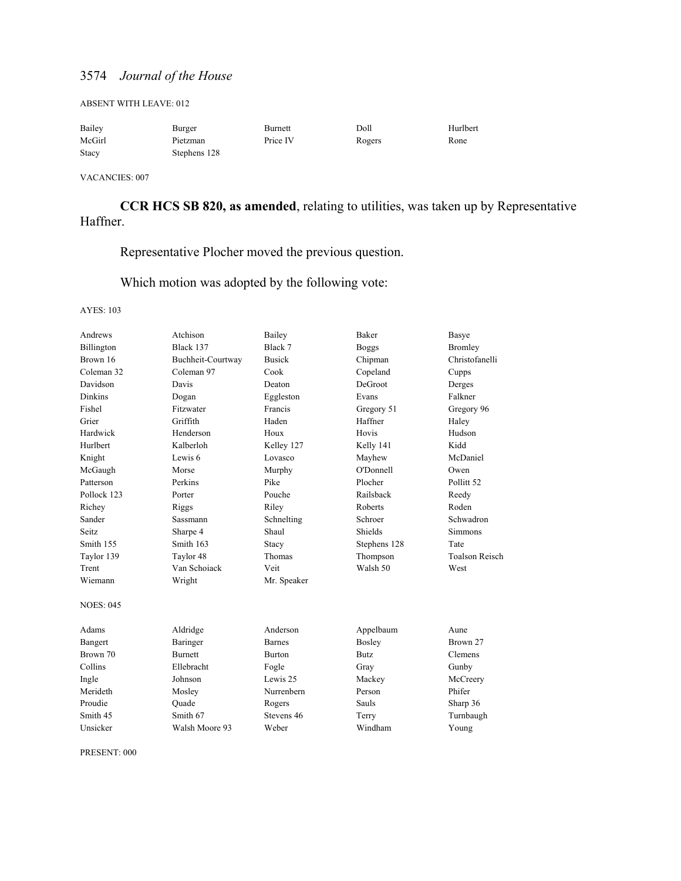ABSENT WITH LEAVE: 012

| | | | | |
|---|---|---|---|---|
| Bailey | Burger | Burnett | Doll | Hurlbert |
| McGirl | Pietzman | Price IV | Rogers | Rone |
| Stacy | Stephens 128 | | | |

VACANCIES: 007

**CCR HCS SB 820, as amended**, relating to utilities, was taken up by Representative Haffner.

Representative Plocher moved the previous question.

Which motion was adopted by the following vote:

AYES: 103

| | | | | |
|---|---|---|---|---|
| Andrews | Atchison | Bailey | Baker | Basye |
| Billington | Black 137 | Black 7 | Boggs | Bromley |
| Brown 16 | Buchheit-Courtway | Busick | Chipman | Christofanelli |
| Coleman 32 | Coleman 97 | Cook | Copeland | Cupps |
| Davidson | Davis | Deaton | DeGroot | Derges |
| Dinkins | Dogan | Eggleston | Evans | Falkner |
| Fishel | Fitzwater | Francis | Gregory 51 | Gregory 96 |
| Grier | Griffith | Haden | Haffner | Haley |
| Hardwick | Henderson | Houx | Hovis | Hudson |
| Hurlbert | Kalberloh | Kelley 127 | Kelly 141 | Kidd |
| Knight | Lewis 6 | Lovasco | Mayhew | McDaniel |
| McGaugh | Morse | Murphy | O'Donnell | Owen |
| Patterson | Perkins | Pike | Plocher | Pollitt 52 |
| Pollock 123 | Porter | Pouche | Railsback | Reedy |
| Richey | Riggs | Riley | Roberts | Roden |
| Sander | Sassmann | Schnelting | Schroer | Schwadron |
| Seitz | Sharpe 4 | Shaul | Shields | Simmons |
| Smith 155 | Smith 163 | Stacy | Stephens 128 | Tate |
| Taylor 139 | Taylor 48 | Thomas | Thompson | Toalson Reisch |
| Trent | Van Schoiack | Veit | Walsh 50 | West |
| Wiemann | Wright | Mr. Speaker | | |

NOES: 045

| | | | | |
|---|---|---|---|---|
| Adams | Aldridge | Anderson | Appelbaum | Aune |
| Bangert | Baringer | Barnes | Bosley | Brown 27 |
| Brown 70 | Burnett | Burton | Butz | Clemens |
| Collins | Ellebracht | Fogle | Gray | Gunby |
| Ingle | Johnson | Lewis 25 | Mackey | McCreery |
| Merideth | Mosley | Nurrenbern | Person | Phifer |
| Proudie | Quade | Rogers | Sauls | Sharp 36 |
| Smith 45 | Smith 67 | Stevens 46 | Terry | Turnbaugh |
| Unsicker | Walsh Moore 93 | Weber | Windham | Young |

PRESENT: 000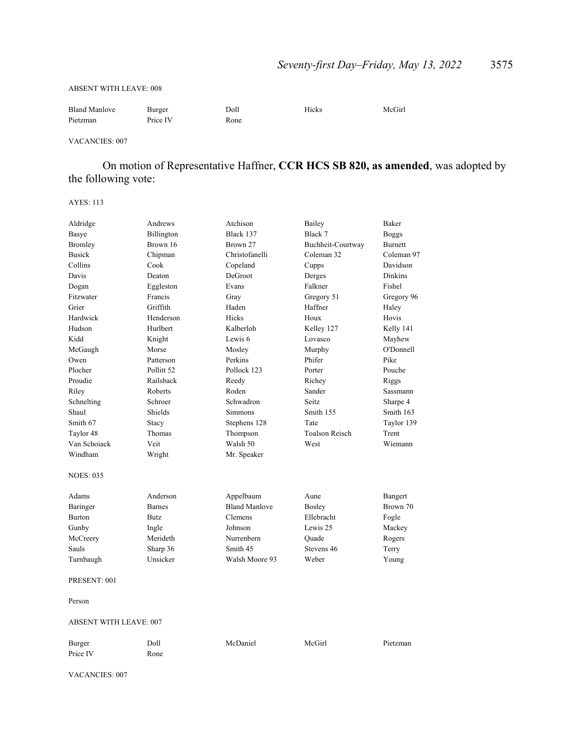ABSENT WITH LEAVE: 008

| | | | | |
|---|---|---|---|---|
| Bland Manlove | Burger | Doll | Hicks | McGirl |
| Pietzman | Price IV | Rone | | |

VACANCIES: 007

On motion of Representative Haffner, **CCR HCS SB 820, as amended**, was adopted by the following vote:

AYES: 113

| | | | | |
|---|---|---|---|---|
| Aldridge | Andrews | Atchison | Bailey | Baker |
| Basye | Billington | Black 137 | Black 7 | Boggs |
| Bromley | Brown 16 | Brown 27 | Buchheit-Courtway | Burnett |
| Busick | Chipman | Christofanelli | Coleman 32 | Coleman 97 |
| Collins | Cook | Copeland | Cupps | Davidson |
| Davis | Deaton | DeGroot | Derges | Dinkins |
| Dogan | Eggleston | Evans | Falkner | Fishel |
| Fitzwater | Francis | Gray | Gregory 51 | Gregory 96 |
| Grier | Griffith | Haden | Haffner | Haley |
| Hardwick | Henderson | Hicks | Houx | Hovis |
| Hudson | Hurlbert | Kalberloh | Kelley 127 | Kelly 141 |
| Kidd | Knight | Lewis 6 | Lovasco | Mayhew |
| McGaugh | Morse | Mosley | Murphy | O'Donnell |
| Owen | Patterson | Perkins | Phifer | Pike |
| Plocher | Pollitt 52 | Pollock 123 | Porter | Pouche |
| Proudie | Railsback | Reedy | Richey | Riggs |
| Riley | Roberts | Roden | Sander | Sassmann |
| Schnelting | Schroer | Schwadron | Seitz | Sharpe 4 |
| Shaul | Shields | Simmons | Smith 155 | Smith 163 |
| Smith 67 | Stacy | Stephens 128 | Tate | Taylor 139 |
| Taylor 48 | Thomas | Thompson | Toalson Reisch | Trent |
| Van Schoiack | Veit | Walsh 50 | West | Wiemann |
| Windham | Wright | Mr. Speaker | | |

NOES: 035

| | | | | |
|---|---|---|---|---|
| Adams | Anderson | Appelbaum | Aune | Bangert |
| Baringer | Barnes | Bland Manlove | Bosley | Brown 70 |
| Burton | Butz | Clemens | Ellebracht | Fogle |
| Gunby | Ingle | Johnson | Lewis 25 | Mackey |
| McCreery | Merideth | Nurrenbern | Quade | Rogers |
| Sauls | Sharp 36 | Smith 45 | Stevens 46 | Terry |
| Turnbaugh | Unsicker | Walsh Moore 93 | Weber | Young |

PRESENT: 001

Person

ABSENT WITH LEAVE: 007

| | | | | |
|---|---|---|---|---|
| Burger | Doll | McDaniel | McGirl | Pietzman |
| Price IV | Rone | | | |

VACANCIES: 007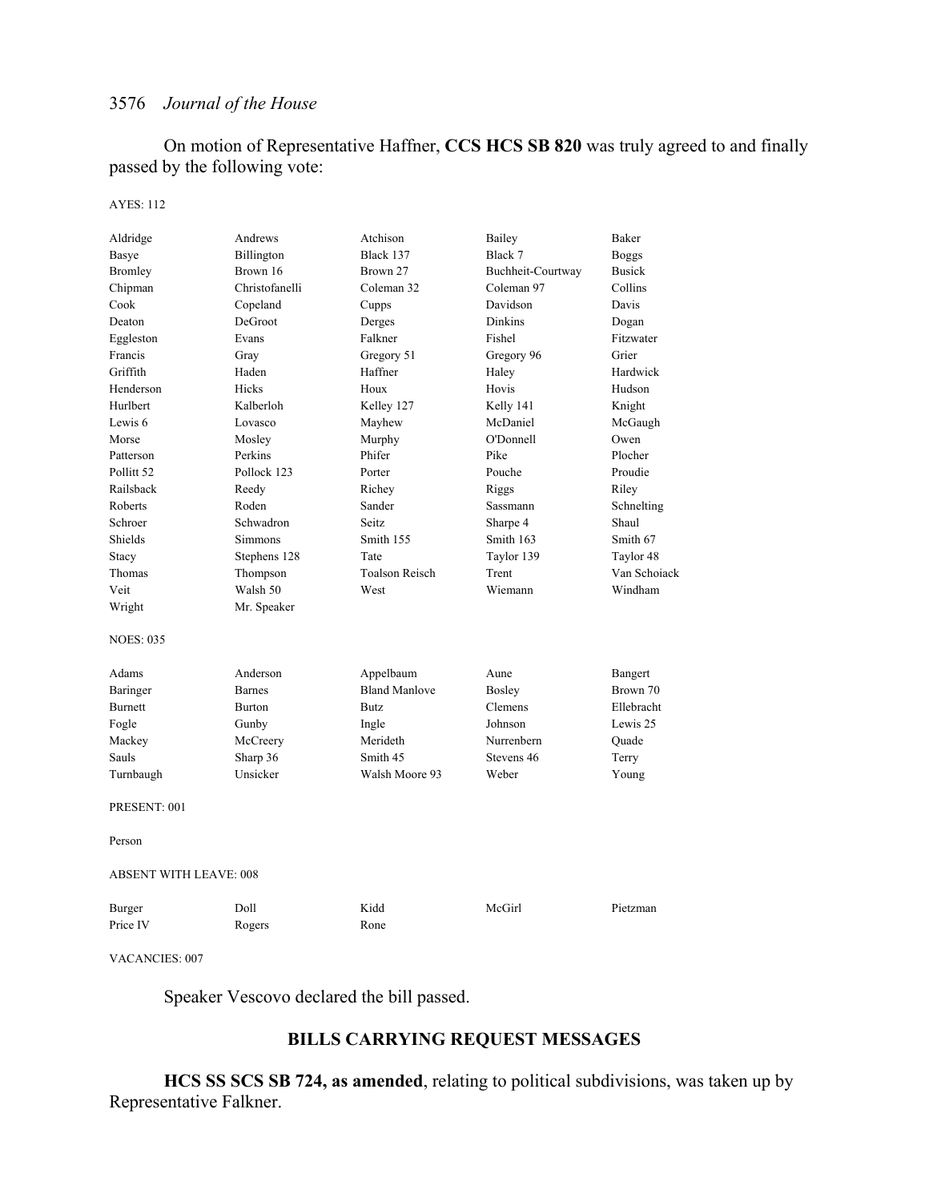On motion of Representative Haffner, **CCS HCS SB 820** was truly agreed to and finally passed by the following vote:

AYES: 112

| | | | | |
|---|---|---|---|---|
| Aldridge | Andrews | Atchison | Bailey | Baker |
| Basye | Billington | Black 137 | Black 7 | Boggs |
| Bromley | Brown 16 | Brown 27 | Buchheit-Courtway | Busick |
| Chipman | Christofanelli | Coleman 32 | Coleman 97 | Collins |
| Cook | Copeland | Cupps | Davidson | Davis |
| Deaton | DeGroot | Derges | Dinkins | Dogan |
| Eggleston | Evans | Falkner | Fishel | Fitzwater |
| Francis | Gray | Gregory 51 | Gregory 96 | Grier |
| Griffith | Haden | Haffner | Haley | Hardwick |
| Henderson | Hicks | Houx | Hovis | Hudson |
| Hurlbert | Kalberloh | Kelley 127 | Kelly 141 | Knight |
| Lewis 6 | Lovasco | Mayhew | McDaniel | McGaugh |
| Morse | Mosley | Murphy | O'Donnell | Owen |
| Patterson | Perkins | Phifer | Pike | Plocher |
| Pollitt 52 | Pollock 123 | Porter | Pouche | Proudie |
| Railsback | Reedy | Richey | Riggs | Riley |
| Roberts | Roden | Sander | Sassmann | Schnelting |
| Schroer | Schwadron | Seitz | Sharpe 4 | Shaul |
| Shields | Simmons | Smith 155 | Smith 163 | Smith 67 |
| Stacy | Stephens 128 | Tate | Taylor 139 | Taylor 48 |
| Thomas | Thompson | Toalson Reisch | Trent | Van Schoiack |
| Veit | Walsh 50 | West | Wiemann | Windham |
| Wright | Mr. Speaker | | | |

NOES: 035

| | | | | |
|---|---|---|---|---|
| Adams | Anderson | Appelbaum | Aune | Bangert |
| Baringer | Barnes | Bland Manlove | Bosley | Brown 70 |
| Burnett | Burton | Butz | Clemens | Ellebracht |
| Fogle | Gunby | Ingle | Johnson | Lewis 25 |
| Mackey | McCreery | Merideth | Nurrenbern | Quade |
| Sauls | Sharp 36 | Smith 45 | Stevens 46 | Terry |
| Turnbaugh | Unsicker | Walsh Moore 93 | Weber | Young |

PRESENT: 001

Person

ABSENT WITH LEAVE: 008

| | | | | |
|---|---|---|---|---|
| Burger | Doll | Kidd | McGirl | Pietzman |
| Price IV | Rogers | Rone | | |

VACANCIES: 007

Speaker Vescovo declared the bill passed.

## BILLS CARRYING REQUEST MESSAGES

**HCS SS SCS SB 724, as amended**, relating to political subdivisions, was taken up by Representative Falkner.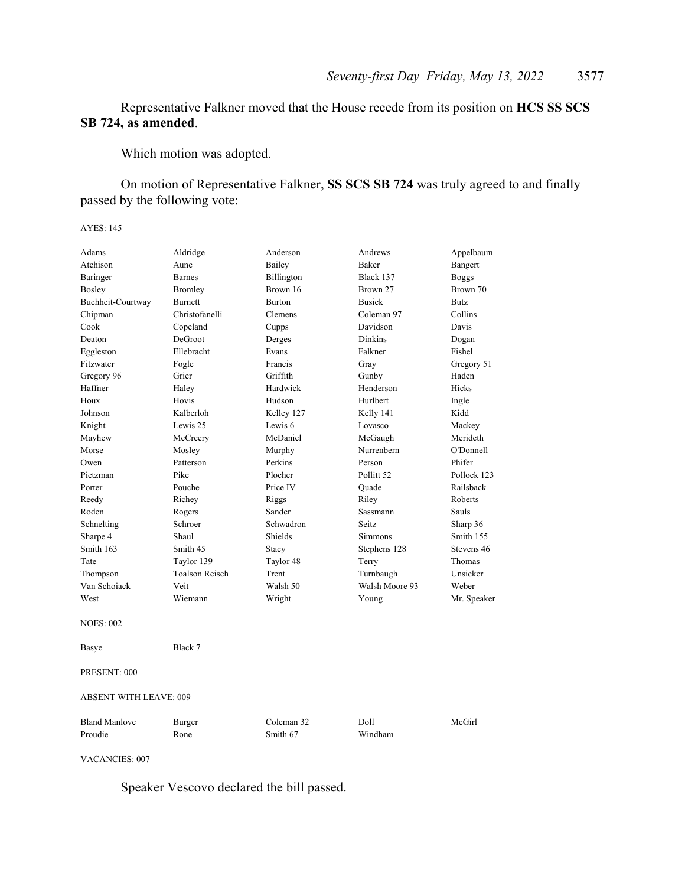Representative Falkner moved that the House recede from its position on **HCS SS SCS SB 724, as amended**.

Which motion was adopted.

On motion of Representative Falkner, **SS SCS SB 724** was truly agreed to and finally passed by the following vote:

AYES: 145

| | | | | |
|---|---|---|---|---|
| Adams | Aldridge | Anderson | Andrews | Appelbaum |
| Atchison | Aune | Bailey | Baker | Bangert |
| Baringer | Barnes | Billington | Black 137 | Boggs |
| Bosley | Bromley | Brown 16 | Brown 27 | Brown 70 |
| Buchheit-Courtway | Burnett | Burton | Busick | Butz |
| Chipman | Christofanelli | Clemens | Coleman 97 | Collins |
| Cook | Copeland | Cupps | Davidson | Davis |
| Deaton | DeGroot | Derges | Dinkins | Dogan |
| Eggleston | Ellebracht | Evans | Falkner | Fishel |
| Fitzwater | Fogle | Francis | Gray | Gregory 51 |
| Gregory 96 | Grier | Griffith | Gunby | Haden |
| Haffner | Haley | Hardwick | Henderson | Hicks |
| Houx | Hovis | Hudson | Hurlbert | Ingle |
| Johnson | Kalberloh | Kelley 127 | Kelly 141 | Kidd |
| Knight | Lewis 25 | Lewis 6 | Lovasco | Mackey |
| Mayhew | McCreery | McDaniel | McGaugh | Merideth |
| Morse | Mosley | Murphy | Nurrenbern | O'Donnell |
| Owen | Patterson | Perkins | Person | Phifer |
| Pietzman | Pike | Plocher | Pollitt 52 | Pollock 123 |
| Porter | Pouche | Price IV | Quade | Railsback |
| Reedy | Richey | Riggs | Riley | Roberts |
| Roden | Rogers | Sander | Sassmann | Sauls |
| Schnelting | Schroer | Schwadron | Seitz | Sharp 36 |
| Sharpe 4 | Shaul | Shields | Simmons | Smith 155 |
| Smith 163 | Smith 45 | Stacy | Stephens 128 | Stevens 46 |
| Tate | Taylor 139 | Taylor 48 | Terry | Thomas |
| Thompson | Toalson Reisch | Trent | Turnbaugh | Unsicker |
| Van Schoiack | Veit | Walsh 50 | Walsh Moore 93 | Weber |
| West | Wiemann | Wright | Young | Mr. Speaker |

NOES: 002

| | |
|---|---|
| Basye | Black 7 |

PRESENT: 000

ABSENT WITH LEAVE: 009

| | | | | |
|---|---|---|---|---|
| Bland Manlove | Burger | Coleman 32 | Doll | McGirl |
| Proudie | Rone | Smith 67 | Windham | |

VACANCIES: 007

Speaker Vescovo declared the bill passed.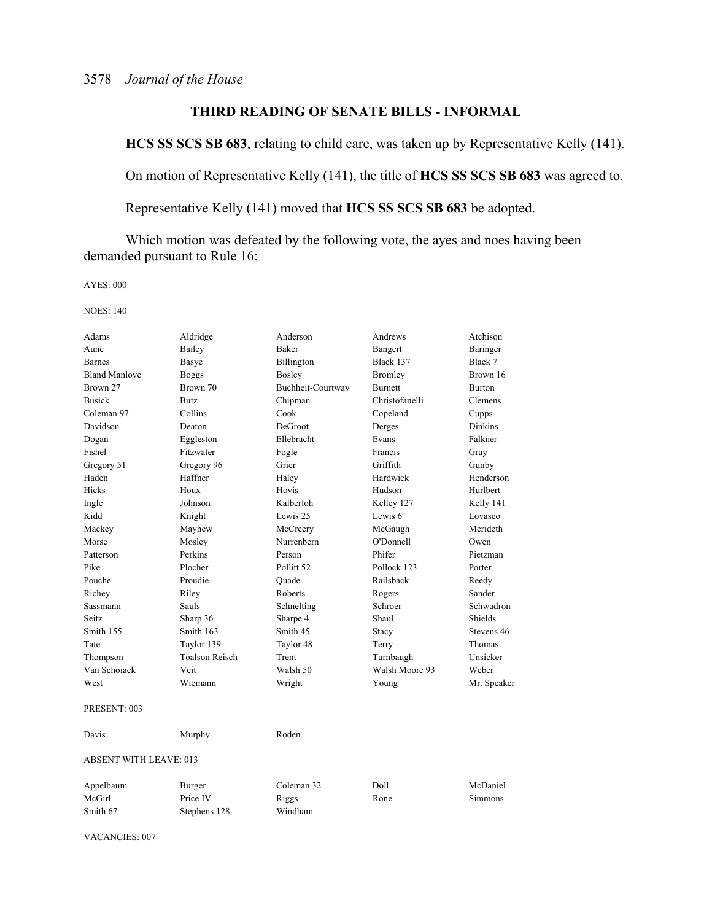## THIRD READING OF SENATE BILLS - INFORMAL

**HCS SS SCS SB 683**, relating to child care, was taken up by Representative Kelly (141).

On motion of Representative Kelly (141), the title of **HCS SS SCS SB 683** was agreed to.

Representative Kelly (141) moved that **HCS SS SCS SB 683** be adopted.

Which motion was defeated by the following vote, the ayes and noes having been demanded pursuant to Rule 16:

AYES: 000

NOES: 140

| | | | | |
|---|---|---|---|---|
| Adams | Aldridge | Anderson | Andrews | Atchison |
| Aune | Bailey | Baker | Bangert | Baringer |
| Barnes | Basye | Billington | Black 137 | Black 7 |
| Bland Manlove | Boggs | Bosley | Bromley | Brown 16 |
| Brown 27 | Brown 70 | Buchheit-Courtway | Burnett | Burton |
| Busick | Butz | Chipman | Christofanelli | Clemens |
| Coleman 97 | Collins | Cook | Copeland | Cupps |
| Davidson | Deaton | DeGroot | Derges | Dinkins |
| Dogan | Eggleston | Ellebracht | Evans | Falkner |
| Fishel | Fitzwater | Fogle | Francis | Gray |
| Gregory 51 | Gregory 96 | Grier | Griffith | Gunby |
| Haden | Haffner | Haley | Hardwick | Henderson |
| Hicks | Houx | Hovis | Hudson | Hurlbert |
| Ingle | Johnson | Kalberloh | Kelley 127 | Kelly 141 |
| Kidd | Knight | Lewis 25 | Lewis 6 | Lovasco |
| Mackey | Mayhew | McCreery | McGaugh | Merideth |
| Morse | Mosley | Nurrenbern | O'Donnell | Owen |
| Patterson | Perkins | Person | Phifer | Pietzman |
| Pike | Plocher | Pollitt 52 | Pollock 123 | Porter |
| Pouche | Proudie | Quade | Railsback | Reedy |
| Richey | Riley | Roberts | Rogers | Sander |
| Sassmann | Sauls | Schnelting | Schroer | Schwadron |
| Seitz | Sharp 36 | Sharpe 4 | Shaul | Shields |
| Smith 155 | Smith 163 | Smith 45 | Stacy | Stevens 46 |
| Tate | Taylor 139 | Taylor 48 | Terry | Thomas |
| Thompson | Toalson Reisch | Trent | Turnbaugh | Unsicker |
| Van Schoiack | Veit | Walsh 50 | Walsh Moore 93 | Weber |
| West | Wiemann | Wright | Young | Mr. Speaker |

PRESENT: 003

| | | |
|---|---|---|
| Davis | Murphy | Roden |

ABSENT WITH LEAVE: 013

| | | | | |
|---|---|---|---|---|
| Appelbaum | Burger | Coleman 32 | Doll | McDaniel |
| McGirl | Price IV | Riggs | Rone | Simmons |
| Smith 67 | Stephens 128 | Windham | | |

VACANCIES: 007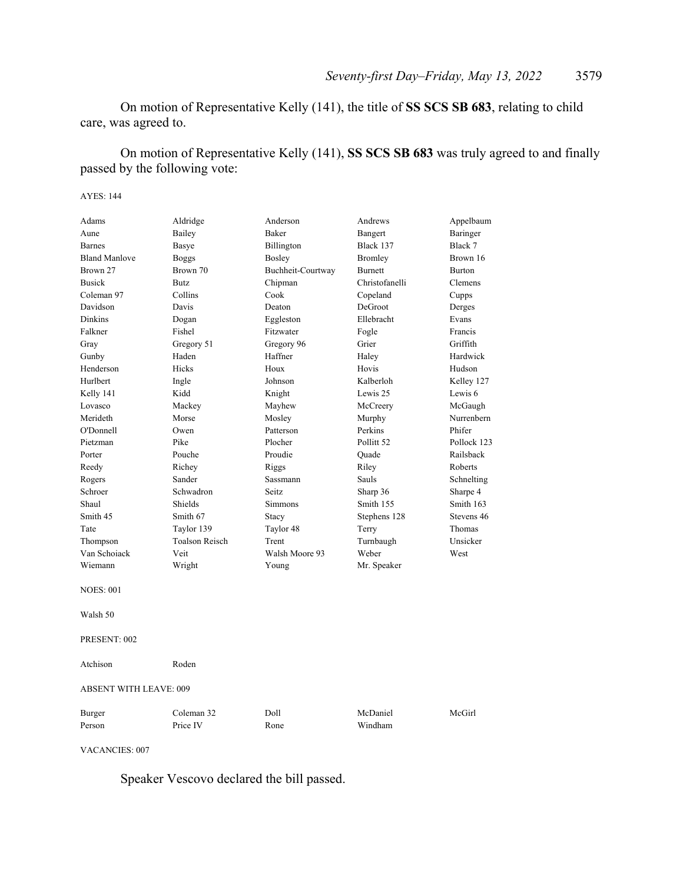On motion of Representative Kelly (141), the title of **SS SCS SB 683**, relating to child care, was agreed to.

On motion of Representative Kelly (141), **SS SCS SB 683** was truly agreed to and finally passed by the following vote:

AYES: 144

| | | | | |
|---|---|---|---|---|
| Adams | Aldridge | Anderson | Andrews | Appelbaum |
| Aune | Bailey | Baker | Bangert | Baringer |
| Barnes | Basye | Billington | Black 137 | Black 7 |
| Bland Manlove | Boggs | Bosley | Bromley | Brown 16 |
| Brown 27 | Brown 70 | Buchheit-Courtway | Burnett | Burton |
| Busick | Butz | Chipman | Christofanelli | Clemens |
| Coleman 97 | Collins | Cook | Copeland | Cupps |
| Davidson | Davis | Deaton | DeGroot | Derges |
| Dinkins | Dogan | Eggleston | Ellebracht | Evans |
| Falkner | Fishel | Fitzwater | Fogle | Francis |
| Gray | Gregory 51 | Gregory 96 | Grier | Griffith |
| Gunby | Haden | Haffner | Haley | Hardwick |
| Henderson | Hicks | Houx | Hovis | Hudson |
| Hurlbert | Ingle | Johnson | Kalberloh | Kelley 127 |
| Kelly 141 | Kidd | Knight | Lewis 25 | Lewis 6 |
| Lovasco | Mackey | Mayhew | McCreery | McGaugh |
| Merideth | Morse | Mosley | Murphy | Nurrenbern |
| O'Donnell | Owen | Patterson | Perkins | Phifer |
| Pietzman | Pike | Plocher | Pollitt 52 | Pollock 123 |
| Porter | Pouche | Proudie | Quade | Railsback |
| Reedy | Richey | Riggs | Riley | Roberts |
| Rogers | Sander | Sassmann | Sauls | Schnelting |
| Schroer | Schwadron | Seitz | Sharp 36 | Sharpe 4 |
| Shaul | Shields | Simmons | Smith 155 | Smith 163 |
| Smith 45 | Smith 67 | Stacy | Stephens 128 | Stevens 46 |
| Tate | Taylor 139 | Taylor 48 | Terry | Thomas |
| Thompson | Toalson Reisch | Trent | Turnbaugh | Unsicker |
| Van Schoiack | Veit | Walsh Moore 93 | Weber | West |
| Wiemann | Wright | Young | Mr. Speaker | |

NOES: 001

Walsh 50

PRESENT: 002

Atchison    Roden

ABSENT WITH LEAVE: 009

| | | | | |
|---|---|---|---|---|
| Burger | Coleman 32 | Doll | McDaniel | McGirl |
| Person | Price IV | Rone | Windham | |

VACANCIES: 007

Speaker Vescovo declared the bill passed.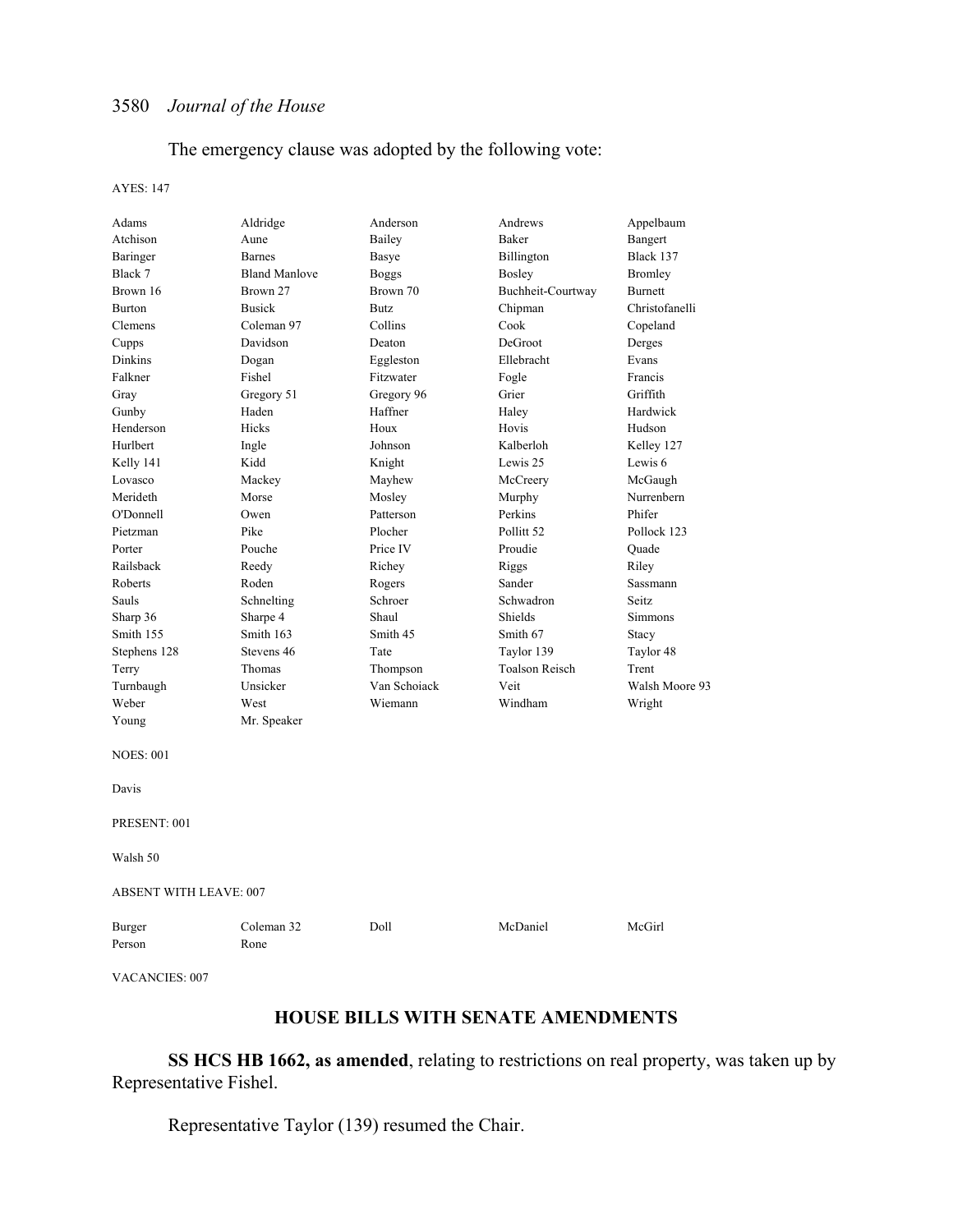The emergency clause was adopted by the following vote:

AYES: 147

| | | | | |
|---|---|---|---|---|
| Adams | Aldridge | Anderson | Andrews | Appelbaum |
| Atchison | Aune | Bailey | Baker | Bangert |
| Baringer | Barnes | Basye | Billington | Black 137 |
| Black 7 | Bland Manlove | Boggs | Bosley | Bromley |
| Brown 16 | Brown 27 | Brown 70 | Buchheit-Courtway | Burnett |
| Burton | Busick | Butz | Chipman | Christofanelli |
| Clemens | Coleman 97 | Collins | Cook | Copeland |
| Cupps | Davidson | Deaton | DeGroot | Derges |
| Dinkins | Dogan | Eggleston | Ellebracht | Evans |
| Falkner | Fishel | Fitzwater | Fogle | Francis |
| Gray | Gregory 51 | Gregory 96 | Grier | Griffith |
| Gunby | Haden | Haffner | Haley | Hardwick |
| Henderson | Hicks | Houx | Hovis | Hudson |
| Hurlbert | Ingle | Johnson | Kalberloh | Kelley 127 |
| Kelly 141 | Kidd | Knight | Lewis 25 | Lewis 6 |
| Lovasco | Mackey | Mayhew | McCreery | McGaugh |
| Merideth | Morse | Mosley | Murphy | Nurrenbern |
| O'Donnell | Owen | Patterson | Perkins | Phifer |
| Pietzman | Pike | Plocher | Pollitt 52 | Pollock 123 |
| Porter | Pouche | Price IV | Proudie | Quade |
| Railsback | Reedy | Richey | Riggs | Riley |
| Roberts | Roden | Rogers | Sander | Sassmann |
| Sauls | Schnelting | Schroer | Schwadron | Seitz |
| Sharp 36 | Sharpe 4 | Shaul | Shields | Simmons |
| Smith 155 | Smith 163 | Smith 45 | Smith 67 | Stacy |
| Stephens 128 | Stevens 46 | Tate | Taylor 139 | Taylor 48 |
| Terry | Thomas | Thompson | Toalson Reisch | Trent |
| Turnbaugh | Unsicker | Van Schoiack | Veit | Walsh Moore 93 |
| Weber | West | Wiemann | Windham | Wright |
| Young | Mr. Speaker | | | |

NOES: 001

Davis

PRESENT: 001

Walsh 50

ABSENT WITH LEAVE: 007

| | | | | |
|---|---|---|---|---|
| Burger | Coleman 32 | Doll | McDaniel | McGirl |
| Person | Rone | | | |

VACANCIES: 007

## HOUSE BILLS WITH SENATE AMENDMENTS

**SS HCS HB 1662, as amended**, relating to restrictions on real property, was taken up by Representative Fishel.

Representative Taylor (139) resumed the Chair.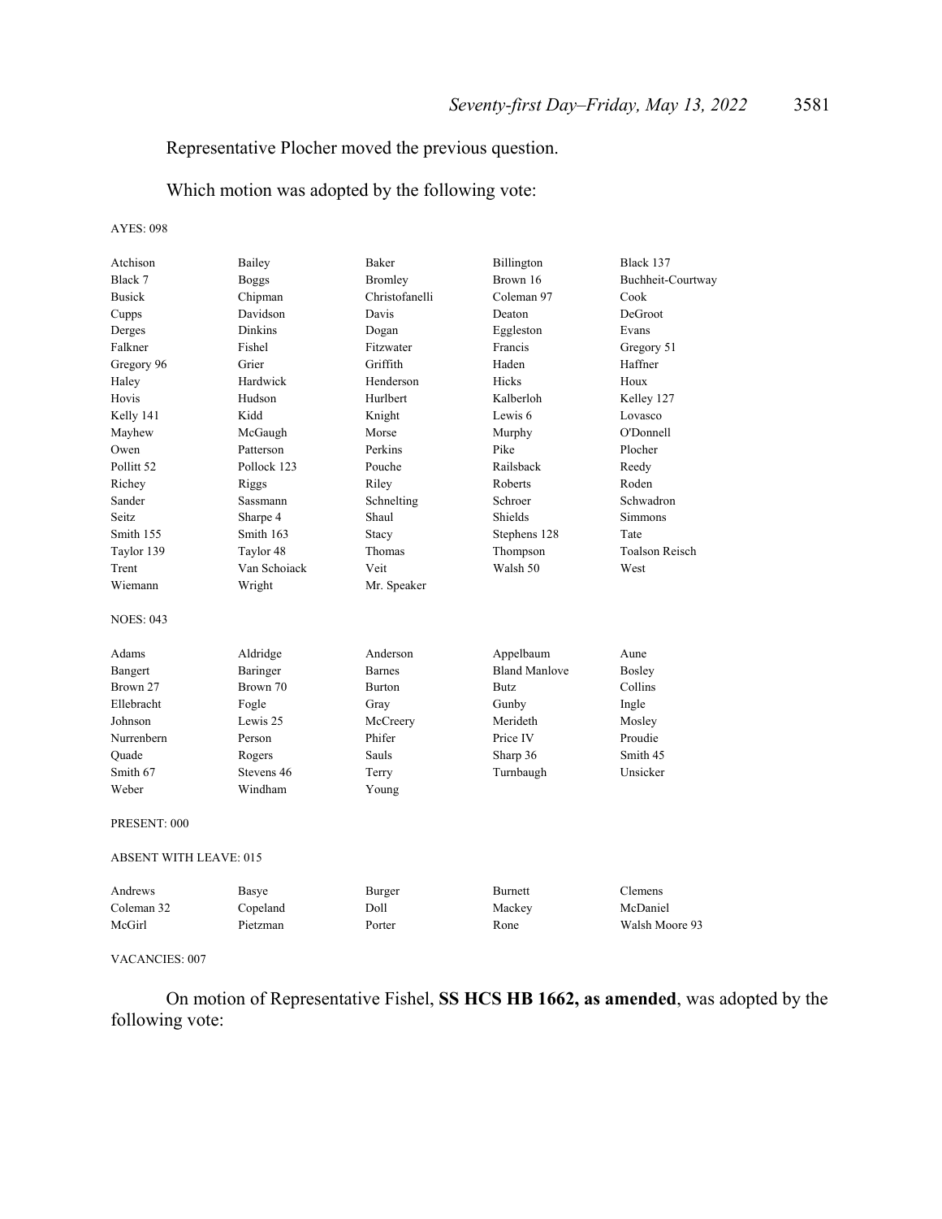Representative Plocher moved the previous question.

Which motion was adopted by the following vote:

AYES: 098

| | | | | |
|---|---|---|---|---|
| Atchison | Bailey | Baker | Billington | Black 137 |
| Black 7 | Boggs | Bromley | Brown 16 | Buchheit-Courtway |
| Busick | Chipman | Christofanelli | Coleman 97 | Cook |
| Cupps | Davidson | Davis | Deaton | DeGroot |
| Derges | Dinkins | Dogan | Eggleston | Evans |
| Falkner | Fishel | Fitzwater | Francis | Gregory 51 |
| Gregory 96 | Grier | Griffith | Haden | Haffner |
| Haley | Hardwick | Henderson | Hicks | Houx |
| Hovis | Hudson | Hurlbert | Kalberloh | Kelley 127 |
| Kelly 141 | Kidd | Knight | Lewis 6 | Lovasco |
| Mayhew | McGaugh | Morse | Murphy | O'Donnell |
| Owen | Patterson | Perkins | Pike | Plocher |
| Pollitt 52 | Pollock 123 | Pouche | Railsback | Reedy |
| Richey | Riggs | Riley | Roberts | Roden |
| Sander | Sassmann | Schnelting | Schroer | Schwadron |
| Seitz | Sharpe 4 | Shaul | Shields | Simmons |
| Smith 155 | Smith 163 | Stacy | Stephens 128 | Tate |
| Taylor 139 | Taylor 48 | Thomas | Thompson | Toalson Reisch |
| Trent | Van Schoiack | Veit | Walsh 50 | West |
| Wiemann | Wright | Mr. Speaker | | |

NOES: 043

| | | | | |
|---|---|---|---|---|
| Adams | Aldridge | Anderson | Appelbaum | Aune |
| Bangert | Baringer | Barnes | Bland Manlove | Bosley |
| Brown 27 | Brown 70 | Burton | Butz | Collins |
| Ellebracht | Fogle | Gray | Gunby | Ingle |
| Johnson | Lewis 25 | McCreery | Merideth | Mosley |
| Nurrenbern | Person | Phifer | Price IV | Proudie |
| Quade | Rogers | Sauls | Sharp 36 | Smith 45 |
| Smith 67 | Stevens 46 | Terry | Turnbaugh | Unsicker |
| Weber | Windham | Young | | |

PRESENT: 000

ABSENT WITH LEAVE: 015

| | | | | |
|---|---|---|---|---|
| Andrews | Basye | Burger | Burnett | Clemens |
| Coleman 32 | Copeland | Doll | Mackey | McDaniel |
| McGirl | Pietzman | Porter | Rone | Walsh Moore 93 |

VACANCIES: 007

On motion of Representative Fishel, **SS HCS HB 1662, as amended**, was adopted by the following vote: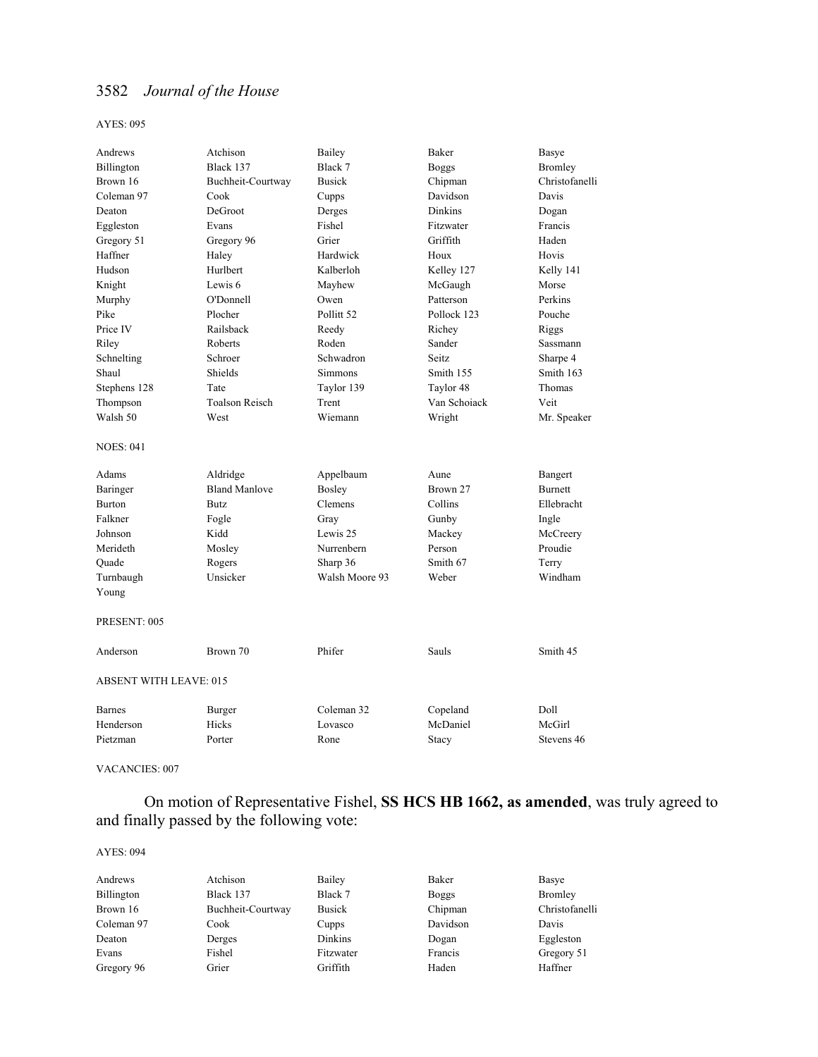AYES: 095

| | | | | |
|---|---|---|---|---|
| Andrews | Atchison | Bailey | Baker | Basye |
| Billington | Black 137 | Black 7 | Boggs | Bromley |
| Brown 16 | Buchheit-Courtway | Busick | Chipman | Christofanelli |
| Coleman 97 | Cook | Cupps | Davidson | Davis |
| Deaton | DeGroot | Derges | Dinkins | Dogan |
| Eggleston | Evans | Fishel | Fitzwater | Francis |
| Gregory 51 | Gregory 96 | Grier | Griffith | Haden |
| Haffner | Haley | Hardwick | Houx | Hovis |
| Hudson | Hurlbert | Kalberloh | Kelley 127 | Kelly 141 |
| Knight | Lewis 6 | Mayhew | McGaugh | Morse |
| Murphy | O'Donnell | Owen | Patterson | Perkins |
| Pike | Plocher | Pollitt 52 | Pollock 123 | Pouche |
| Price IV | Railsback | Reedy | Richey | Riggs |
| Riley | Roberts | Roden | Sander | Sassmann |
| Schnelting | Schroer | Schwadron | Seitz | Sharpe 4 |
| Shaul | Shields | Simmons | Smith 155 | Smith 163 |
| Stephens 128 | Tate | Taylor 139 | Taylor 48 | Thomas |
| Thompson | Toalson Reisch | Trent | Van Schoiack | Veit |
| Walsh 50 | West | Wiemann | Wright | Mr. Speaker |

NOES: 041

| | | | | |
|---|---|---|---|---|
| Adams | Aldridge | Appelbaum | Aune | Bangert |
| Baringer | Bland Manlove | Bosley | Brown 27 | Burnett |
| Burton | Butz | Clemens | Collins | Ellebracht |
| Falkner | Fogle | Gray | Gunby | Ingle |
| Johnson | Kidd | Lewis 25 | Mackey | McCreery |
| Merideth | Mosley | Nurrenbern | Person | Proudie |
| Quade | Rogers | Sharp 36 | Smith 67 | Terry |
| Turnbaugh | Unsicker | Walsh Moore 93 | Weber | Windham |
| Young | | | | |

PRESENT: 005

| | | | | |
|---|---|---|---|---|
| Anderson | Brown 70 | Phifer | Sauls | Smith 45 |

ABSENT WITH LEAVE: 015

| | | | | |
|---|---|---|---|---|
| Barnes | Burger | Coleman 32 | Copeland | Doll |
| Henderson | Hicks | Lovasco | McDaniel | McGirl |
| Pietzman | Porter | Rone | Stacy | Stevens 46 |

VACANCIES: 007

On motion of Representative Fishel, **SS HCS HB 1662, as amended**, was truly agreed to and finally passed by the following vote:

AYES: 094

| | | | | |
|---|---|---|---|---|
| Andrews | Atchison | Bailey | Baker | Basye |
| Billington | Black 137 | Black 7 | Boggs | Bromley |
| Brown 16 | Buchheit-Courtway | Busick | Chipman | Christofanelli |
| Coleman 97 | Cook | Cupps | Davidson | Davis |
| Deaton | Derges | Dinkins | Dogan | Eggleston |
| Evans | Fishel | Fitzwater | Francis | Gregory 51 |
| Gregory 96 | Grier | Griffith | Haden | Haffner |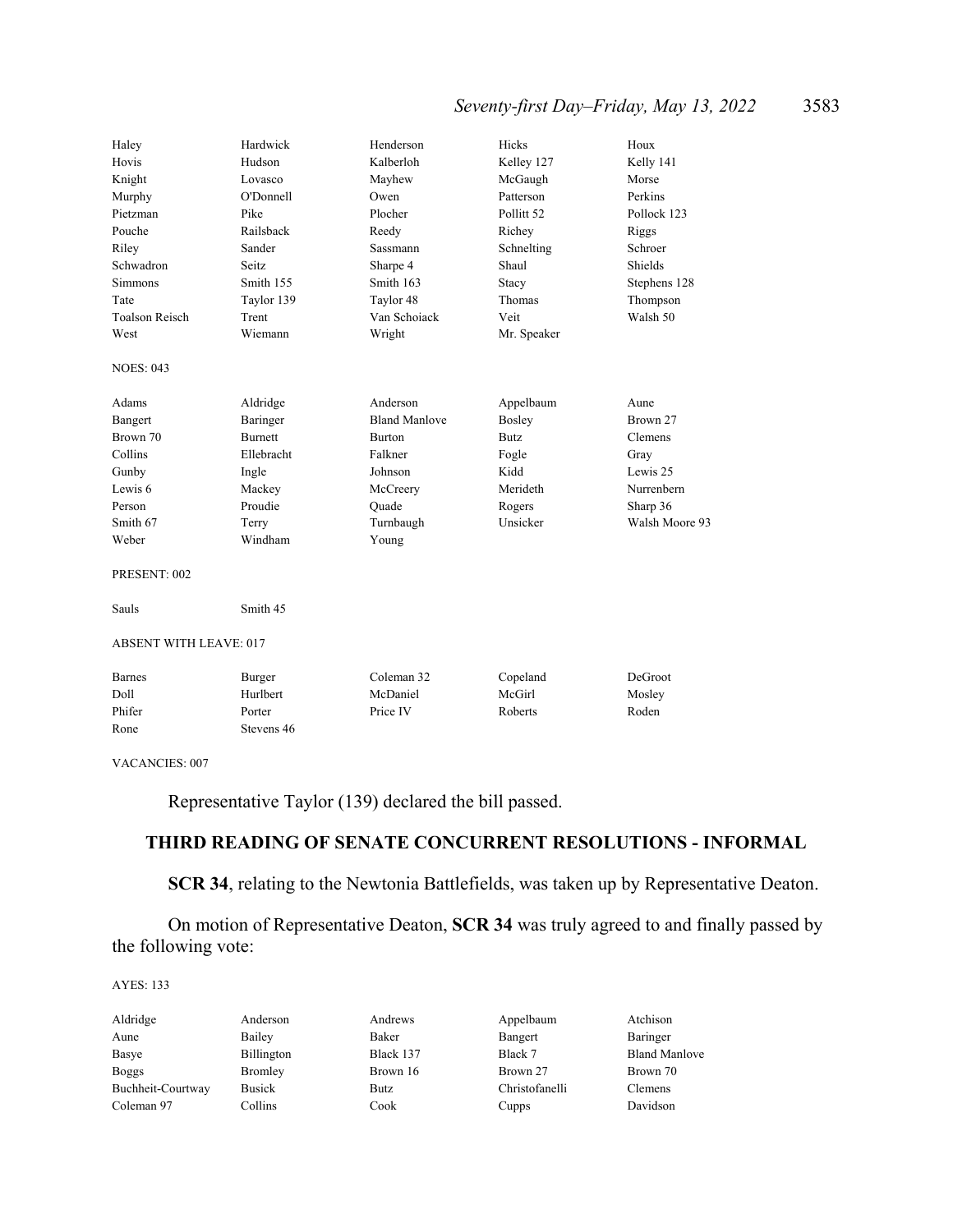| | | | | |
|---|---|---|---|---|
| Haley | Hardwick | Henderson | Hicks | Houx |
| Hovis | Hudson | Kalberloh | Kelley 127 | Kelly 141 |
| Knight | Lovasco | Mayhew | McGaugh | Morse |
| Murphy | O'Donnell | Owen | Patterson | Perkins |
| Pietzman | Pike | Plocher | Pollitt 52 | Pollock 123 |
| Pouche | Railsback | Reedy | Richey | Riggs |
| Riley | Sander | Sassmann | Schnelting | Schroer |
| Schwadron | Seitz | Sharpe 4 | Shaul | Shields |
| Simmons | Smith 155 | Smith 163 | Stacy | Stephens 128 |
| Tate | Taylor 139 | Taylor 48 | Thomas | Thompson |
| Toalson Reisch | Trent | Van Schoiack | Veit | Walsh 50 |
| West | Wiemann | Wright | Mr. Speaker | |

NOES: 043

| | | | | |
|---|---|---|---|---|
| Adams | Aldridge | Anderson | Appelbaum | Aune |
| Bangert | Baringer | Bland Manlove | Bosley | Brown 27 |
| Brown 70 | Burnett | Burton | Butz | Clemens |
| Collins | Ellebracht | Falkner | Fogle | Gray |
| Gunby | Ingle | Johnson | Kidd | Lewis 25 |
| Lewis 6 | Mackey | McCreery | Merideth | Nurrenbern |
| Person | Proudie | Quade | Rogers | Sharp 36 |
| Smith 67 | Terry | Turnbaugh | Unsicker | Walsh Moore 93 |
| Weber | Windham | Young | | |

PRESENT: 002

| | |
|---|---|
| Sauls | Smith 45 |

ABSENT WITH LEAVE: 017

| | | | | |
|---|---|---|---|---|
| Barnes | Burger | Coleman 32 | Copeland | DeGroot |
| Doll | Hurlbert | McDaniel | McGirl | Mosley |
| Phifer | Porter | Price IV | Roberts | Roden |
| Rone | Stevens 46 | | | |

VACANCIES: 007

Representative Taylor (139) declared the bill passed.

## THIRD READING OF SENATE CONCURRENT RESOLUTIONS - INFORMAL

**SCR 34**, relating to the Newtonia Battlefields, was taken up by Representative Deaton.

On motion of Representative Deaton, **SCR 34** was truly agreed to and finally passed by the following vote:

AYES: 133

| | | | | |
|---|---|---|---|---|
| Aldridge | Anderson | Andrews | Appelbaum | Atchison |
| Aune | Bailey | Baker | Bangert | Baringer |
| Basye | Billington | Black 137 | Black 7 | Bland Manlove |
| Boggs | Bromley | Brown 16 | Brown 27 | Brown 70 |
| Buchheit-Courtway | Busick | Butz | Christofanelli | Clemens |
| Coleman 97 | Collins | Cook | Cupps | Davidson |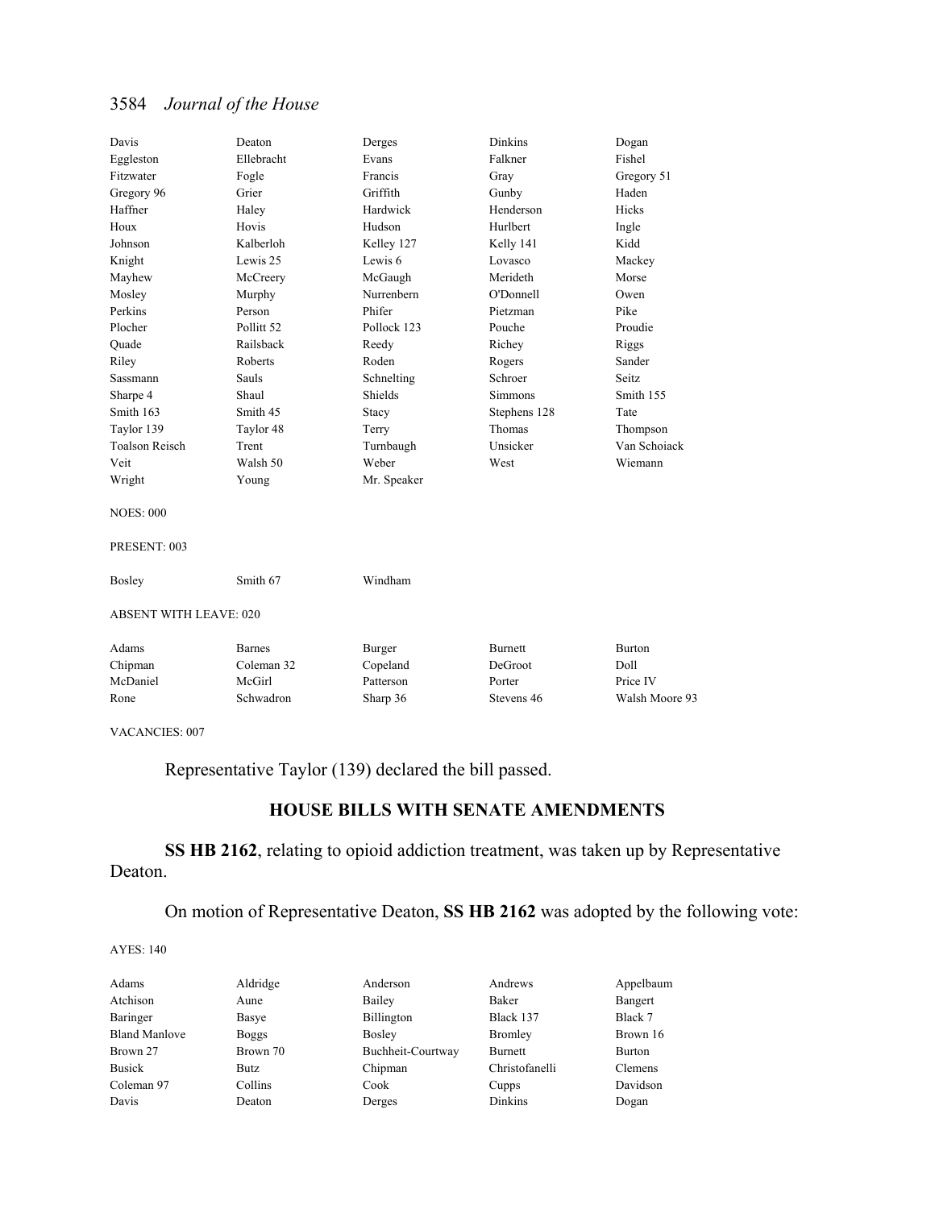| | | | | |
|---|---|---|---|---|
| Davis | Deaton | Derges | Dinkins | Dogan |
| Eggleston | Ellebracht | Evans | Falkner | Fishel |
| Fitzwater | Fogle | Francis | Gray | Gregory 51 |
| Gregory 96 | Grier | Griffith | Gunby | Haden |
| Haffner | Haley | Hardwick | Henderson | Hicks |
| Houx | Hovis | Hudson | Hurlbert | Ingle |
| Johnson | Kalberloh | Kelley 127 | Kelly 141 | Kidd |
| Knight | Lewis 25 | Lewis 6 | Lovasco | Mackey |
| Mayhew | McCreery | McGaugh | Merideth | Morse |
| Mosley | Murphy | Nurrenbern | O'Donnell | Owen |
| Perkins | Person | Phifer | Pietzman | Pike |
| Plocher | Pollitt 52 | Pollock 123 | Pouche | Proudie |
| Quade | Railsback | Reedy | Richey | Riggs |
| Riley | Roberts | Roden | Rogers | Sander |
| Sassmann | Sauls | Schnelting | Schroer | Seitz |
| Sharpe 4 | Shaul | Shields | Simmons | Smith 155 |
| Smith 163 | Smith 45 | Stacy | Stephens 128 | Tate |
| Taylor 139 | Taylor 48 | Terry | Thomas | Thompson |
| Toalson Reisch | Trent | Turnbaugh | Unsicker | Van Schoiack |
| Veit | Walsh 50 | Weber | West | Wiemann |
| Wright | Young | Mr. Speaker | | |

NOES: 000

PRESENT: 003

| | | |
|---|---|---|
| Bosley | Smith 67 | Windham |

ABSENT WITH LEAVE: 020

| | | | | |
|---|---|---|---|---|
| Adams | Barnes | Burger | Burnett | Burton |
| Chipman | Coleman 32 | Copeland | DeGroot | Doll |
| McDaniel | McGirl | Patterson | Porter | Price IV |
| Rone | Schwadron | Sharp 36 | Stevens 46 | Walsh Moore 93 |

VACANCIES: 007

Representative Taylor (139) declared the bill passed.

## HOUSE BILLS WITH SENATE AMENDMENTS

**SS HB 2162**, relating to opioid addiction treatment, was taken up by Representative Deaton.

On motion of Representative Deaton, **SS HB 2162** was adopted by the following vote:

AYES: 140

| | | | | |
|---|---|---|---|---|
| Adams | Aldridge | Anderson | Andrews | Appelbaum |
| Atchison | Aune | Bailey | Baker | Bangert |
| Baringer | Basye | Billington | Black 137 | Black 7 |
| Bland Manlove | Boggs | Bosley | Bromley | Brown 16 |
| Brown 27 | Brown 70 | Buchheit-Courtway | Burnett | Burton |
| Busick | Butz | Chipman | Christofanelli | Clemens |
| Coleman 97 | Collins | Cook | Cupps | Davidson |
| Davis | Deaton | Derges | Dinkins | Dogan |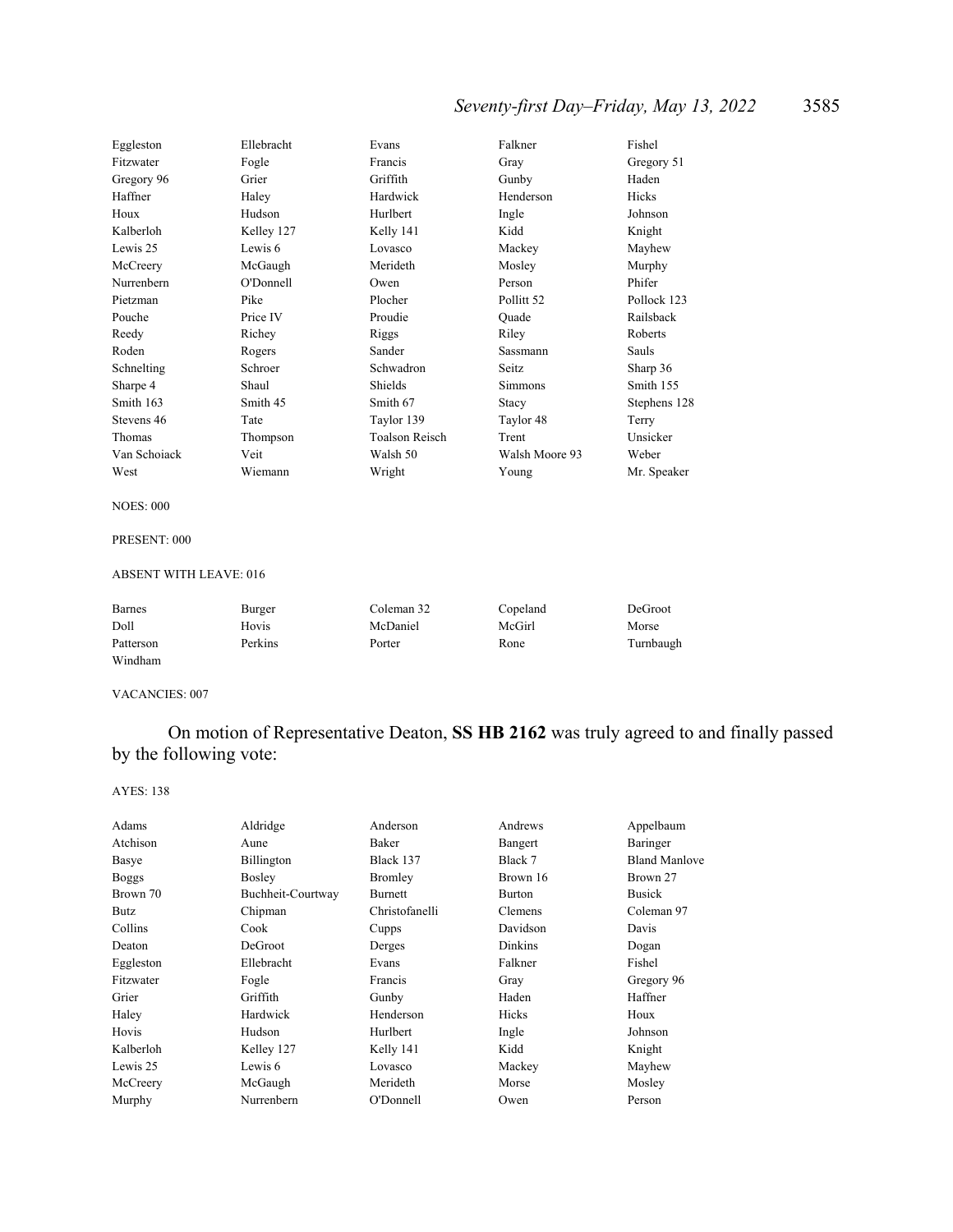| | | | | |
|---|---|---|---|---|
| Eggleston | Ellebracht | Evans | Falkner | Fishel |
| Fitzwater | Fogle | Francis | Gray | Gregory 51 |
| Gregory 96 | Grier | Griffith | Gunby | Haden |
| Haffner | Haley | Hardwick | Henderson | Hicks |
| Houx | Hudson | Hurlbert | Ingle | Johnson |
| Kalberloh | Kelley 127 | Kelly 141 | Kidd | Knight |
| Lewis 25 | Lewis 6 | Lovasco | Mackey | Mayhew |
| McCreery | McGaugh | Merideth | Mosley | Murphy |
| Nurrenbern | O'Donnell | Owen | Person | Phifer |
| Pietzman | Pike | Plocher | Pollitt 52 | Pollock 123 |
| Pouche | Price IV | Proudie | Quade | Railsback |
| Reedy | Richey | Riggs | Riley | Roberts |
| Roden | Rogers | Sander | Sassmann | Sauls |
| Schnelting | Schroer | Schwadron | Seitz | Sharp 36 |
| Sharpe 4 | Shaul | Shields | Simmons | Smith 155 |
| Smith 163 | Smith 45 | Smith 67 | Stacy | Stephens 128 |
| Stevens 46 | Tate | Taylor 139 | Taylor 48 | Terry |
| Thomas | Thompson | Toalson Reisch | Trent | Unsicker |
| Van Schoiack | Veit | Walsh 50 | Walsh Moore 93 | Weber |
| West | Wiemann | Wright | Young | Mr. Speaker |

NOES: 000

PRESENT: 000

ABSENT WITH LEAVE: 016

| | | | | |
|---|---|---|---|---|
| Barnes | Burger | Coleman 32 | Copeland | DeGroot |
| Doll | Hovis | McDaniel | McGirl | Morse |
| Patterson | Perkins | Porter | Rone | Turnbaugh |
| Windham | | | | |

VACANCIES: 007

On motion of Representative Deaton, **SS HB 2162** was truly agreed to and finally passed by the following vote:

AYES: 138

| | | | | |
|---|---|---|---|---|
| Adams | Aldridge | Anderson | Andrews | Appelbaum |
| Atchison | Aune | Baker | Bangert | Baringer |
| Basye | Billington | Black 137 | Black 7 | Bland Manlove |
| Boggs | Bosley | Bromley | Brown 16 | Brown 27 |
| Brown 70 | Buchheit-Courtway | Burnett | Burton | Busick |
| Butz | Chipman | Christofanelli | Clemens | Coleman 97 |
| Collins | Cook | Cupps | Davidson | Davis |
| Deaton | DeGroot | Derges | Dinkins | Dogan |
| Eggleston | Ellebracht | Evans | Falkner | Fishel |
| Fitzwater | Fogle | Francis | Gray | Gregory 96 |
| Grier | Griffith | Gunby | Haden | Haffner |
| Haley | Hardwick | Henderson | Hicks | Houx |
| Hovis | Hudson | Hurlbert | Ingle | Johnson |
| Kalberloh | Kelley 127 | Kelly 141 | Kidd | Knight |
| Lewis 25 | Lewis 6 | Lovasco | Mackey | Mayhew |
| McCreery | McGaugh | Merideth | Morse | Mosley |
| Murphy | Nurrenbern | O'Donnell | Owen | Person |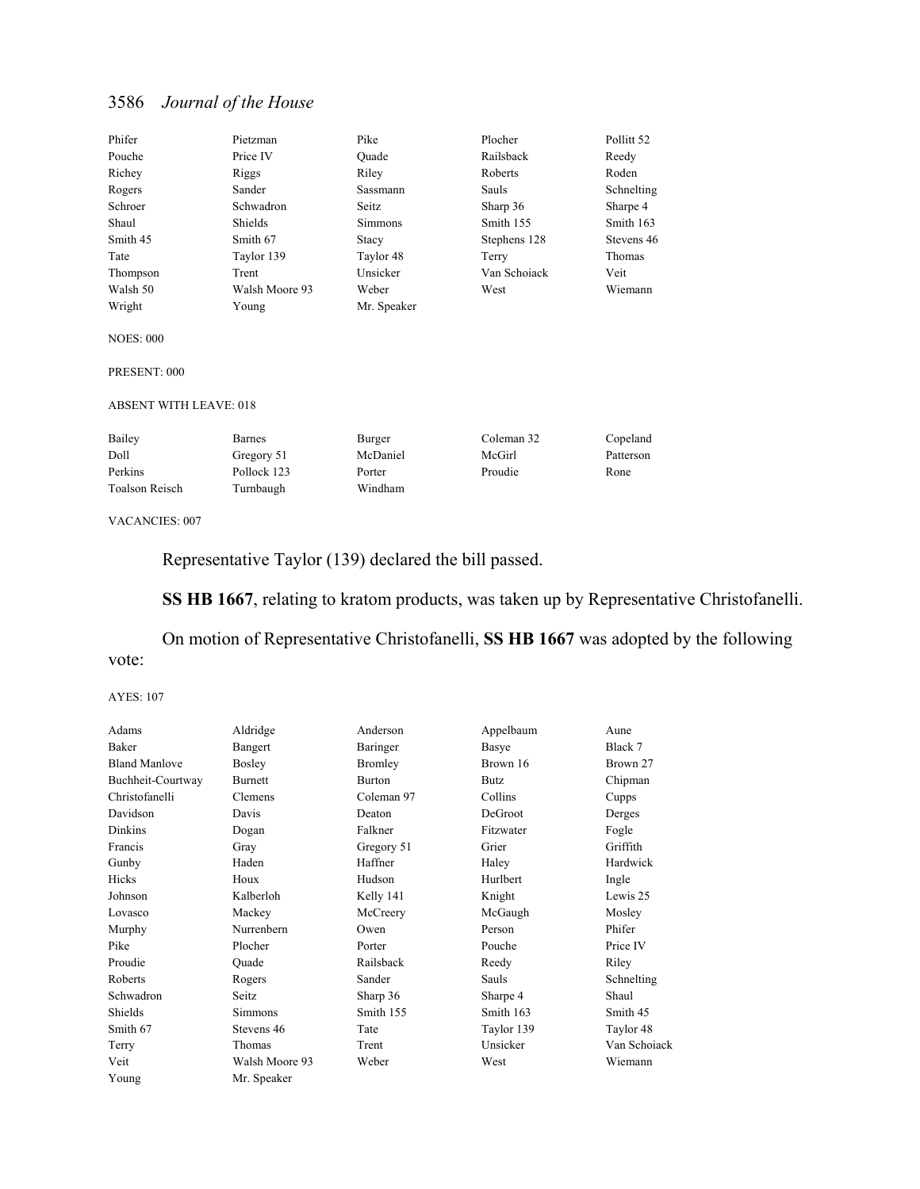| | | | | |
|---|---|---|---|---|
| Phifer | Pietzman | Pike | Plocher | Pollitt 52 |
| Pouche | Price IV | Quade | Railsback | Reedy |
| Richey | Riggs | Riley | Roberts | Roden |
| Rogers | Sander | Sassmann | Sauls | Schnelting |
| Schroer | Schwadron | Seitz | Sharp 36 | Sharpe 4 |
| Shaul | Shields | Simmons | Smith 155 | Smith 163 |
| Smith 45 | Smith 67 | Stacy | Stephens 128 | Stevens 46 |
| Tate | Taylor 139 | Taylor 48 | Terry | Thomas |
| Thompson | Trent | Unsicker | Van Schoiack | Veit |
| Walsh 50 | Walsh Moore 93 | Weber | West | Wiemann |
| Wright | Young | Mr. Speaker | | |

NOES: 000

PRESENT: 000

ABSENT WITH LEAVE: 018

| | | | | |
|---|---|---|---|---|
| Bailey | Barnes | Burger | Coleman 32 | Copeland |
| Doll | Gregory 51 | McDaniel | McGirl | Patterson |
| Perkins | Pollock 123 | Porter | Proudie | Rone |
| Toalson Reisch | Turnbaugh | Windham | | |

VACANCIES: 007

Representative Taylor (139) declared the bill passed.

**SS HB 1667**, relating to kratom products, was taken up by Representative Christofanelli.

On motion of Representative Christofanelli, **SS HB 1667** was adopted by the following vote:

AYES: 107

| | | | | |
|---|---|---|---|---|
| Adams | Aldridge | Anderson | Appelbaum | Aune |
| Baker | Bangert | Baringer | Basye | Black 7 |
| Bland Manlove | Bosley | Bromley | Brown 16 | Brown 27 |
| Buchheit-Courtway | Burnett | Burton | Butz | Chipman |
| Christofanelli | Clemens | Coleman 97 | Collins | Cupps |
| Davidson | Davis | Deaton | DeGroot | Derges |
| Dinkins | Dogan | Falkner | Fitzwater | Fogle |
| Francis | Gray | Gregory 51 | Grier | Griffith |
| Gunby | Haden | Haffner | Haley | Hardwick |
| Hicks | Houx | Hudson | Hurlbert | Ingle |
| Johnson | Kalberloh | Kelly 141 | Knight | Lewis 25 |
| Lovasco | Mackey | McCreery | McGaugh | Mosley |
| Murphy | Nurrenbern | Owen | Person | Phifer |
| Pike | Plocher | Porter | Pouche | Price IV |
| Proudie | Quade | Railsback | Reedy | Riley |
| Roberts | Rogers | Sander | Sauls | Schnelting |
| Schwadron | Seitz | Sharp 36 | Sharpe 4 | Shaul |
| Shields | Simmons | Smith 155 | Smith 163 | Smith 45 |
| Smith 67 | Stevens 46 | Tate | Taylor 139 | Taylor 48 |
| Terry | Thomas | Trent | Unsicker | Van Schoiack |
| Veit | Walsh Moore 93 | Weber | West | Wiemann |
| Young | Mr. Speaker | | | |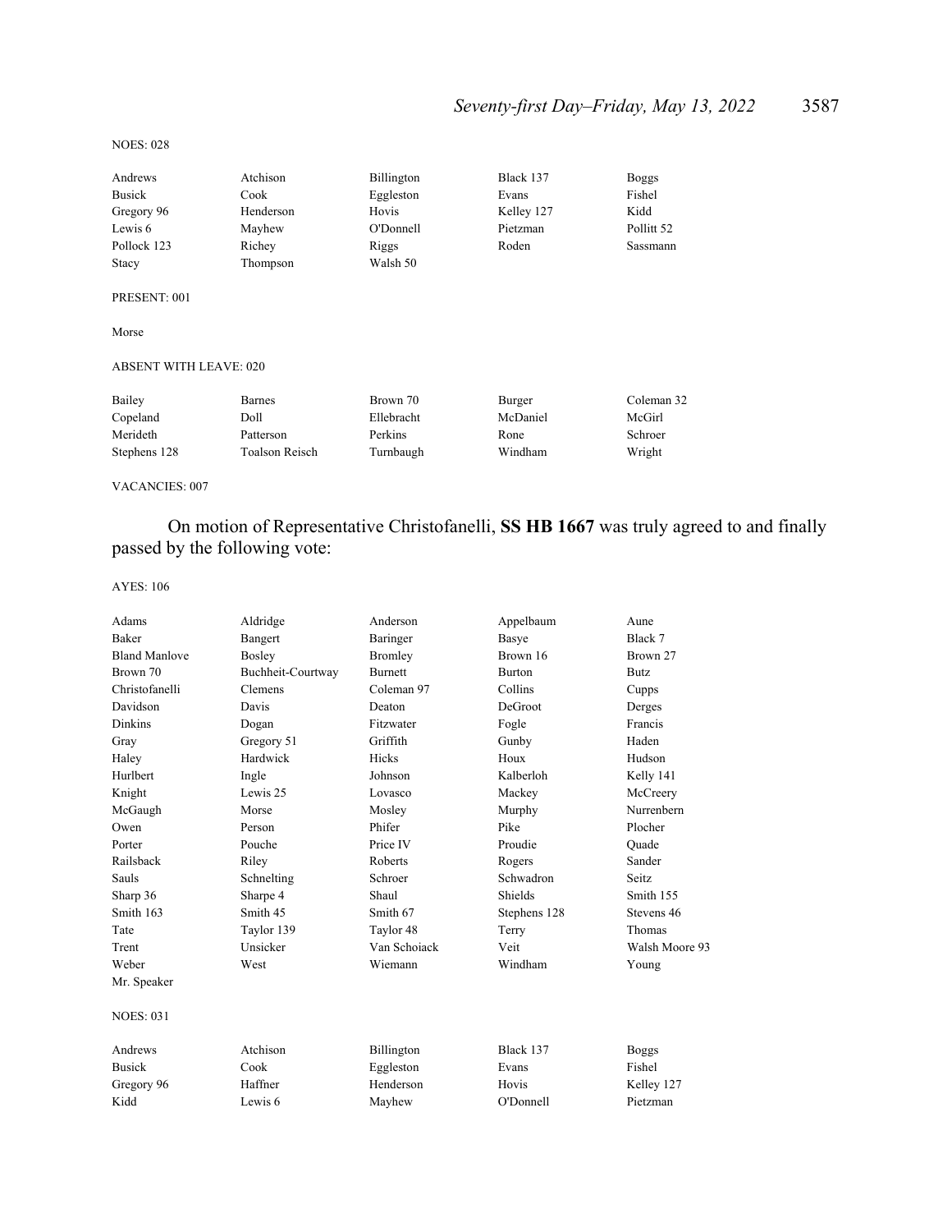NOES: 028

| | | | | |
|---|---|---|---|---|
| Andrews | Atchison | Billington | Black 137 | Boggs |
| Busick | Cook | Eggleston | Evans | Fishel |
| Gregory 96 | Henderson | Hovis | Kelley 127 | Kidd |
| Lewis 6 | Mayhew | O'Donnell | Pietzman | Pollitt 52 |
| Pollock 123 | Richey | Riggs | Roden | Sassmann |
| Stacy | Thompson | Walsh 50 | | |

PRESENT: 001

Morse

ABSENT WITH LEAVE: 020

| | | | | |
|---|---|---|---|---|
| Bailey | Barnes | Brown 70 | Burger | Coleman 32 |
| Copeland | Doll | Ellebracht | McDaniel | McGirl |
| Merideth | Patterson | Perkins | Rone | Schroer |
| Stephens 128 | Toalson Reisch | Turnbaugh | Windham | Wright |

VACANCIES: 007

On motion of Representative Christofanelli, **SS HB 1667** was truly agreed to and finally passed by the following vote:

AYES: 106

| | | | | |
|---|---|---|---|---|
| Adams | Aldridge | Anderson | Appelbaum | Aune |
| Baker | Bangert | Baringer | Basye | Black 7 |
| Bland Manlove | Bosley | Bromley | Brown 16 | Brown 27 |
| Brown 70 | Buchheit-Courtway | Burnett | Burton | Butz |
| Christofanelli | Clemens | Coleman 97 | Collins | Cupps |
| Davidson | Davis | Deaton | DeGroot | Derges |
| Dinkins | Dogan | Fitzwater | Fogle | Francis |
| Gray | Gregory 51 | Griffith | Gunby | Haden |
| Haley | Hardwick | Hicks | Houx | Hudson |
| Hurlbert | Ingle | Johnson | Kalberloh | Kelly 141 |
| Knight | Lewis 25 | Lovasco | Mackey | McCreery |
| McGaugh | Morse | Mosley | Murphy | Nurrenbern |
| Owen | Person | Phifer | Pike | Plocher |
| Porter | Pouche | Price IV | Proudie | Quade |
| Railsback | Riley | Roberts | Rogers | Sander |
| Sauls | Schnelting | Schroer | Schwadron | Seitz |
| Sharp 36 | Sharpe 4 | Shaul | Shields | Smith 155 |
| Smith 163 | Smith 45 | Smith 67 | Stephens 128 | Stevens 46 |
| Tate | Taylor 139 | Taylor 48 | Terry | Thomas |
| Trent | Unsicker | Van Schoiack | Veit | Walsh Moore 93 |
| Weber | West | Wiemann | Windham | Young |
| Mr. Speaker | | | | |

NOES: 031

| | | | | |
|---|---|---|---|---|
| Andrews | Atchison | Billington | Black 137 | Boggs |
| Busick | Cook | Eggleston | Evans | Fishel |
| Gregory 96 | Haffner | Henderson | Hovis | Kelley 127 |
| Kidd | Lewis 6 | Mayhew | O'Donnell | Pietzman |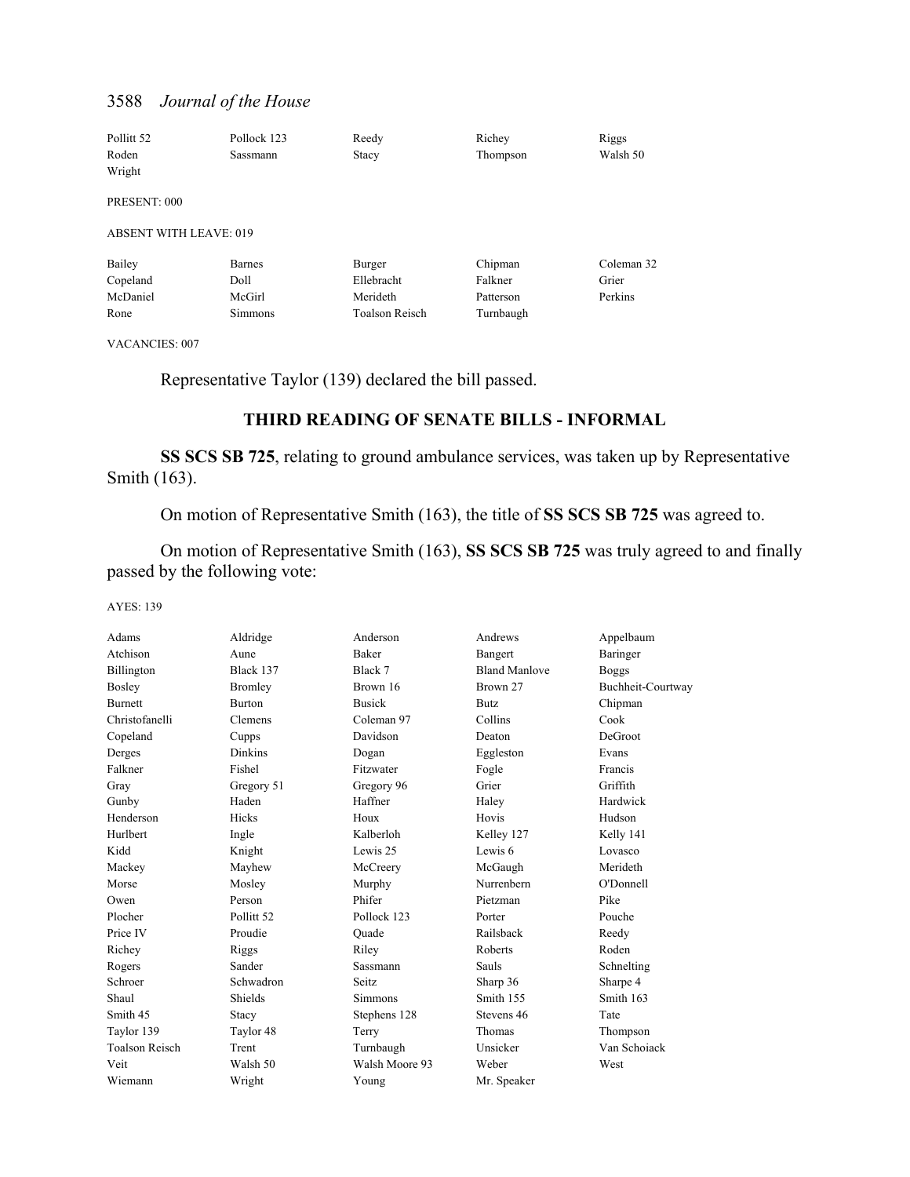| | | | | |
|---|---|---|---|---|
| Pollitt 52 | Pollock 123 | Reedy | Richey | Riggs |
| Roden | Sassmann | Stacy | Thompson | Walsh 50 |
| Wright | | | | |

PRESENT: 000

ABSENT WITH LEAVE: 019

| | | | | |
|---|---|---|---|---|
| Bailey | Barnes | Burger | Chipman | Coleman 32 |
| Copeland | Doll | Ellebracht | Falkner | Grier |
| McDaniel | McGirl | Merideth | Patterson | Perkins |
| Rone | Simmons | Toalson Reisch | Turnbaugh | |

VACANCIES: 007

Representative Taylor (139) declared the bill passed.

## THIRD READING OF SENATE BILLS - INFORMAL

**SS SCS SB 725**, relating to ground ambulance services, was taken up by Representative Smith (163).

On motion of Representative Smith (163), the title of **SS SCS SB 725** was agreed to.

On motion of Representative Smith (163), **SS SCS SB 725** was truly agreed to and finally passed by the following vote:

AYES: 139

| | | | | |
|---|---|---|---|---|
| Adams | Aldridge | Anderson | Andrews | Appelbaum |
| Atchison | Aune | Baker | Bangert | Baringer |
| Billington | Black 137 | Black 7 | Bland Manlove | Boggs |
| Bosley | Bromley | Brown 16 | Brown 27 | Buchheit-Courtway |
| Burnett | Burton | Busick | Butz | Chipman |
| Christofanelli | Clemens | Coleman 97 | Collins | Cook |
| Copeland | Cupps | Davidson | Deaton | DeGroot |
| Derges | Dinkins | Dogan | Eggleston | Evans |
| Falkner | Fishel | Fitzwater | Fogle | Francis |
| Gray | Gregory 51 | Gregory 96 | Grier | Griffith |
| Gunby | Haden | Haffner | Haley | Hardwick |
| Henderson | Hicks | Houx | Hovis | Hudson |
| Hurlbert | Ingle | Kalberloh | Kelley 127 | Kelly 141 |
| Kidd | Knight | Lewis 25 | Lewis 6 | Lovasco |
| Mackey | Mayhew | McCreery | McGaugh | Merideth |
| Morse | Mosley | Murphy | Nurrenbern | O'Donnell |
| Owen | Person | Phifer | Pietzman | Pike |
| Plocher | Pollitt 52 | Pollock 123 | Porter | Pouche |
| Price IV | Proudie | Quade | Railsback | Reedy |
| Richey | Riggs | Riley | Roberts | Roden |
| Rogers | Sander | Sassmann | Sauls | Schnelting |
| Schroer | Schwadron | Seitz | Sharp 36 | Sharpe 4 |
| Shaul | Shields | Simmons | Smith 155 | Smith 163 |
| Smith 45 | Stacy | Stephens 128 | Stevens 46 | Tate |
| Taylor 139 | Taylor 48 | Terry | Thomas | Thompson |
| Toalson Reisch | Trent | Turnbaugh | Unsicker | Van Schoiack |
| Veit | Walsh 50 | Walsh Moore 93 | Weber | West |
| Wiemann | Wright | Young | Mr. Speaker | |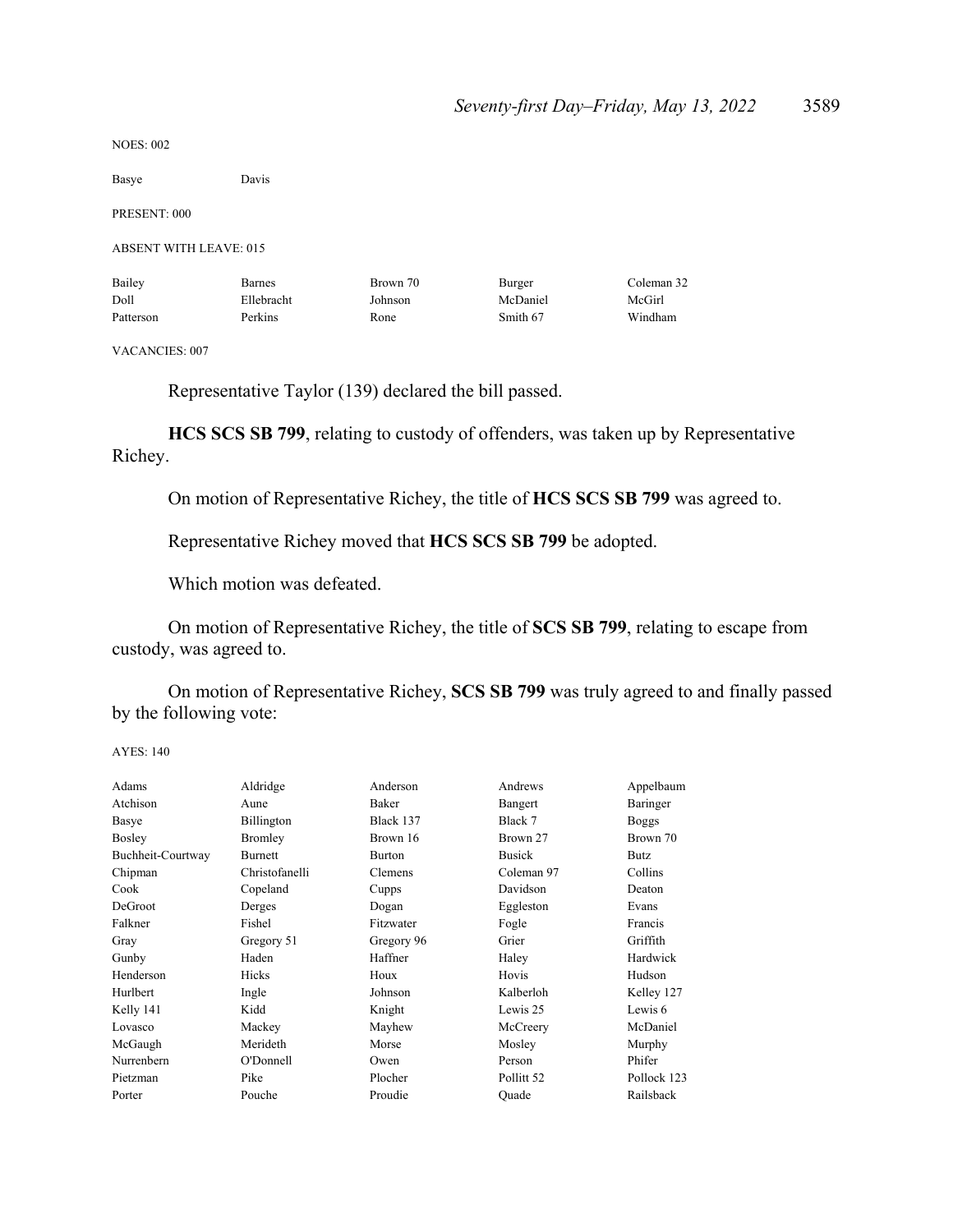NOES: 002

| | | | | |
|---|---|---|---|---|
| Basye | Davis | | | |

PRESENT: 000

ABSENT WITH LEAVE: 015

| | | | | |
|---|---|---|---|---|
| Bailey | Barnes | Brown 70 | Burger | Coleman 32 |
| Doll | Ellebracht | Johnson | McDaniel | McGirl |
| Patterson | Perkins | Rone | Smith 67 | Windham |

VACANCIES: 007

Representative Taylor (139) declared the bill passed.

**HCS SCS SB 799**, relating to custody of offenders, was taken up by Representative Richey.

On motion of Representative Richey, the title of **HCS SCS SB 799** was agreed to.

Representative Richey moved that **HCS SCS SB 799** be adopted.

Which motion was defeated.

On motion of Representative Richey, the title of **SCS SB 799**, relating to escape from custody, was agreed to.

On motion of Representative Richey, **SCS SB 799** was truly agreed to and finally passed by the following vote:

AYES: 140

| | | | | |
|---|---|---|---|---|
| Adams | Aldridge | Anderson | Andrews | Appelbaum |
| Atchison | Aune | Baker | Bangert | Baringer |
| Basye | Billington | Black 137 | Black 7 | Boggs |
| Bosley | Bromley | Brown 16 | Brown 27 | Brown 70 |
| Buchheit-Courtway | Burnett | Burton | Busick | Butz |
| Chipman | Christofanelli | Clemens | Coleman 97 | Collins |
| Cook | Copeland | Cupps | Davidson | Deaton |
| DeGroot | Derges | Dogan | Eggleston | Evans |
| Falkner | Fishel | Fitzwater | Fogle | Francis |
| Gray | Gregory 51 | Gregory 96 | Grier | Griffith |
| Gunby | Haden | Haffner | Haley | Hardwick |
| Henderson | Hicks | Houx | Hovis | Hudson |
| Hurlbert | Ingle | Johnson | Kalberloh | Kelley 127 |
| Kelly 141 | Kidd | Knight | Lewis 25 | Lewis 6 |
| Lovasco | Mackey | Mayhew | McCreery | McDaniel |
| McGaugh | Merideth | Morse | Mosley | Murphy |
| Nurrenbern | O'Donnell | Owen | Person | Phifer |
| Pietzman | Pike | Plocher | Pollitt 52 | Pollock 123 |
| Porter | Pouche | Proudie | Quade | Railsback |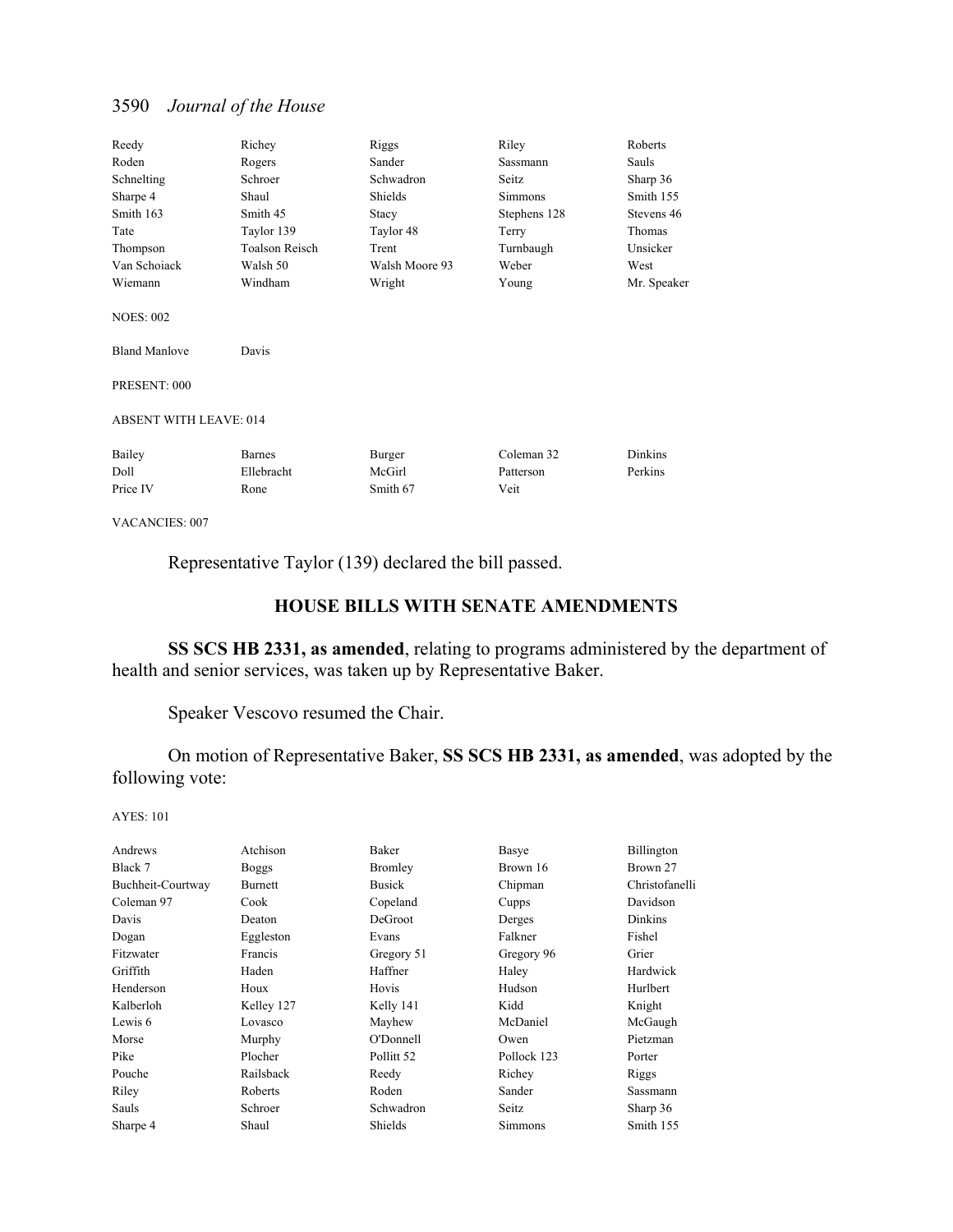| | | | | |
|---|---|---|---|---|
| Reedy | Richey | Riggs | Riley | Roberts |
| Roden | Rogers | Sander | Sassmann | Sauls |
| Schnelting | Schroer | Schwadron | Seitz | Sharp 36 |
| Sharpe 4 | Shaul | Shields | Simmons | Smith 155 |
| Smith 163 | Smith 45 | Stacy | Stephens 128 | Stevens 46 |
| Tate | Taylor 139 | Taylor 48 | Terry | Thomas |
| Thompson | Toalson Reisch | Trent | Turnbaugh | Unsicker |
| Van Schoiack | Walsh 50 | Walsh Moore 93 | Weber | West |
| Wiemann | Windham | Wright | Young | Mr. Speaker |

NOES: 002

| | |
|---|---|
| Bland Manlove | Davis |

PRESENT: 000

ABSENT WITH LEAVE: 014

| | | | | |
|---|---|---|---|---|
| Bailey | Barnes | Burger | Coleman 32 | Dinkins |
| Doll | Ellebracht | McGirl | Patterson | Perkins |
| Price IV | Rone | Smith 67 | Veit | |

VACANCIES: 007

Representative Taylor (139) declared the bill passed.

## HOUSE BILLS WITH SENATE AMENDMENTS

**SS SCS HB 2331, as amended**, relating to programs administered by the department of health and senior services, was taken up by Representative Baker.

Speaker Vescovo resumed the Chair.

On motion of Representative Baker, **SS SCS HB 2331, as amended**, was adopted by the following vote:

AYES: 101

| | | | | |
|---|---|---|---|---|
| Andrews | Atchison | Baker | Basye | Billington |
| Black 7 | Boggs | Bromley | Brown 16 | Brown 27 |
| Buchheit-Courtway | Burnett | Busick | Chipman | Christofanelli |
| Coleman 97 | Cook | Copeland | Cupps | Davidson |
| Davis | Deaton | DeGroot | Derges | Dinkins |
| Dogan | Eggleston | Evans | Falkner | Fishel |
| Fitzwater | Francis | Gregory 51 | Gregory 96 | Grier |
| Griffith | Haden | Haffner | Haley | Hardwick |
| Henderson | Houx | Hovis | Hudson | Hurlbert |
| Kalberloh | Kelley 127 | Kelly 141 | Kidd | Knight |
| Lewis 6 | Lovasco | Mayhew | McDaniel | McGaugh |
| Morse | Murphy | O'Donnell | Owen | Pietzman |
| Pike | Plocher | Pollitt 52 | Pollock 123 | Porter |
| Pouche | Railsback | Reedy | Richey | Riggs |
| Riley | Roberts | Roden | Sander | Sassmann |
| Sauls | Schroer | Schwadron | Seitz | Sharp 36 |
| Sharpe 4 | Shaul | Shields | Simmons | Smith 155 |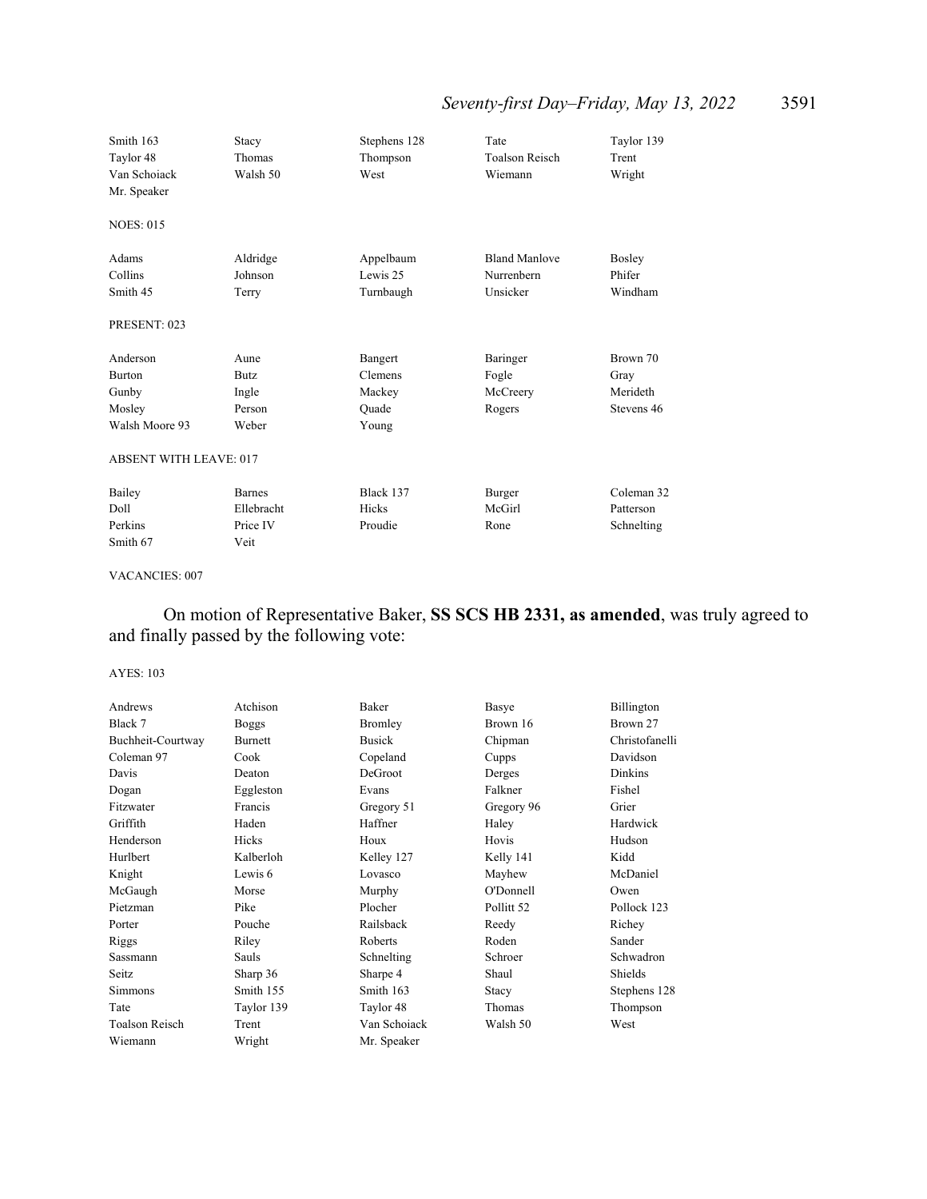| | | | | |
|---|---|---|---|---|
| Smith 163 | Stacy | Stephens 128 | Tate | Taylor 139 |
| Taylor 48 | Thomas | Thompson | Toalson Reisch | Trent |
| Van Schoiack | Walsh 50 | West | Wiemann | Wright |
| Mr. Speaker | | | | |

NOES: 015

| | | | | |
|---|---|---|---|---|
| Adams | Aldridge | Appelbaum | Bland Manlove | Bosley |
| Collins | Johnson | Lewis 25 | Nurrenbern | Phifer |
| Smith 45 | Terry | Turnbaugh | Unsicker | Windham |

PRESENT: 023

| | | | | |
|---|---|---|---|---|
| Anderson | Aune | Bangert | Baringer | Brown 70 |
| Burton | Butz | Clemens | Fogle | Gray |
| Gunby | Ingle | Mackey | McCreery | Merideth |
| Mosley | Person | Quade | Rogers | Stevens 46 |
| Walsh Moore 93 | Weber | Young | | |

ABSENT WITH LEAVE: 017

| | | | | |
|---|---|---|---|---|
| Bailey | Barnes | Black 137 | Burger | Coleman 32 |
| Doll | Ellebracht | Hicks | McGirl | Patterson |
| Perkins | Price IV | Proudie | Rone | Schnelting |
| Smith 67 | Veit | | | |

VACANCIES: 007

On motion of Representative Baker, **SS SCS HB 2331, as amended**, was truly agreed to and finally passed by the following vote:

AYES: 103

| | | | | |
|---|---|---|---|---|
| Andrews | Atchison | Baker | Basye | Billington |
| Black 7 | Boggs | Bromley | Brown 16 | Brown 27 |
| Buchheit-Courtway | Burnett | Busick | Chipman | Christofanelli |
| Coleman 97 | Cook | Copeland | Cupps | Davidson |
| Davis | Deaton | DeGroot | Derges | Dinkins |
| Dogan | Eggleston | Evans | Falkner | Fishel |
| Fitzwater | Francis | Gregory 51 | Gregory 96 | Grier |
| Griffith | Haden | Haffner | Haley | Hardwick |
| Henderson | Hicks | Houx | Hovis | Hudson |
| Hurlbert | Kalberloh | Kelley 127 | Kelly 141 | Kidd |
| Knight | Lewis 6 | Lovasco | Mayhew | McDaniel |
| McGaugh | Morse | Murphy | O'Donnell | Owen |
| Pietzman | Pike | Plocher | Pollitt 52 | Pollock 123 |
| Porter | Pouche | Railsback | Reedy | Richey |
| Riggs | Riley | Roberts | Roden | Sander |
| Sassmann | Sauls | Schnelting | Schroer | Schwadron |
| Seitz | Sharp 36 | Sharpe 4 | Shaul | Shields |
| Simmons | Smith 155 | Smith 163 | Stacy | Stephens 128 |
| Tate | Taylor 139 | Taylor 48 | Thomas | Thompson |
| Toalson Reisch | Trent | Van Schoiack | Walsh 50 | West |
| Wiemann | Wright | Mr. Speaker | | |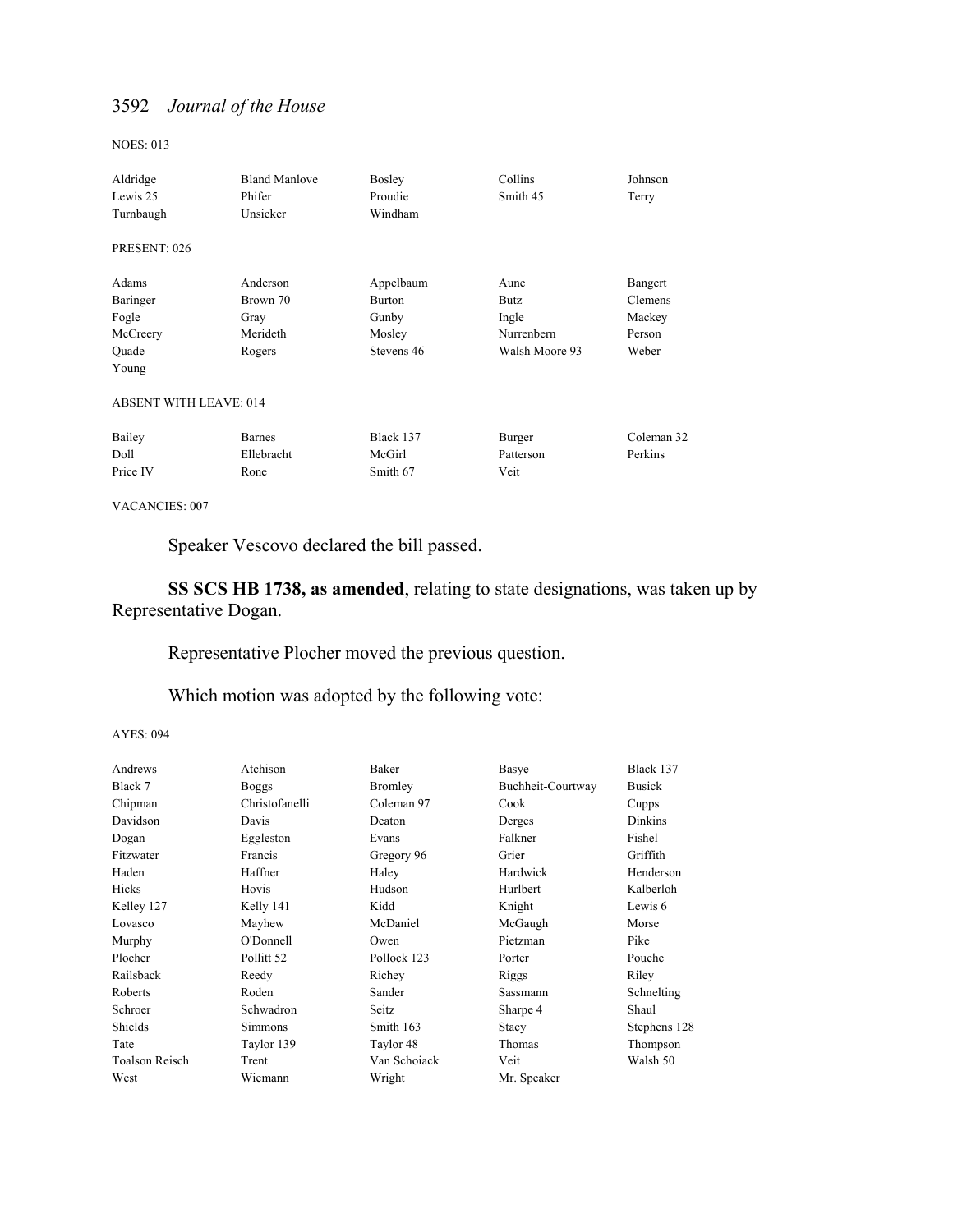NOES: 013

| | | | | |
|---|---|---|---|---|
| Aldridge | Bland Manlove | Bosley | Collins | Johnson |
| Lewis 25 | Phifer | Proudie | Smith 45 | Terry |
| Turnbaugh | Unsicker | Windham | | |

PRESENT: 026

| | | | | |
|---|---|---|---|---|
| Adams | Anderson | Appelbaum | Aune | Bangert |
| Baringer | Brown 70 | Burton | Butz | Clemens |
| Fogle | Gray | Gunby | Ingle | Mackey |
| McCreery | Merideth | Mosley | Nurrenbern | Person |
| Quade | Rogers | Stevens 46 | Walsh Moore 93 | Weber |
| Young | | | | |

ABSENT WITH LEAVE: 014

| | | | | |
|---|---|---|---|---|
| Bailey | Barnes | Black 137 | Burger | Coleman 32 |
| Doll | Ellebracht | McGirl | Patterson | Perkins |
| Price IV | Rone | Smith 67 | Veit | |

VACANCIES: 007

Speaker Vescovo declared the bill passed.

**SS SCS HB 1738, as amended**, relating to state designations, was taken up by Representative Dogan.

Representative Plocher moved the previous question.

Which motion was adopted by the following vote:

AYES: 094

| | | | | |
|---|---|---|---|---|
| Andrews | Atchison | Baker | Basye | Black 137 |
| Black 7 | Boggs | Bromley | Buchheit-Courtway | Busick |
| Chipman | Christofanelli | Coleman 97 | Cook | Cupps |
| Davidson | Davis | Deaton | Derges | Dinkins |
| Dogan | Eggleston | Evans | Falkner | Fishel |
| Fitzwater | Francis | Gregory 96 | Grier | Griffith |
| Haden | Haffner | Haley | Hardwick | Henderson |
| Hicks | Hovis | Hudson | Hurlbert | Kalberloh |
| Kelley 127 | Kelly 141 | Kidd | Knight | Lewis 6 |
| Lovasco | Mayhew | McDaniel | McGaugh | Morse |
| Murphy | O'Donnell | Owen | Pietzman | Pike |
| Plocher | Pollitt 52 | Pollock 123 | Porter | Pouche |
| Railsback | Reedy | Richey | Riggs | Riley |
| Roberts | Roden | Sander | Sassmann | Schnelting |
| Schroer | Schwadron | Seitz | Sharpe 4 | Shaul |
| Shields | Simmons | Smith 163 | Stacy | Stephens 128 |
| Tate | Taylor 139 | Taylor 48 | Thomas | Thompson |
| Toalson Reisch | Trent | Van Schoiack | Veit | Walsh 50 |
| West | Wiemann | Wright | Mr. Speaker | |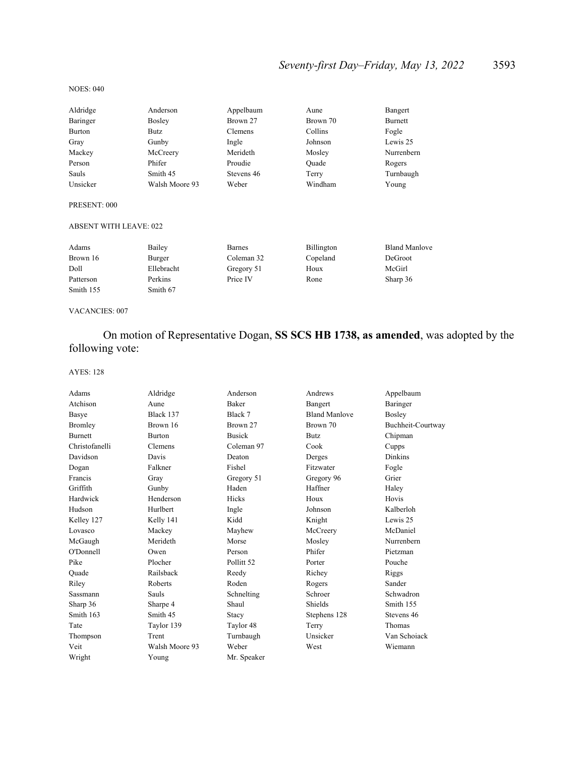NOES: 040

| | | | | |
|---|---|---|---|---|
| Aldridge | Anderson | Appelbaum | Aune | Bangert |
| Baringer | Bosley | Brown 27 | Brown 70 | Burnett |
| Burton | Butz | Clemens | Collins | Fogle |
| Gray | Gunby | Ingle | Johnson | Lewis 25 |
| Mackey | McCreery | Merideth | Mosley | Nurrenbern |
| Person | Phifer | Proudie | Quade | Rogers |
| Sauls | Smith 45 | Stevens 46 | Terry | Turnbaugh |
| Unsicker | Walsh Moore 93 | Weber | Windham | Young |

PRESENT: 000

ABSENT WITH LEAVE: 022

| | | | | |
|---|---|---|---|---|
| Adams | Bailey | Barnes | Billington | Bland Manlove |
| Brown 16 | Burger | Coleman 32 | Copeland | DeGroot |
| Doll | Ellebracht | Gregory 51 | Houx | McGirl |
| Patterson | Perkins | Price IV | Rone | Sharp 36 |
| Smith 155 | Smith 67 | | | |

VACANCIES: 007

On motion of Representative Dogan, **SS SCS HB 1738, as amended**, was adopted by the following vote:

AYES: 128

| | | | | |
|---|---|---|---|---|
| Adams | Aldridge | Anderson | Andrews | Appelbaum |
| Atchison | Aune | Baker | Bangert | Baringer |
| Basye | Black 137 | Black 7 | Bland Manlove | Bosley |
| Bromley | Brown 16 | Brown 27 | Brown 70 | Buchheit-Courtway |
| Burnett | Burton | Busick | Butz | Chipman |
| Christofanelli | Clemens | Coleman 97 | Cook | Cupps |
| Davidson | Davis | Deaton | Derges | Dinkins |
| Dogan | Falkner | Fishel | Fitzwater | Fogle |
| Francis | Gray | Gregory 51 | Gregory 96 | Grier |
| Griffith | Gunby | Haden | Haffner | Haley |
| Hardwick | Henderson | Hicks | Houx | Hovis |
| Hudson | Hurlbert | Ingle | Johnson | Kalberloh |
| Kelley 127 | Kelly 141 | Kidd | Knight | Lewis 25 |
| Lovasco | Mackey | Mayhew | McCreery | McDaniel |
| McGaugh | Merideth | Morse | Mosley | Nurrenbern |
| O'Donnell | Owen | Person | Phifer | Pietzman |
| Pike | Plocher | Pollitt 52 | Porter | Pouche |
| Quade | Railsback | Reedy | Richey | Riggs |
| Riley | Roberts | Roden | Rogers | Sander |
| Sassmann | Sauls | Schnelting | Schroer | Schwadron |
| Sharp 36 | Sharpe 4 | Shaul | Shields | Smith 155 |
| Smith 163 | Smith 45 | Stacy | Stephens 128 | Stevens 46 |
| Tate | Taylor 139 | Taylor 48 | Terry | Thomas |
| Thompson | Trent | Turnbaugh | Unsicker | Van Schoiack |
| Veit | Walsh Moore 93 | Weber | West | Wiemann |
| Wright | Young | Mr. Speaker | | |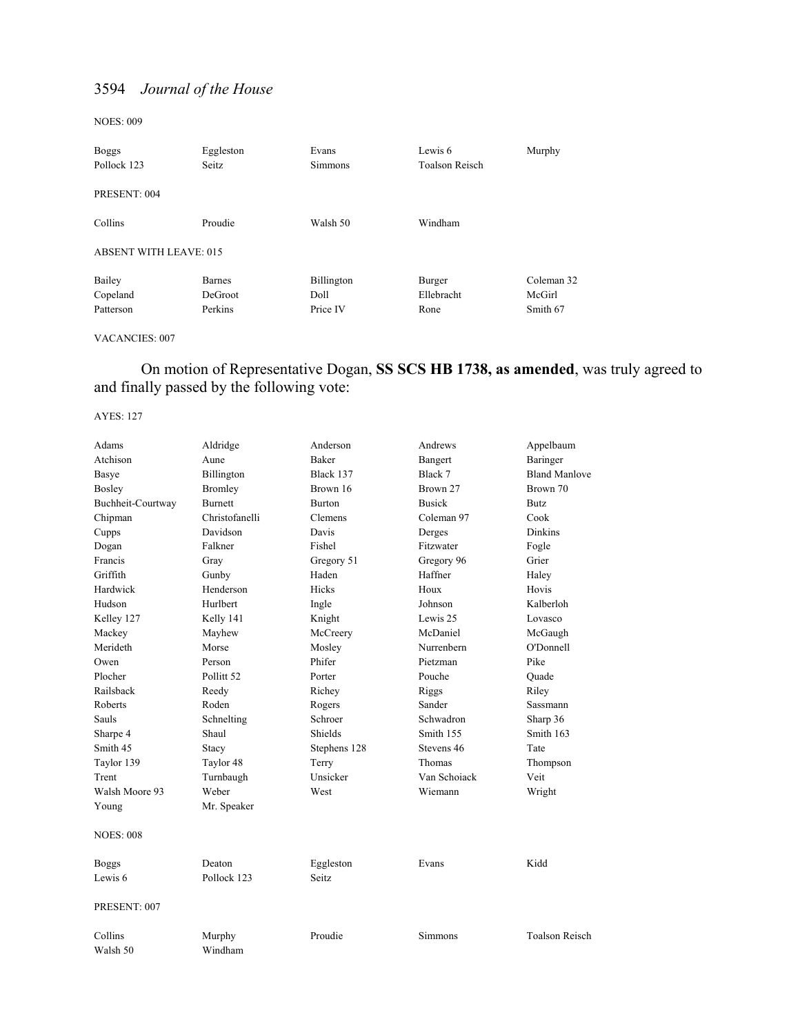NOES: 009

| | | | | |
|---|---|---|---|---|
| Boggs | Eggleston | Evans | Lewis 6 | Murphy |
| Pollock 123 | Seitz | Simmons | Toalson Reisch | |

PRESENT: 004

| | | | |
|---|---|---|---|
| Collins | Proudie | Walsh 50 | Windham |

ABSENT WITH LEAVE: 015

| | | | | |
|---|---|---|---|---|
| Bailey | Barnes | Billington | Burger | Coleman 32 |
| Copeland | DeGroot | Doll | Ellebracht | McGirl |
| Patterson | Perkins | Price IV | Rone | Smith 67 |

VACANCIES: 007

On motion of Representative Dogan, **SS SCS HB 1738, as amended**, was truly agreed to and finally passed by the following vote:

AYES: 127

| | | | | |
|---|---|---|---|---|
| Adams | Aldridge | Anderson | Andrews | Appelbaum |
| Atchison | Aune | Baker | Bangert | Baringer |
| Basye | Billington | Black 137 | Black 7 | Bland Manlove |
| Bosley | Bromley | Brown 16 | Brown 27 | Brown 70 |
| Buchheit-Courtway | Burnett | Burton | Busick | Butz |
| Chipman | Christofanelli | Clemens | Coleman 97 | Cook |
| Cupps | Davidson | Davis | Derges | Dinkins |
| Dogan | Falkner | Fishel | Fitzwater | Fogle |
| Francis | Gray | Gregory 51 | Gregory 96 | Grier |
| Griffith | Gunby | Haden | Haffner | Haley |
| Hardwick | Henderson | Hicks | Houx | Hovis |
| Hudson | Hurlbert | Ingle | Johnson | Kalberloh |
| Kelley 127 | Kelly 141 | Knight | Lewis 25 | Lovasco |
| Mackey | Mayhew | McCreery | McDaniel | McGaugh |
| Merideth | Morse | Mosley | Nurrenbern | O'Donnell |
| Owen | Person | Phifer | Pietzman | Pike |
| Plocher | Pollitt 52 | Porter | Pouche | Quade |
| Railsback | Reedy | Richey | Riggs | Riley |
| Roberts | Roden | Rogers | Sander | Sassmann |
| Sauls | Schnelting | Schroer | Schwadron | Sharp 36 |
| Sharpe 4 | Shaul | Shields | Smith 155 | Smith 163 |
| Smith 45 | Stacy | Stephens 128 | Stevens 46 | Tate |
| Taylor 139 | Taylor 48 | Terry | Thomas | Thompson |
| Trent | Turnbaugh | Unsicker | Van Schoiack | Veit |
| Walsh Moore 93 | Weber | West | Wiemann | Wright |
| Young | Mr. Speaker | | | |

NOES: 008

| | | | | |
|---|---|---|---|---|
| Boggs | Deaton | Eggleston | Evans | Kidd |
| Lewis 6 | Pollock 123 | Seitz | | |

PRESENT: 007

| | | | | |
|---|---|---|---|---|
| Collins | Murphy | Proudie | Simmons | Toalson Reisch |
| Walsh 50 | Windham | | | |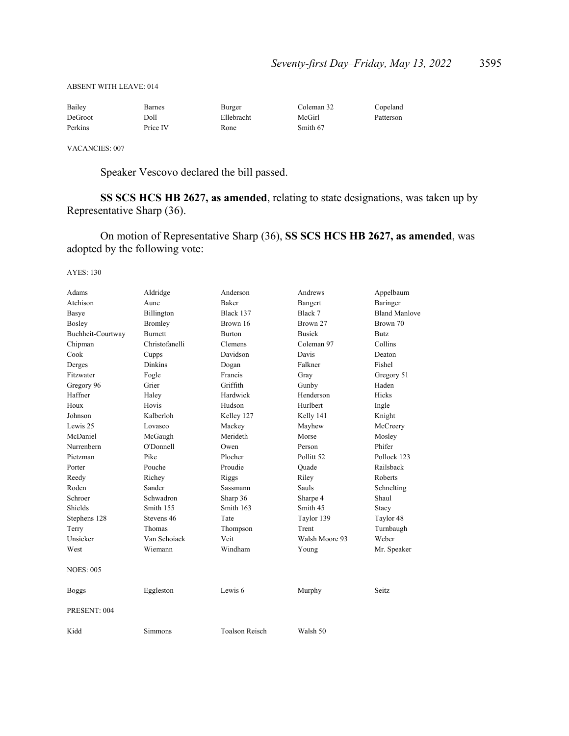ABSENT WITH LEAVE: 014

| | | | | |
|---|---|---|---|---|
| Bailey | Barnes | Burger | Coleman 32 | Copeland |
| DeGroot | Doll | Ellebracht | McGirl | Patterson |
| Perkins | Price IV | Rone | Smith 67 | |

VACANCIES: 007

Speaker Vescovo declared the bill passed.

**SS SCS HCS HB 2627, as amended**, relating to state designations, was taken up by Representative Sharp (36).

On motion of Representative Sharp (36), **SS SCS HCS HB 2627, as amended**, was adopted by the following vote:

AYES: 130

| | | | | |
|---|---|---|---|---|
| Adams | Aldridge | Anderson | Andrews | Appelbaum |
| Atchison | Aune | Baker | Bangert | Baringer |
| Basye | Billington | Black 137 | Black 7 | Bland Manlove |
| Bosley | Bromley | Brown 16 | Brown 27 | Brown 70 |
| Buchheit-Courtway | Burnett | Burton | Busick | Butz |
| Chipman | Christofanelli | Clemens | Coleman 97 | Collins |
| Cook | Cupps | Davidson | Davis | Deaton |
| Derges | Dinkins | Dogan | Falkner | Fishel |
| Fitzwater | Fogle | Francis | Gray | Gregory 51 |
| Gregory 96 | Grier | Griffith | Gunby | Haden |
| Haffner | Haley | Hardwick | Henderson | Hicks |
| Houx | Hovis | Hudson | Hurlbert | Ingle |
| Johnson | Kalberloh | Kelley 127 | Kelly 141 | Knight |
| Lewis 25 | Lovasco | Mackey | Mayhew | McCreery |
| McDaniel | McGaugh | Merideth | Morse | Mosley |
| Nurrenbern | O'Donnell | Owen | Person | Phifer |
| Pietzman | Pike | Plocher | Pollitt 52 | Pollock 123 |
| Porter | Pouche | Proudie | Quade | Railsback |
| Reedy | Richey | Riggs | Riley | Roberts |
| Roden | Sander | Sassmann | Sauls | Schnelting |
| Schroer | Schwadron | Sharp 36 | Sharpe 4 | Shaul |
| Shields | Smith 155 | Smith 163 | Smith 45 | Stacy |
| Stephens 128 | Stevens 46 | Tate | Taylor 139 | Taylor 48 |
| Terry | Thomas | Thompson | Trent | Turnbaugh |
| Unsicker | Van Schoiack | Veit | Walsh Moore 93 | Weber |
| West | Wiemann | Windham | Young | Mr. Speaker |

NOES: 005

| | | | | |
|---|---|---|---|---|
| Boggs | Eggleston | Lewis 6 | Murphy | Seitz |

PRESENT: 004

| | | | |
|---|---|---|---|
| Kidd | Simmons | Toalson Reisch | Walsh 50 |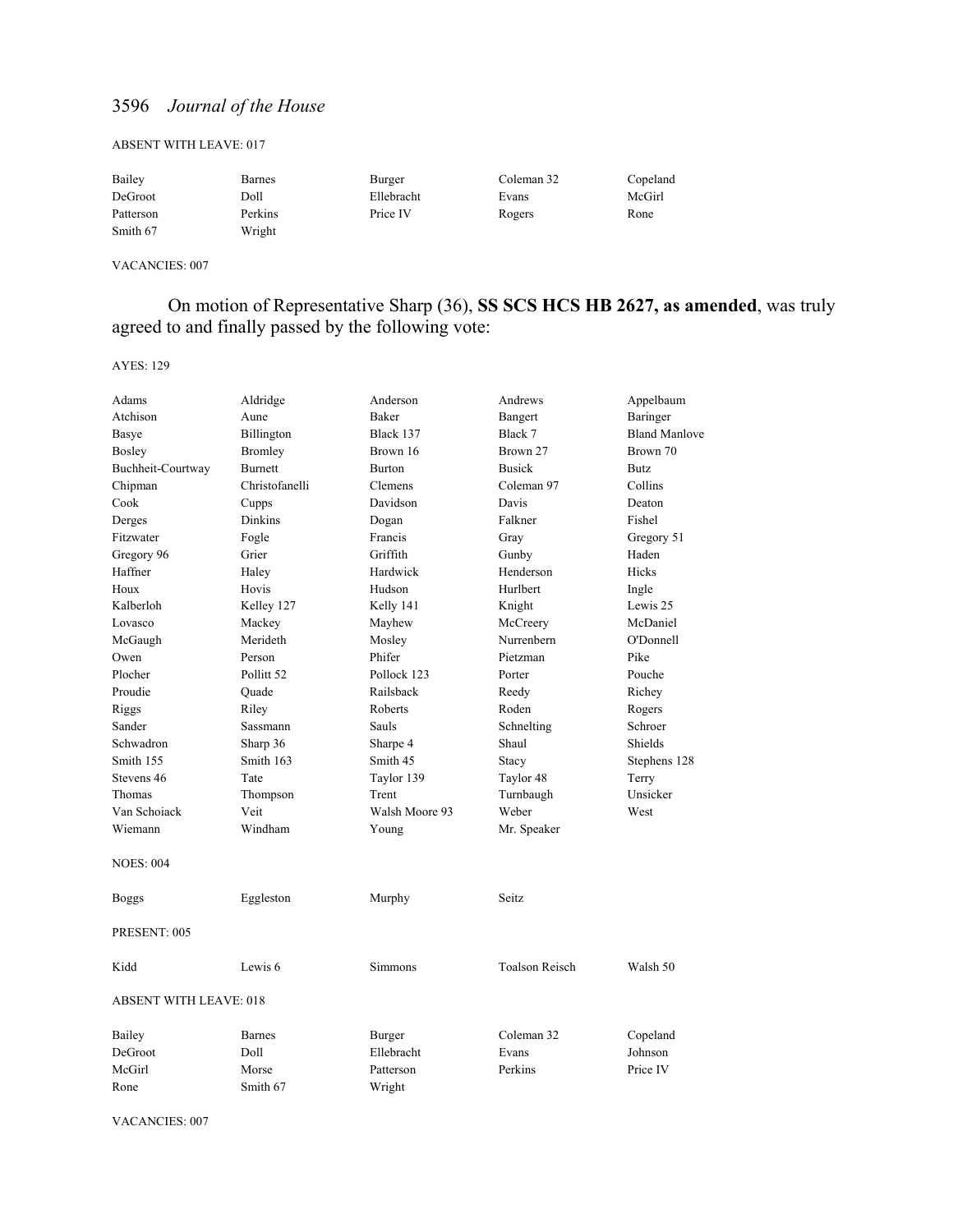ABSENT WITH LEAVE: 017

| | | | | |
|---|---|---|---|---|
| Bailey | Barnes | Burger | Coleman 32 | Copeland |
| DeGroot | Doll | Ellebracht | Evans | McGirl |
| Patterson | Perkins | Price IV | Rogers | Rone |
| Smith 67 | Wright | | | |

VACANCIES: 007

On motion of Representative Sharp (36), **SS SCS HCS HB 2627, as amended**, was truly agreed to and finally passed by the following vote:

AYES: 129

| | | | | |
|---|---|---|---|---|
| Adams | Aldridge | Anderson | Andrews | Appelbaum |
| Atchison | Aune | Baker | Bangert | Baringer |
| Basye | Billington | Black 137 | Black 7 | Bland Manlove |
| Bosley | Bromley | Brown 16 | Brown 27 | Brown 70 |
| Buchheit-Courtway | Burnett | Burton | Busick | Butz |
| Chipman | Christofanelli | Clemens | Coleman 97 | Collins |
| Cook | Cupps | Davidson | Davis | Deaton |
| Derges | Dinkins | Dogan | Falkner | Fishel |
| Fitzwater | Fogle | Francis | Gray | Gregory 51 |
| Gregory 96 | Grier | Griffith | Gunby | Haden |
| Haffner | Haley | Hardwick | Henderson | Hicks |
| Houx | Hovis | Hudson | Hurlbert | Ingle |
| Kalberloh | Kelley 127 | Kelly 141 | Knight | Lewis 25 |
| Lovasco | Mackey | Mayhew | McCreery | McDaniel |
| McGaugh | Merideth | Mosley | Nurrenbern | O'Donnell |
| Owen | Person | Phifer | Pietzman | Pike |
| Plocher | Pollitt 52 | Pollock 123 | Porter | Pouche |
| Proudie | Quade | Railsback | Reedy | Richey |
| Riggs | Riley | Roberts | Roden | Rogers |
| Sander | Sassmann | Sauls | Schnelting | Schroer |
| Schwadron | Sharp 36 | Sharpe 4 | Shaul | Shields |
| Smith 155 | Smith 163 | Smith 45 | Stacy | Stephens 128 |
| Stevens 46 | Tate | Taylor 139 | Taylor 48 | Terry |
| Thomas | Thompson | Trent | Turnbaugh | Unsicker |
| Van Schoiack | Veit | Walsh Moore 93 | Weber | West |
| Wiemann | Windham | Young | Mr. Speaker | |

NOES: 004

| | | | |
|---|---|---|---|
| Boggs | Eggleston | Murphy | Seitz |

PRESENT: 005

| | | | | |
|---|---|---|---|---|
| Kidd | Lewis 6 | Simmons | Toalson Reisch | Walsh 50 |

ABSENT WITH LEAVE: 018

| | | | | |
|---|---|---|---|---|
| Bailey | Barnes | Burger | Coleman 32 | Copeland |
| DeGroot | Doll | Ellebracht | Evans | Johnson |
| McGirl | Morse | Patterson | Perkins | Price IV |
| Rone | Smith 67 | Wright | | |

VACANCIES: 007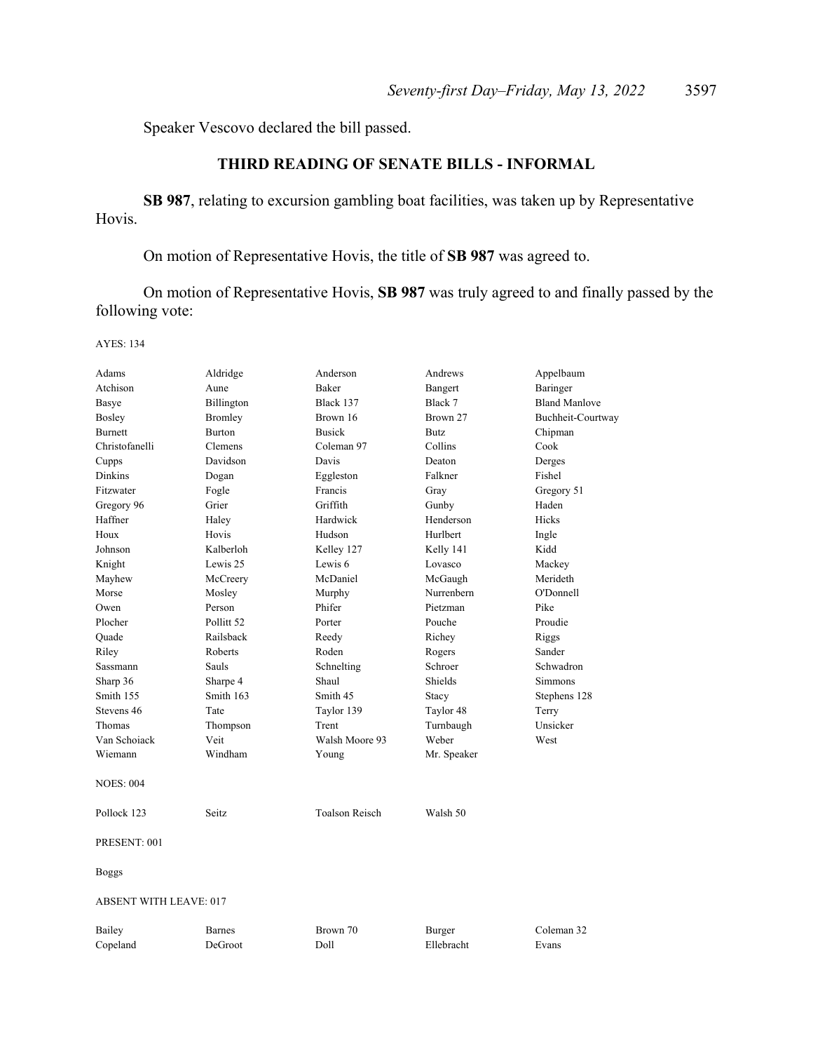Speaker Vescovo declared the bill passed.

## THIRD READING OF SENATE BILLS - INFORMAL

**SB 987**, relating to excursion gambling boat facilities, was taken up by Representative Hovis.

On motion of Representative Hovis, the title of **SB 987** was agreed to.

On motion of Representative Hovis, **SB 987** was truly agreed to and finally passed by the following vote:

AYES: 134

| | | | | |
|---|---|---|---|---|
| Adams | Aldridge | Anderson | Andrews | Appelbaum |
| Atchison | Aune | Baker | Bangert | Baringer |
| Basye | Billington | Black 137 | Black 7 | Bland Manlove |
| Bosley | Bromley | Brown 16 | Brown 27 | Buchheit-Courtway |
| Burnett | Burton | Busick | Butz | Chipman |
| Christofanelli | Clemens | Coleman 97 | Collins | Cook |
| Cupps | Davidson | Davis | Deaton | Derges |
| Dinkins | Dogan | Eggleston | Falkner | Fishel |
| Fitzwater | Fogle | Francis | Gray | Gregory 51 |
| Gregory 96 | Grier | Griffith | Gunby | Haden |
| Haffner | Haley | Hardwick | Henderson | Hicks |
| Houx | Hovis | Hudson | Hurlbert | Ingle |
| Johnson | Kalberloh | Kelley 127 | Kelly 141 | Kidd |
| Knight | Lewis 25 | Lewis 6 | Lovasco | Mackey |
| Mayhew | McCreery | McDaniel | McGaugh | Merideth |
| Morse | Mosley | Murphy | Nurrenbern | O'Donnell |
| Owen | Person | Phifer | Pietzman | Pike |
| Plocher | Pollitt 52 | Porter | Pouche | Proudie |
| Quade | Railsback | Reedy | Richey | Riggs |
| Riley | Roberts | Roden | Rogers | Sander |
| Sassmann | Sauls | Schnelting | Schroer | Schwadron |
| Sharp 36 | Sharpe 4 | Shaul | Shields | Simmons |
| Smith 155 | Smith 163 | Smith 45 | Stacy | Stephens 128 |
| Stevens 46 | Tate | Taylor 139 | Taylor 48 | Terry |
| Thomas | Thompson | Trent | Turnbaugh | Unsicker |
| Van Schoiack | Veit | Walsh Moore 93 | Weber | West |
| Wiemann | Windham | Young | Mr. Speaker | |

NOES: 004

| | | | |
|---|---|---|---|
| Pollock 123 | Seitz | Toalson Reisch | Walsh 50 |

PRESENT: 001

Boggs

ABSENT WITH LEAVE: 017

| | | | | |
|---|---|---|---|---|
| Bailey | Barnes | Brown 70 | Burger | Coleman 32 |
| Copeland | DeGroot | Doll | Ellebracht | Evans |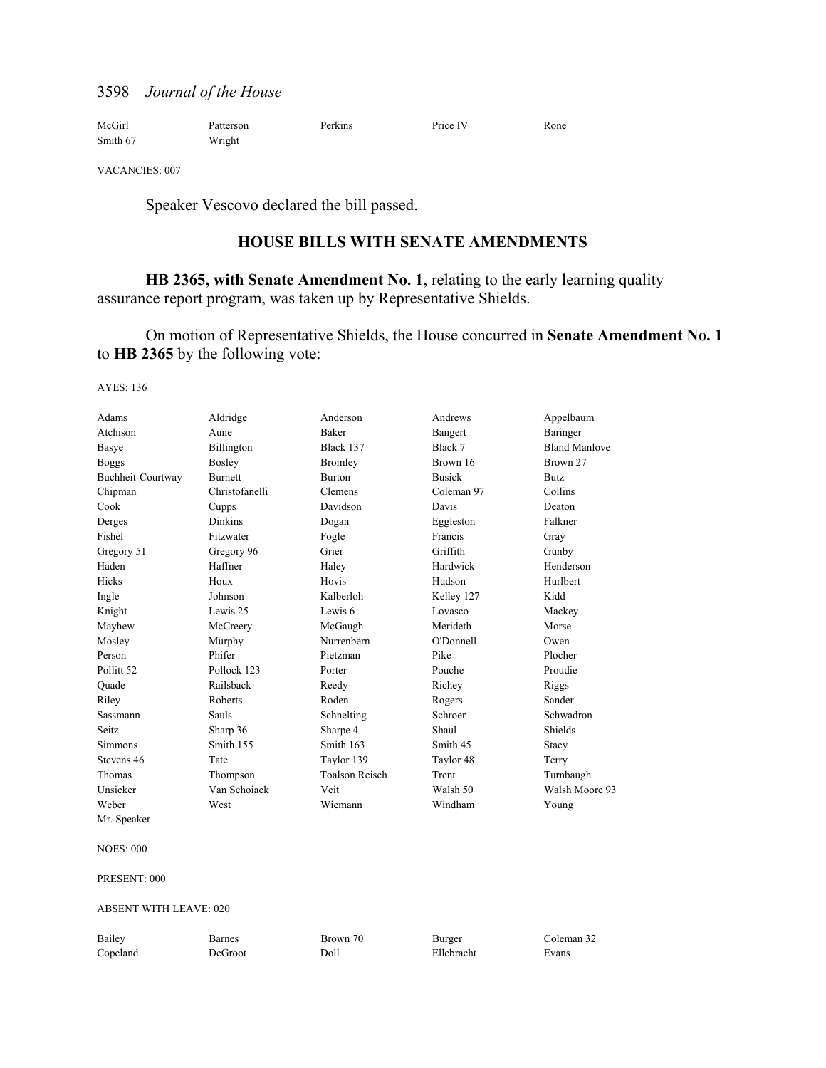| | | | | |
|---|---|---|---|---|
| McGirl | Patterson | Perkins | Price IV | Rone |
| Smith 67 | Wright | | | |

VACANCIES: 007

Speaker Vescovo declared the bill passed.

## HOUSE BILLS WITH SENATE AMENDMENTS

**HB 2365, with Senate Amendment No. 1**, relating to the early learning quality assurance report program, was taken up by Representative Shields.

On motion of Representative Shields, the House concurred in **Senate Amendment No. 1** to **HB 2365** by the following vote:

AYES: 136

| | | | | |
|---|---|---|---|---|
| Adams | Aldridge | Anderson | Andrews | Appelbaum |
| Atchison | Aune | Baker | Bangert | Baringer |
| Basye | Billington | Black 137 | Black 7 | Bland Manlove |
| Boggs | Bosley | Bromley | Brown 16 | Brown 27 |
| Buchheit-Courtway | Burnett | Burton | Busick | Butz |
| Chipman | Christofanelli | Clemens | Coleman 97 | Collins |
| Cook | Cupps | Davidson | Davis | Deaton |
| Derges | Dinkins | Dogan | Eggleston | Falkner |
| Fishel | Fitzwater | Fogle | Francis | Gray |
| Gregory 51 | Gregory 96 | Grier | Griffith | Gunby |
| Haden | Haffner | Haley | Hardwick | Henderson |
| Hicks | Houx | Hovis | Hudson | Hurlbert |
| Ingle | Johnson | Kalberloh | Kelley 127 | Kidd |
| Knight | Lewis 25 | Lewis 6 | Lovasco | Mackey |
| Mayhew | McCreery | McGaugh | Merideth | Morse |
| Mosley | Murphy | Nurrenbern | O'Donnell | Owen |
| Person | Phifer | Pietzman | Pike | Plocher |
| Pollitt 52 | Pollock 123 | Porter | Pouche | Proudie |
| Quade | Railsback | Reedy | Richey | Riggs |
| Riley | Roberts | Roden | Rogers | Sander |
| Sassmann | Sauls | Schnelting | Schroer | Schwadron |
| Seitz | Sharp 36 | Sharpe 4 | Shaul | Shields |
| Simmons | Smith 155 | Smith 163 | Smith 45 | Stacy |
| Stevens 46 | Tate | Taylor 139 | Taylor 48 | Terry |
| Thomas | Thompson | Toalson Reisch | Trent | Turnbaugh |
| Unsicker | Van Schoiack | Veit | Walsh 50 | Walsh Moore 93 |
| Weber | West | Wiemann | Windham | Young |
| Mr. Speaker | | | | |

NOES: 000

PRESENT: 000

ABSENT WITH LEAVE: 020

| | | | | |
|---|---|---|---|---|
| Bailey | Barnes | Brown 70 | Burger | Coleman 32 |
| Copeland | DeGroot | Doll | Ellebracht | Evans |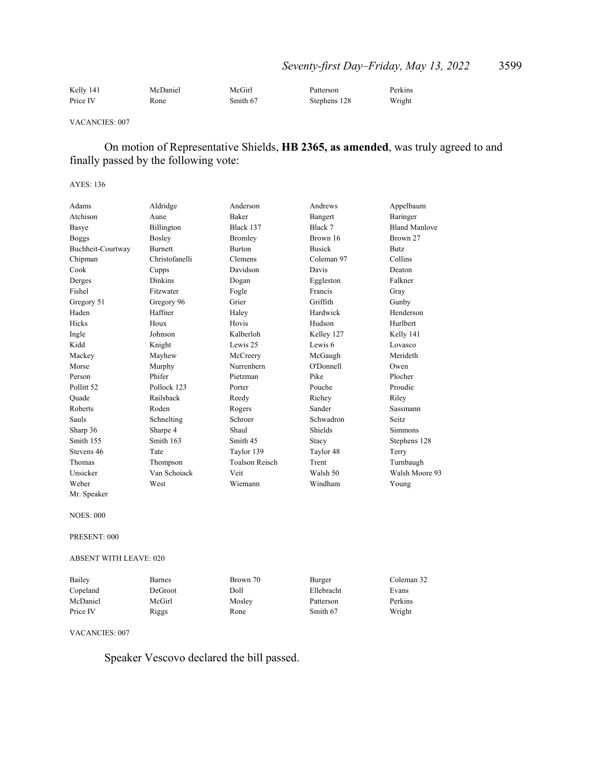| | | | | |
|---|---|---|---|---|
| Kelly 141 | McDaniel | McGirl | Patterson | Perkins |
| Price IV | Rone | Smith 67 | Stephens 128 | Wright |

VACANCIES: 007

On motion of Representative Shields, **HB 2365, as amended**, was truly agreed to and finally passed by the following vote:

AYES: 136

| | | | | |
|---|---|---|---|---|
| Adams | Aldridge | Anderson | Andrews | Appelbaum |
| Atchison | Aune | Baker | Bangert | Baringer |
| Basye | Billington | Black 137 | Black 7 | Bland Manlove |
| Boggs | Bosley | Bromley | Brown 16 | Brown 27 |
| Buchheit-Courtway | Burnett | Burton | Busick | Butz |
| Chipman | Christofanelli | Clemens | Coleman 97 | Collins |
| Cook | Cupps | Davidson | Davis | Deaton |
| Derges | Dinkins | Dogan | Eggleston | Falkner |
| Fishel | Fitzwater | Fogle | Francis | Gray |
| Gregory 51 | Gregory 96 | Grier | Griffith | Gunby |
| Haden | Haffner | Haley | Hardwick | Henderson |
| Hicks | Houx | Hovis | Hudson | Hurlbert |
| Ingle | Johnson | Kalberloh | Kelley 127 | Kelly 141 |
| Kidd | Knight | Lewis 25 | Lewis 6 | Lovasco |
| Mackey | Mayhew | McCreery | McGaugh | Merideth |
| Morse | Murphy | Nurrenbern | O'Donnell | Owen |
| Person | Phifer | Pietzman | Pike | Plocher |
| Pollitt 52 | Pollock 123 | Porter | Pouche | Proudie |
| Quade | Railsback | Reedy | Richey | Riley |
| Roberts | Roden | Rogers | Sander | Sassmann |
| Sauls | Schnelting | Schroer | Schwadron | Seitz |
| Sharp 36 | Sharpe 4 | Shaul | Shields | Simmons |
| Smith 155 | Smith 163 | Smith 45 | Stacy | Stephens 128 |
| Stevens 46 | Tate | Taylor 139 | Taylor 48 | Terry |
| Thomas | Thompson | Toalson Reisch | Trent | Turnbaugh |
| Unsicker | Van Schoiack | Veit | Walsh 50 | Walsh Moore 93 |
| Weber | West | Wiemann | Windham | Young |
| Mr. Speaker | | | | |

NOES: 000

PRESENT: 000

ABSENT WITH LEAVE: 020

| | | | | |
|---|---|---|---|---|
| Bailey | Barnes | Brown 70 | Burger | Coleman 32 |
| Copeland | DeGroot | Doll | Ellebracht | Evans |
| McDaniel | McGirl | Mosley | Patterson | Perkins |
| Price IV | Riggs | Rone | Smith 67 | Wright |

VACANCIES: 007

Speaker Vescovo declared the bill passed.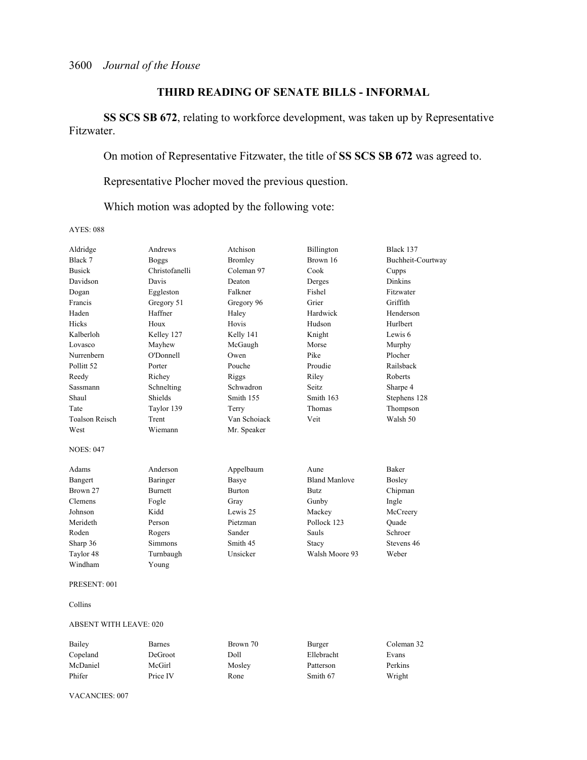## THIRD READING OF SENATE BILLS - INFORMAL

**SS SCS SB 672**, relating to workforce development, was taken up by Representative Fitzwater.

On motion of Representative Fitzwater, the title of **SS SCS SB 672** was agreed to.

Representative Plocher moved the previous question.

Which motion was adopted by the following vote:

AYES: 088

| | | | | |
|---|---|---|---|---|
| Aldridge | Andrews | Atchison | Billington | Black 137 |
| Black 7 | Boggs | Bromley | Brown 16 | Buchheit-Courtway |
| Busick | Christofanelli | Coleman 97 | Cook | Cupps |
| Davidson | Davis | Deaton | Derges | Dinkins |
| Dogan | Eggleston | Falkner | Fishel | Fitzwater |
| Francis | Gregory 51 | Gregory 96 | Grier | Griffith |
| Haden | Haffner | Haley | Hardwick | Henderson |
| Hicks | Houx | Hovis | Hudson | Hurlbert |
| Kalberloh | Kelley 127 | Kelly 141 | Knight | Lewis 6 |
| Lovasco | Mayhew | McGaugh | Morse | Murphy |
| Nurrenbern | O'Donnell | Owen | Pike | Plocher |
| Pollitt 52 | Porter | Pouche | Proudie | Railsback |
| Reedy | Richey | Riggs | Riley | Roberts |
| Sassmann | Schnelting | Schwadron | Seitz | Sharpe 4 |
| Shaul | Shields | Smith 155 | Smith 163 | Stephens 128 |
| Tate | Taylor 139 | Terry | Thomas | Thompson |
| Toalson Reisch | Trent | Van Schoiack | Veit | Walsh 50 |
| West | Wiemann | Mr. Speaker | | |

NOES: 047

| | | | | |
|---|---|---|---|---|
| Adams | Anderson | Appelbaum | Aune | Baker |
| Bangert | Baringer | Basye | Bland Manlove | Bosley |
| Brown 27 | Burnett | Burton | Butz | Chipman |
| Clemens | Fogle | Gray | Gunby | Ingle |
| Johnson | Kidd | Lewis 25 | Mackey | McCreery |
| Merideth | Person | Pietzman | Pollock 123 | Quade |
| Roden | Rogers | Sander | Sauls | Schroer |
| Sharp 36 | Simmons | Smith 45 | Stacy | Stevens 46 |
| Taylor 48 | Turnbaugh | Unsicker | Walsh Moore 93 | Weber |
| Windham | Young | | | |

PRESENT: 001

Collins

ABSENT WITH LEAVE: 020

| | | | | |
|---|---|---|---|---|
| Bailey | Barnes | Brown 70 | Burger | Coleman 32 |
| Copeland | DeGroot | Doll | Ellebracht | Evans |
| McDaniel | McGirl | Mosley | Patterson | Perkins |
| Phifer | Price IV | Rone | Smith 67 | Wright |

VACANCIES: 007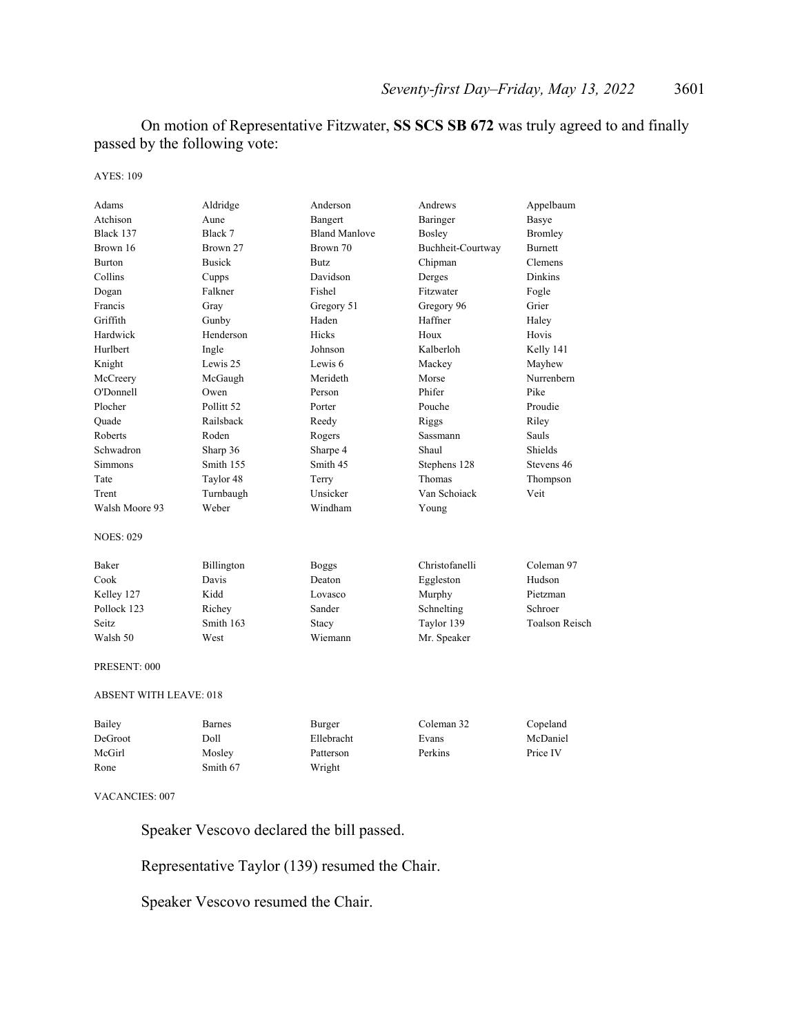On motion of Representative Fitzwater, **SS SCS SB 672** was truly agreed to and finally passed by the following vote:

AYES: 109

| | | | | |
|---|---|---|---|---|
| Adams | Aldridge | Anderson | Andrews | Appelbaum |
| Atchison | Aune | Bangert | Baringer | Basye |
| Black 137 | Black 7 | Bland Manlove | Bosley | Bromley |
| Brown 16 | Brown 27 | Brown 70 | Buchheit-Courtway | Burnett |
| Burton | Busick | Butz | Chipman | Clemens |
| Collins | Cupps | Davidson | Derges | Dinkins |
| Dogan | Falkner | Fishel | Fitzwater | Fogle |
| Francis | Gray | Gregory 51 | Gregory 96 | Grier |
| Griffith | Gunby | Haden | Haffner | Haley |
| Hardwick | Henderson | Hicks | Houx | Hovis |
| Hurlbert | Ingle | Johnson | Kalberloh | Kelly 141 |
| Knight | Lewis 25 | Lewis 6 | Mackey | Mayhew |
| McCreery | McGaugh | Merideth | Morse | Nurrenbern |
| O'Donnell | Owen | Person | Phifer | Pike |
| Plocher | Pollitt 52 | Porter | Pouche | Proudie |
| Quade | Railsback | Reedy | Riggs | Riley |
| Roberts | Roden | Rogers | Sassmann | Sauls |
| Schwadron | Sharp 36 | Sharpe 4 | Shaul | Shields |
| Simmons | Smith 155 | Smith 45 | Stephens 128 | Stevens 46 |
| Tate | Taylor 48 | Terry | Thomas | Thompson |
| Trent | Turnbaugh | Unsicker | Van Schoiack | Veit |
| Walsh Moore 93 | Weber | Windham | Young | |

NOES: 029

| | | | | |
|---|---|---|---|---|
| Baker | Billington | Boggs | Christofanelli | Coleman 97 |
| Cook | Davis | Deaton | Eggleston | Hudson |
| Kelley 127 | Kidd | Lovasco | Murphy | Pietzman |
| Pollock 123 | Richey | Sander | Schnelting | Schroer |
| Seitz | Smith 163 | Stacy | Taylor 139 | Toalson Reisch |
| Walsh 50 | West | Wiemann | Mr. Speaker | |

PRESENT: 000

ABSENT WITH LEAVE: 018

| | | | | |
|---|---|---|---|---|
| Bailey | Barnes | Burger | Coleman 32 | Copeland |
| DeGroot | Doll | Ellebracht | Evans | McDaniel |
| McGirl | Mosley | Patterson | Perkins | Price IV |
| Rone | Smith 67 | Wright | | |

VACANCIES: 007

Speaker Vescovo declared the bill passed.

Representative Taylor (139) resumed the Chair.

Speaker Vescovo resumed the Chair.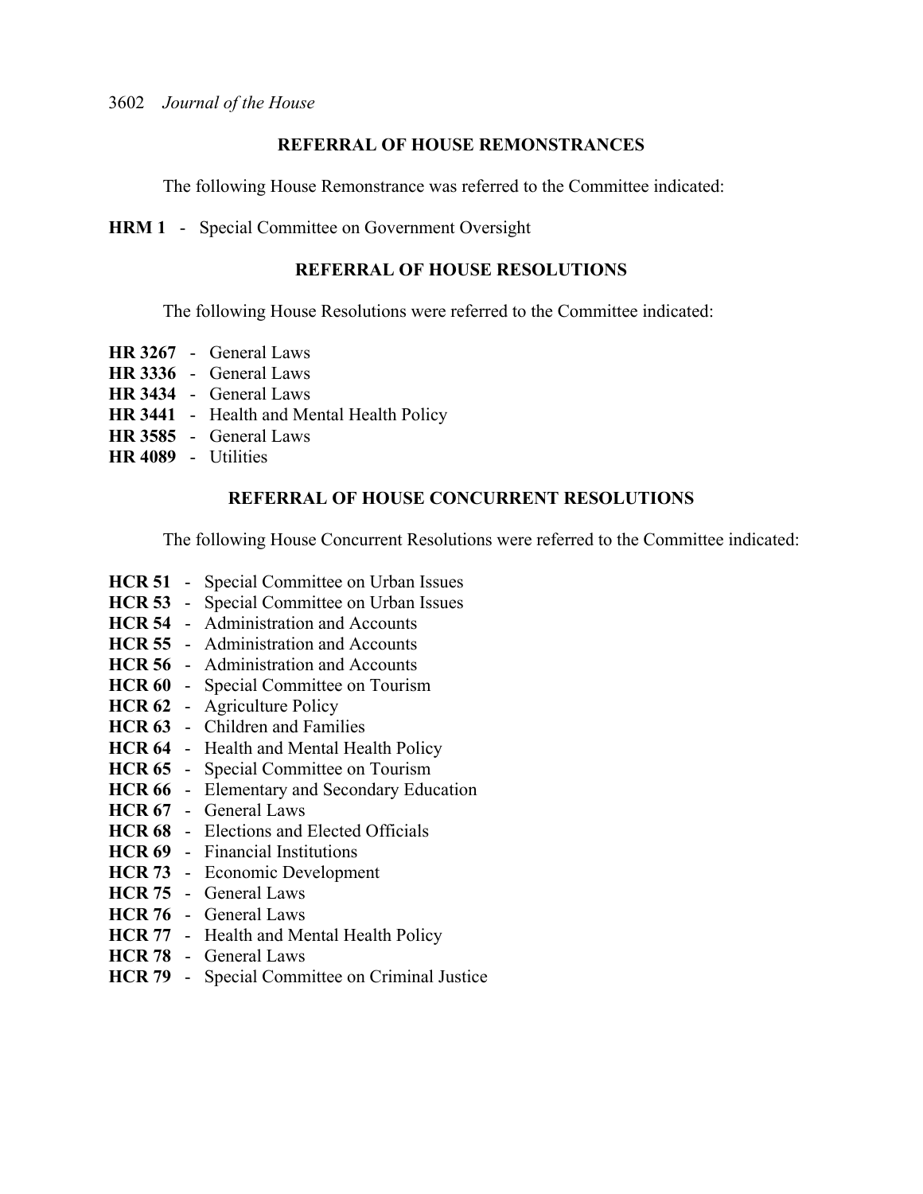## REFERRAL OF HOUSE REMONSTRANCES

The following House Remonstrance was referred to the Committee indicated:

**HRM 1** - Special Committee on Government Oversight

## REFERRAL OF HOUSE RESOLUTIONS

The following House Resolutions were referred to the Committee indicated:

**HR 3267** - General Laws
**HR 3336** - General Laws
**HR 3434** - General Laws
**HR 3441** - Health and Mental Health Policy
**HR 3585** - General Laws
**HR 4089** - Utilities

## REFERRAL OF HOUSE CONCURRENT RESOLUTIONS

The following House Concurrent Resolutions were referred to the Committee indicated:

**HCR 51** - Special Committee on Urban Issues
**HCR 53** - Special Committee on Urban Issues
**HCR 54** - Administration and Accounts
**HCR 55** - Administration and Accounts
**HCR 56** - Administration and Accounts
**HCR 60** - Special Committee on Tourism
**HCR 62** - Agriculture Policy
**HCR 63** - Children and Families
**HCR 64** - Health and Mental Health Policy
**HCR 65** - Special Committee on Tourism
**HCR 66** - Elementary and Secondary Education
**HCR 67** - General Laws
**HCR 68** - Elections and Elected Officials
**HCR 69** - Financial Institutions
**HCR 73** - Economic Development
**HCR 75** - General Laws
**HCR 76** - General Laws
**HCR 77** - Health and Mental Health Policy
**HCR 78** - General Laws
**HCR 79** - Special Committee on Criminal Justice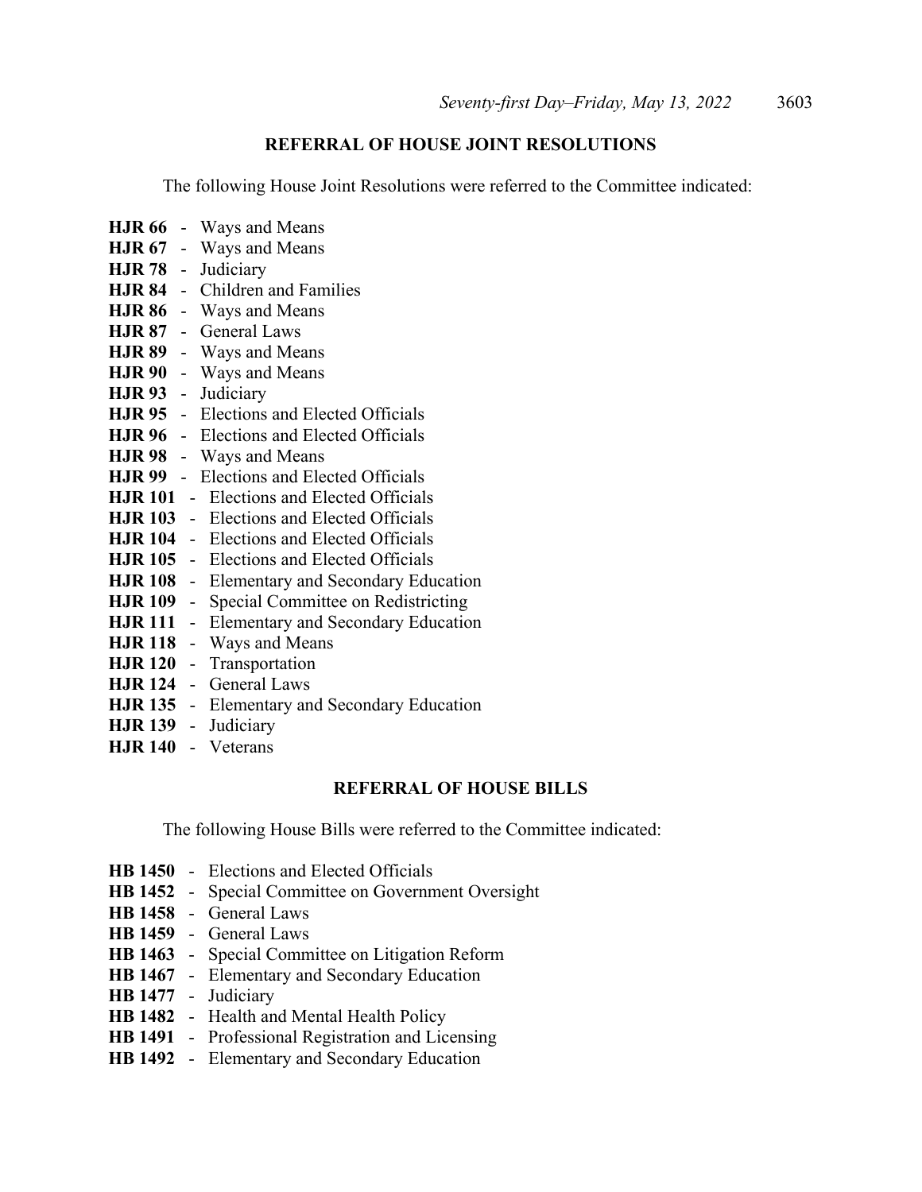## REFERRAL OF HOUSE JOINT RESOLUTIONS

The following House Joint Resolutions were referred to the Committee indicated:

**HJR 66** - Ways and Means
**HJR 67** - Ways and Means
**HJR 78** - Judiciary
**HJR 84** - Children and Families
**HJR 86** - Ways and Means
**HJR 87** - General Laws
**HJR 89** - Ways and Means
**HJR 90** - Ways and Means
**HJR 93** - Judiciary
**HJR 95** - Elections and Elected Officials
**HJR 96** - Elections and Elected Officials
**HJR 98** - Ways and Means
**HJR 99** - Elections and Elected Officials
**HJR 101** - Elections and Elected Officials
**HJR 103** - Elections and Elected Officials
**HJR 104** - Elections and Elected Officials
**HJR 105** - Elections and Elected Officials
**HJR 108** - Elementary and Secondary Education
**HJR 109** - Special Committee on Redistricting
**HJR 111** - Elementary and Secondary Education
**HJR 118** - Ways and Means
**HJR 120** - Transportation
**HJR 124** - General Laws
**HJR 135** - Elementary and Secondary Education
**HJR 139** - Judiciary
**HJR 140** - Veterans

## REFERRAL OF HOUSE BILLS

The following House Bills were referred to the Committee indicated:

**HB 1450** - Elections and Elected Officials
**HB 1452** - Special Committee on Government Oversight
**HB 1458** - General Laws
**HB 1459** - General Laws
**HB 1463** - Special Committee on Litigation Reform
**HB 1467** - Elementary and Secondary Education
**HB 1477** - Judiciary
**HB 1482** - Health and Mental Health Policy
**HB 1491** - Professional Registration and Licensing
**HB 1492** - Elementary and Secondary Education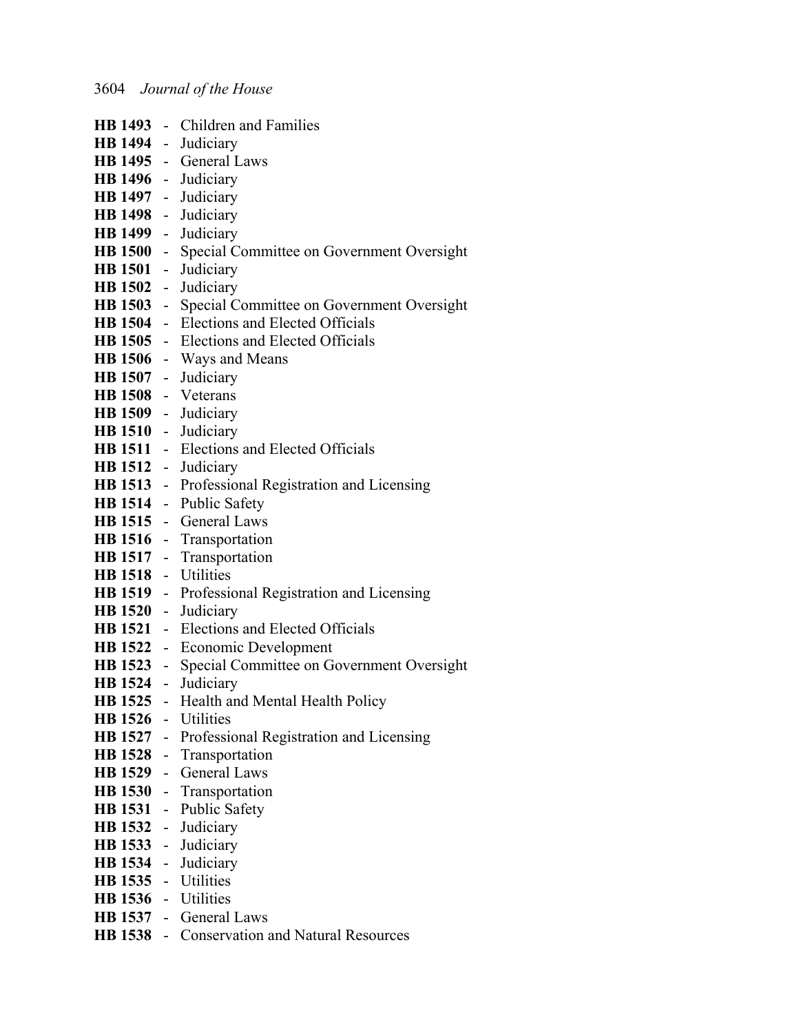**HB 1493** - Children and Families
**HB 1494** - Judiciary
**HB 1495** - General Laws
**HB 1496** - Judiciary
**HB 1497** - Judiciary
**HB 1498** - Judiciary
**HB 1499** - Judiciary
**HB 1500** - Special Committee on Government Oversight
**HB 1501** - Judiciary
**HB 1502** - Judiciary
**HB 1503** - Special Committee on Government Oversight
**HB 1504** - Elections and Elected Officials
**HB 1505** - Elections and Elected Officials
**HB 1506** - Ways and Means
**HB 1507** - Judiciary
**HB 1508** - Veterans
**HB 1509** - Judiciary
**HB 1510** - Judiciary
**HB 1511** - Elections and Elected Officials
**HB 1512** - Judiciary
**HB 1513** - Professional Registration and Licensing
**HB 1514** - Public Safety
**HB 1515** - General Laws
**HB 1516** - Transportation
**HB 1517** - Transportation
**HB 1518** - Utilities
**HB 1519** - Professional Registration and Licensing
**HB 1520** - Judiciary
**HB 1521** - Elections and Elected Officials
**HB 1522** - Economic Development
**HB 1523** - Special Committee on Government Oversight
**HB 1524** - Judiciary
**HB 1525** - Health and Mental Health Policy
**HB 1526** - Utilities
**HB 1527** - Professional Registration and Licensing
**HB 1528** - Transportation
**HB 1529** - General Laws
**HB 1530** - Transportation
**HB 1531** - Public Safety
**HB 1532** - Judiciary
**HB 1533** - Judiciary
**HB 1534** - Judiciary
**HB 1535** - Utilities
**HB 1536** - Utilities
**HB 1537** - General Laws
**HB 1538** - Conservation and Natural Resources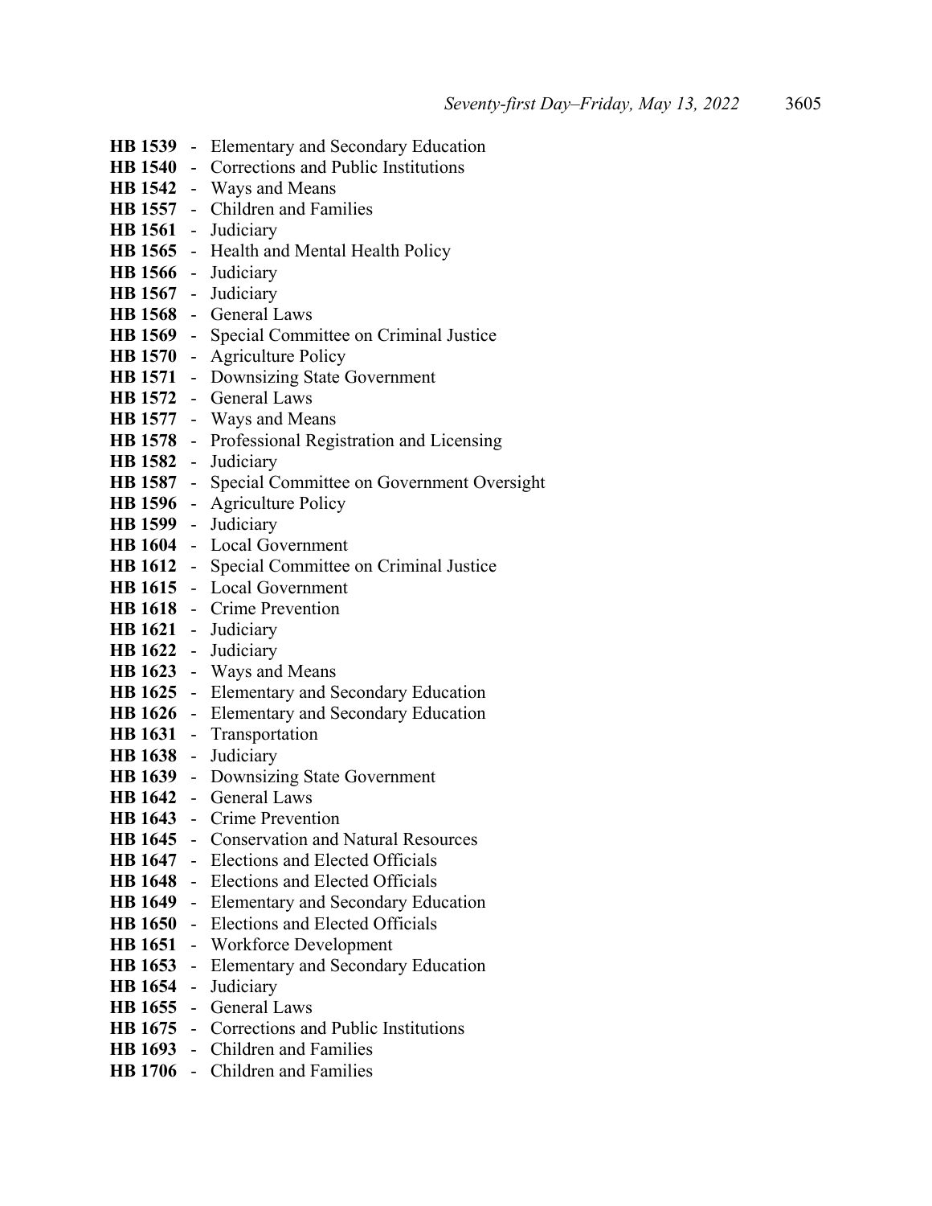**HB 1539** - Elementary and Secondary Education
**HB 1540** - Corrections and Public Institutions
**HB 1542** - Ways and Means
**HB 1557** - Children and Families
**HB 1561** - Judiciary
**HB 1565** - Health and Mental Health Policy
**HB 1566** - Judiciary
**HB 1567** - Judiciary
**HB 1568** - General Laws
**HB 1569** - Special Committee on Criminal Justice
**HB 1570** - Agriculture Policy
**HB 1571** - Downsizing State Government
**HB 1572** - General Laws
**HB 1577** - Ways and Means
**HB 1578** - Professional Registration and Licensing
**HB 1582** - Judiciary
**HB 1587** - Special Committee on Government Oversight
**HB 1596** - Agriculture Policy
**HB 1599** - Judiciary
**HB 1604** - Local Government
**HB 1612** - Special Committee on Criminal Justice
**HB 1615** - Local Government
**HB 1618** - Crime Prevention
**HB 1621** - Judiciary
**HB 1622** - Judiciary
**HB 1623** - Ways and Means
**HB 1625** - Elementary and Secondary Education
**HB 1626** - Elementary and Secondary Education
**HB 1631** - Transportation
**HB 1638** - Judiciary
**HB 1639** - Downsizing State Government
**HB 1642** - General Laws
**HB 1643** - Crime Prevention
**HB 1645** - Conservation and Natural Resources
**HB 1647** - Elections and Elected Officials
**HB 1648** - Elections and Elected Officials
**HB 1649** - Elementary and Secondary Education
**HB 1650** - Elections and Elected Officials
**HB 1651** - Workforce Development
**HB 1653** - Elementary and Secondary Education
**HB 1654** - Judiciary
**HB 1655** - General Laws
**HB 1675** - Corrections and Public Institutions
**HB 1693** - Children and Families
**HB 1706** - Children and Families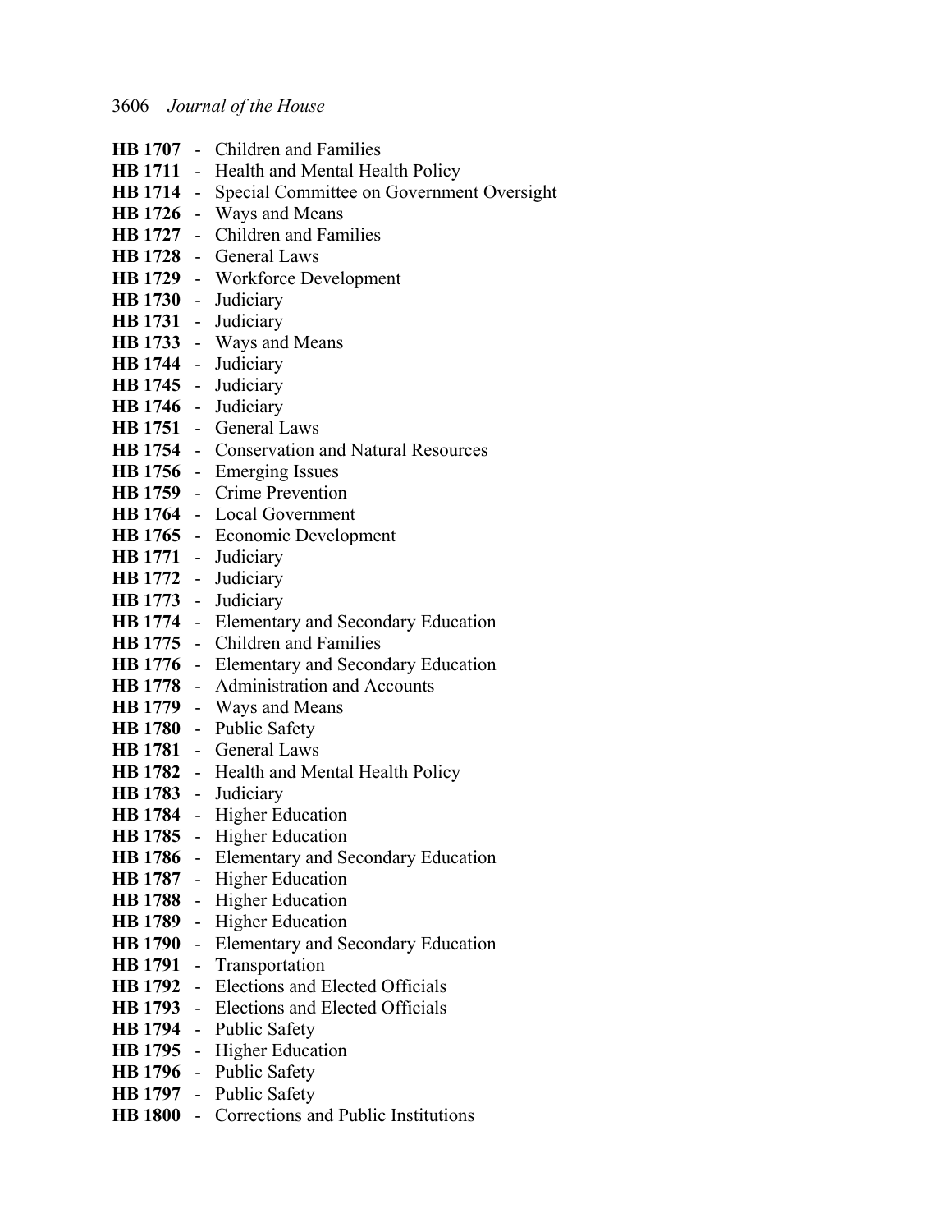**HB 1707** - Children and Families
**HB 1711** - Health and Mental Health Policy
**HB 1714** - Special Committee on Government Oversight
**HB 1726** - Ways and Means
**HB 1727** - Children and Families
**HB 1728** - General Laws
**HB 1729** - Workforce Development
**HB 1730** - Judiciary
**HB 1731** - Judiciary
**HB 1733** - Ways and Means
**HB 1744** - Judiciary
**HB 1745** - Judiciary
**HB 1746** - Judiciary
**HB 1751** - General Laws
**HB 1754** - Conservation and Natural Resources
**HB 1756** - Emerging Issues
**HB 1759** - Crime Prevention
**HB 1764** - Local Government
**HB 1765** - Economic Development
**HB 1771** - Judiciary
**HB 1772** - Judiciary
**HB 1773** - Judiciary
**HB 1774** - Elementary and Secondary Education
**HB 1775** - Children and Families
**HB 1776** - Elementary and Secondary Education
**HB 1778** - Administration and Accounts
**HB 1779** - Ways and Means
**HB 1780** - Public Safety
**HB 1781** - General Laws
**HB 1782** - Health and Mental Health Policy
**HB 1783** - Judiciary
**HB 1784** - Higher Education
**HB 1785** - Higher Education
**HB 1786** - Elementary and Secondary Education
**HB 1787** - Higher Education
**HB 1788** - Higher Education
**HB 1789** - Higher Education
**HB 1790** - Elementary and Secondary Education
**HB 1791** - Transportation
**HB 1792** - Elections and Elected Officials
**HB 1793** - Elections and Elected Officials
**HB 1794** - Public Safety
**HB 1795** - Higher Education
**HB 1796** - Public Safety
**HB 1797** - Public Safety
**HB 1800** - Corrections and Public Institutions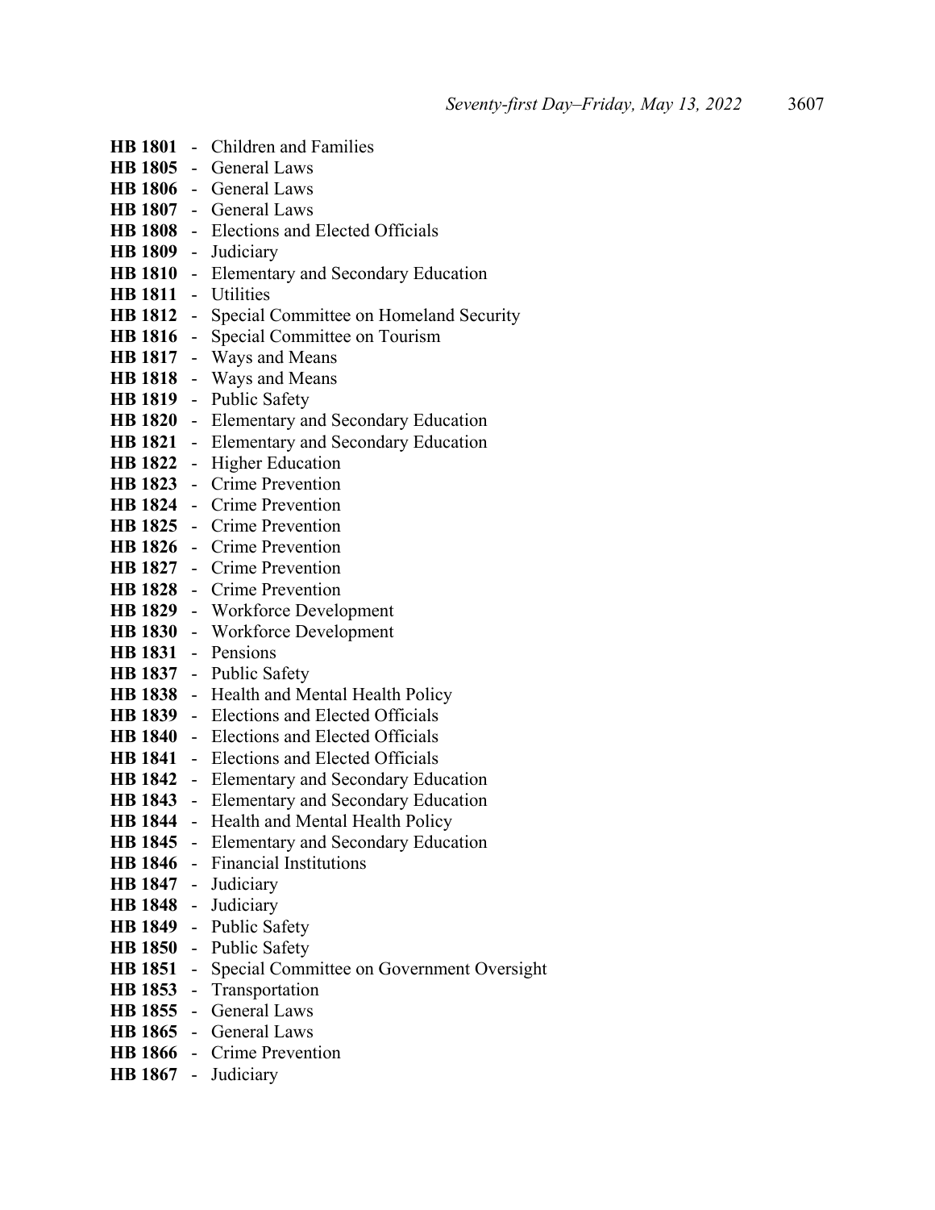**HB 1801** - Children and Families
**HB 1805** - General Laws
**HB 1806** - General Laws
**HB 1807** - General Laws
**HB 1808** - Elections and Elected Officials
**HB 1809** - Judiciary
**HB 1810** - Elementary and Secondary Education
**HB 1811** - Utilities
**HB 1812** - Special Committee on Homeland Security
**HB 1816** - Special Committee on Tourism
**HB 1817** - Ways and Means
**HB 1818** - Ways and Means
**HB 1819** - Public Safety
**HB 1820** - Elementary and Secondary Education
**HB 1821** - Elementary and Secondary Education
**HB 1822** - Higher Education
**HB 1823** - Crime Prevention
**HB 1824** - Crime Prevention
**HB 1825** - Crime Prevention
**HB 1826** - Crime Prevention
**HB 1827** - Crime Prevention
**HB 1828** - Crime Prevention
**HB 1829** - Workforce Development
**HB 1830** - Workforce Development
**HB 1831** - Pensions
**HB 1837** - Public Safety
**HB 1838** - Health and Mental Health Policy
**HB 1839** - Elections and Elected Officials
**HB 1840** - Elections and Elected Officials
**HB 1841** - Elections and Elected Officials
**HB 1842** - Elementary and Secondary Education
**HB 1843** - Elementary and Secondary Education
**HB 1844** - Health and Mental Health Policy
**HB 1845** - Elementary and Secondary Education
**HB 1846** - Financial Institutions
**HB 1847** - Judiciary
**HB 1848** - Judiciary
**HB 1849** - Public Safety
**HB 1850** - Public Safety
**HB 1851** - Special Committee on Government Oversight
**HB 1853** - Transportation
**HB 1855** - General Laws
**HB 1865** - General Laws
**HB 1866** - Crime Prevention
**HB 1867** - Judiciary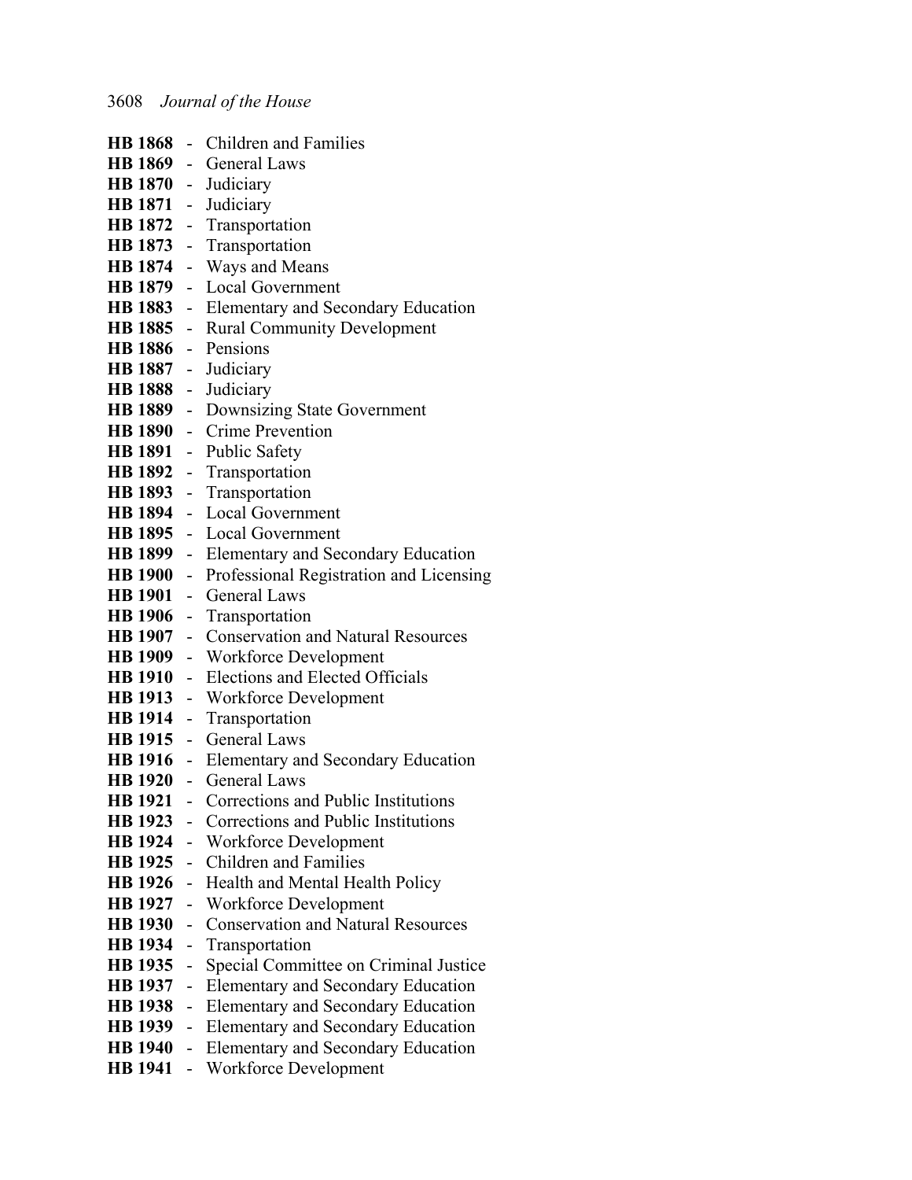**HB 1868** - Children and Families
**HB 1869** - General Laws
**HB 1870** - Judiciary
**HB 1871** - Judiciary
**HB 1872** - Transportation
**HB 1873** - Transportation
**HB 1874** - Ways and Means
**HB 1879** - Local Government
**HB 1883** - Elementary and Secondary Education
**HB 1885** - Rural Community Development
**HB 1886** - Pensions
**HB 1887** - Judiciary
**HB 1888** - Judiciary
**HB 1889** - Downsizing State Government
**HB 1890** - Crime Prevention
**HB 1891** - Public Safety
**HB 1892** - Transportation
**HB 1893** - Transportation
**HB 1894** - Local Government
**HB 1895** - Local Government
**HB 1899** - Elementary and Secondary Education
**HB 1900** - Professional Registration and Licensing
**HB 1901** - General Laws
**HB 1906** - Transportation
**HB 1907** - Conservation and Natural Resources
**HB 1909** - Workforce Development
**HB 1910** - Elections and Elected Officials
**HB 1913** - Workforce Development
**HB 1914** - Transportation
**HB 1915** - General Laws
**HB 1916** - Elementary and Secondary Education
**HB 1920** - General Laws
**HB 1921** - Corrections and Public Institutions
**HB 1923** - Corrections and Public Institutions
**HB 1924** - Workforce Development
**HB 1925** - Children and Families
**HB 1926** - Health and Mental Health Policy
**HB 1927** - Workforce Development
**HB 1930** - Conservation and Natural Resources
**HB 1934** - Transportation
**HB 1935** - Special Committee on Criminal Justice
**HB 1937** - Elementary and Secondary Education
**HB 1938** - Elementary and Secondary Education
**HB 1939** - Elementary and Secondary Education
**HB 1940** - Elementary and Secondary Education
**HB 1941** - Workforce Development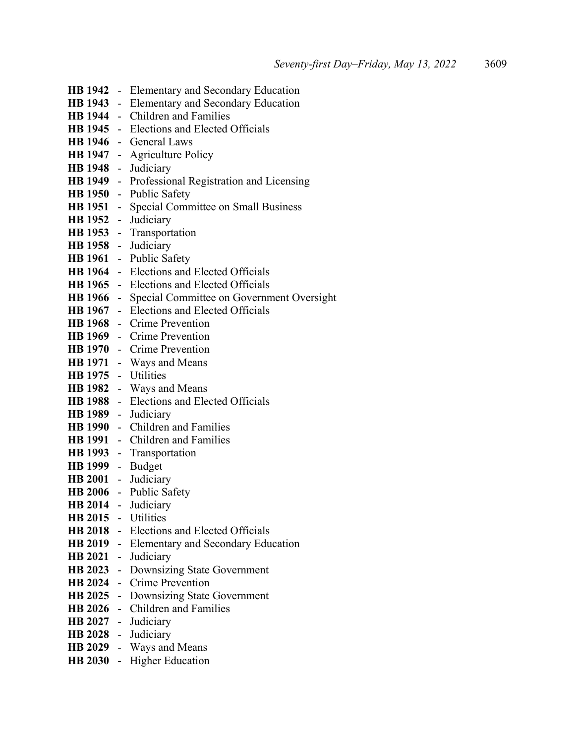**HB 1942** - Elementary and Secondary Education
**HB 1943** - Elementary and Secondary Education
**HB 1944** - Children and Families
**HB 1945** - Elections and Elected Officials
**HB 1946** - General Laws
**HB 1947** - Agriculture Policy
**HB 1948** - Judiciary
**HB 1949** - Professional Registration and Licensing
**HB 1950** - Public Safety
**HB 1951** - Special Committee on Small Business
**HB 1952** - Judiciary
**HB 1953** - Transportation
**HB 1958** - Judiciary
**HB 1961** - Public Safety
**HB 1964** - Elections and Elected Officials
**HB 1965** - Elections and Elected Officials
**HB 1966** - Special Committee on Government Oversight
**HB 1967** - Elections and Elected Officials
**HB 1968** - Crime Prevention
**HB 1969** - Crime Prevention
**HB 1970** - Crime Prevention
**HB 1971** - Ways and Means
**HB 1975** - Utilities
**HB 1982** - Ways and Means
**HB 1988** - Elections and Elected Officials
**HB 1989** - Judiciary
**HB 1990** - Children and Families
**HB 1991** - Children and Families
**HB 1993** - Transportation
**HB 1999** - Budget
**HB 2001** - Judiciary
**HB 2006** - Public Safety
**HB 2014** - Judiciary
**HB 2015** - Utilities
**HB 2018** - Elections and Elected Officials
**HB 2019** - Elementary and Secondary Education
**HB 2021** - Judiciary
**HB 2023** - Downsizing State Government
**HB 2024** - Crime Prevention
**HB 2025** - Downsizing State Government
**HB 2026** - Children and Families
**HB 2027** - Judiciary
**HB 2028** - Judiciary
**HB 2029** - Ways and Means
**HB 2030** - Higher Education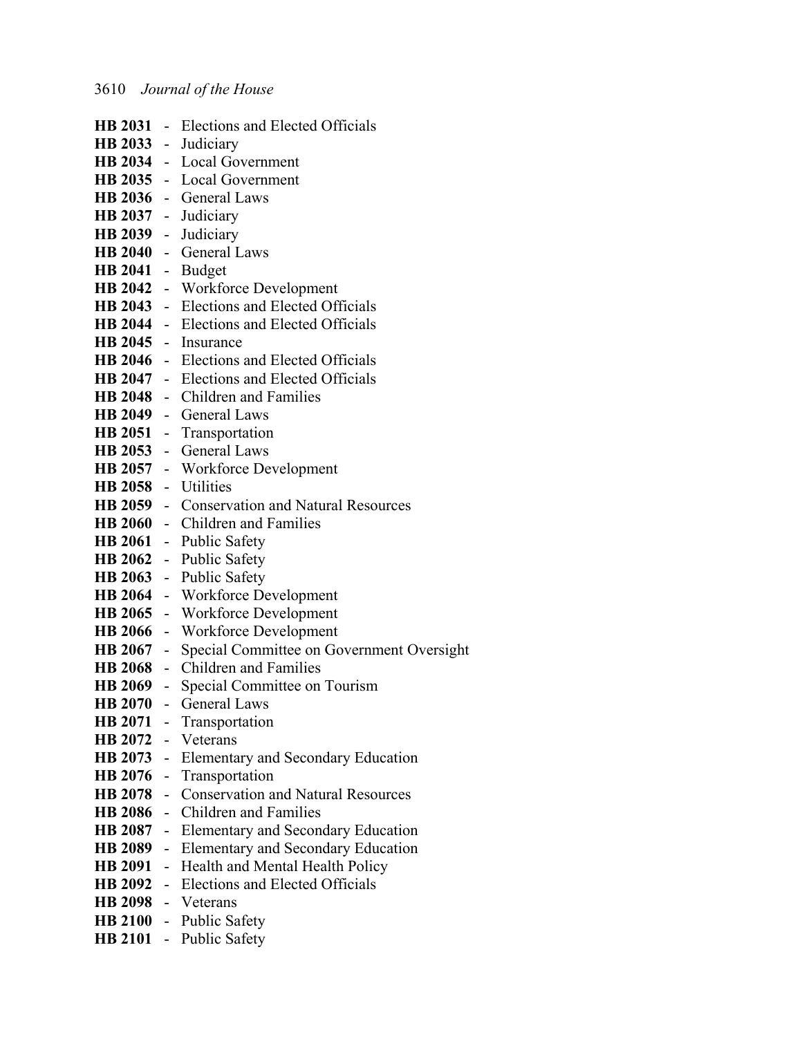**HB 2031** - Elections and Elected Officials
**HB 2033** - Judiciary
**HB 2034** - Local Government
**HB 2035** - Local Government
**HB 2036** - General Laws
**HB 2037** - Judiciary
**HB 2039** - Judiciary
**HB 2040** - General Laws
**HB 2041** - Budget
**HB 2042** - Workforce Development
**HB 2043** - Elections and Elected Officials
**HB 2044** - Elections and Elected Officials
**HB 2045** - Insurance
**HB 2046** - Elections and Elected Officials
**HB 2047** - Elections and Elected Officials
**HB 2048** - Children and Families
**HB 2049** - General Laws
**HB 2051** - Transportation
**HB 2053** - General Laws
**HB 2057** - Workforce Development
**HB 2058** - Utilities
**HB 2059** - Conservation and Natural Resources
**HB 2060** - Children and Families
**HB 2061** - Public Safety
**HB 2062** - Public Safety
**HB 2063** - Public Safety
**HB 2064** - Workforce Development
**HB 2065** - Workforce Development
**HB 2066** - Workforce Development
**HB 2067** - Special Committee on Government Oversight
**HB 2068** - Children and Families
**HB 2069** - Special Committee on Tourism
**HB 2070** - General Laws
**HB 2071** - Transportation
**HB 2072** - Veterans
**HB 2073** - Elementary and Secondary Education
**HB 2076** - Transportation
**HB 2078** - Conservation and Natural Resources
**HB 2086** - Children and Families
**HB 2087** - Elementary and Secondary Education
**HB 2089** - Elementary and Secondary Education
**HB 2091** - Health and Mental Health Policy
**HB 2092** - Elections and Elected Officials
**HB 2098** - Veterans
**HB 2100** - Public Safety
**HB 2101** - Public Safety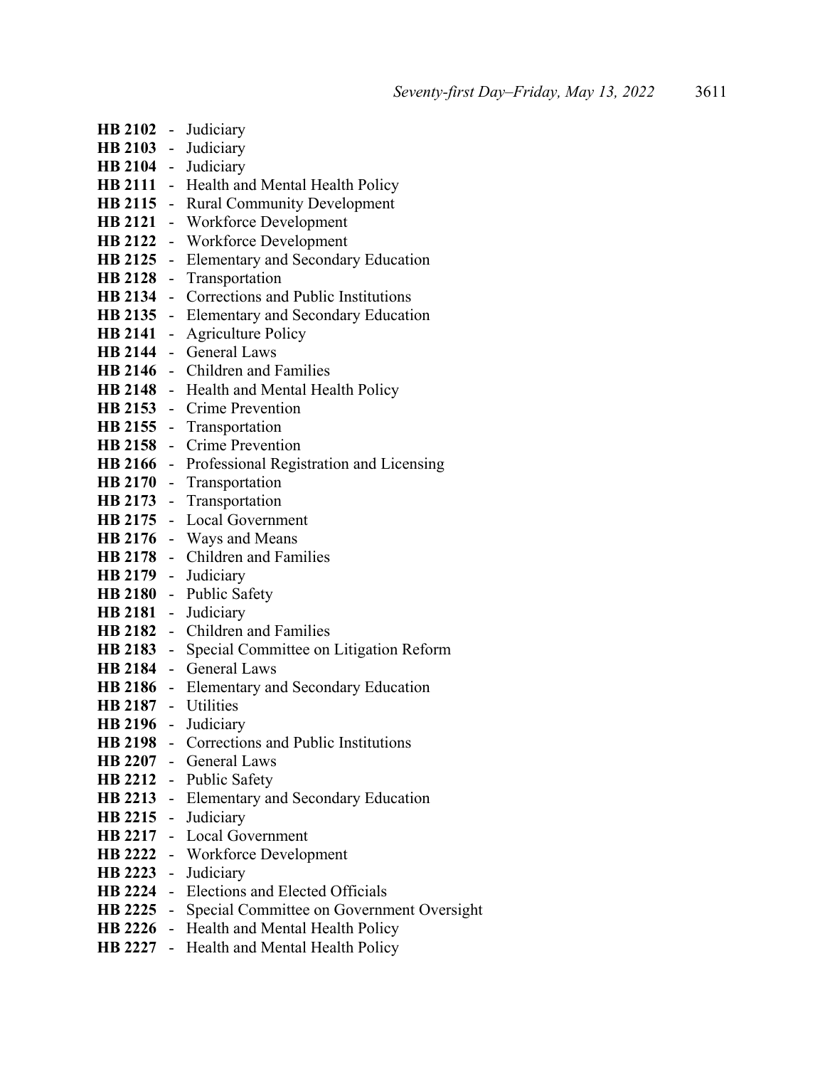**HB 2102** - Judiciary
**HB 2103** - Judiciary
**HB 2104** - Judiciary
**HB 2111** - Health and Mental Health Policy
**HB 2115** - Rural Community Development
**HB 2121** - Workforce Development
**HB 2122** - Workforce Development
**HB 2125** - Elementary and Secondary Education
**HB 2128** - Transportation
**HB 2134** - Corrections and Public Institutions
**HB 2135** - Elementary and Secondary Education
**HB 2141** - Agriculture Policy
**HB 2144** - General Laws
**HB 2146** - Children and Families
**HB 2148** - Health and Mental Health Policy
**HB 2153** - Crime Prevention
**HB 2155** - Transportation
**HB 2158** - Crime Prevention
**HB 2166** - Professional Registration and Licensing
**HB 2170** - Transportation
**HB 2173** - Transportation
**HB 2175** - Local Government
**HB 2176** - Ways and Means
**HB 2178** - Children and Families
**HB 2179** - Judiciary
**HB 2180** - Public Safety
**HB 2181** - Judiciary
**HB 2182** - Children and Families
**HB 2183** - Special Committee on Litigation Reform
**HB 2184** - General Laws
**HB 2186** - Elementary and Secondary Education
**HB 2187** - Utilities
**HB 2196** - Judiciary
**HB 2198** - Corrections and Public Institutions
**HB 2207** - General Laws
**HB 2212** - Public Safety
**HB 2213** - Elementary and Secondary Education
**HB 2215** - Judiciary
**HB 2217** - Local Government
**HB 2222** - Workforce Development
**HB 2223** - Judiciary
**HB 2224** - Elections and Elected Officials
**HB 2225** - Special Committee on Government Oversight
**HB 2226** - Health and Mental Health Policy
**HB 2227** - Health and Mental Health Policy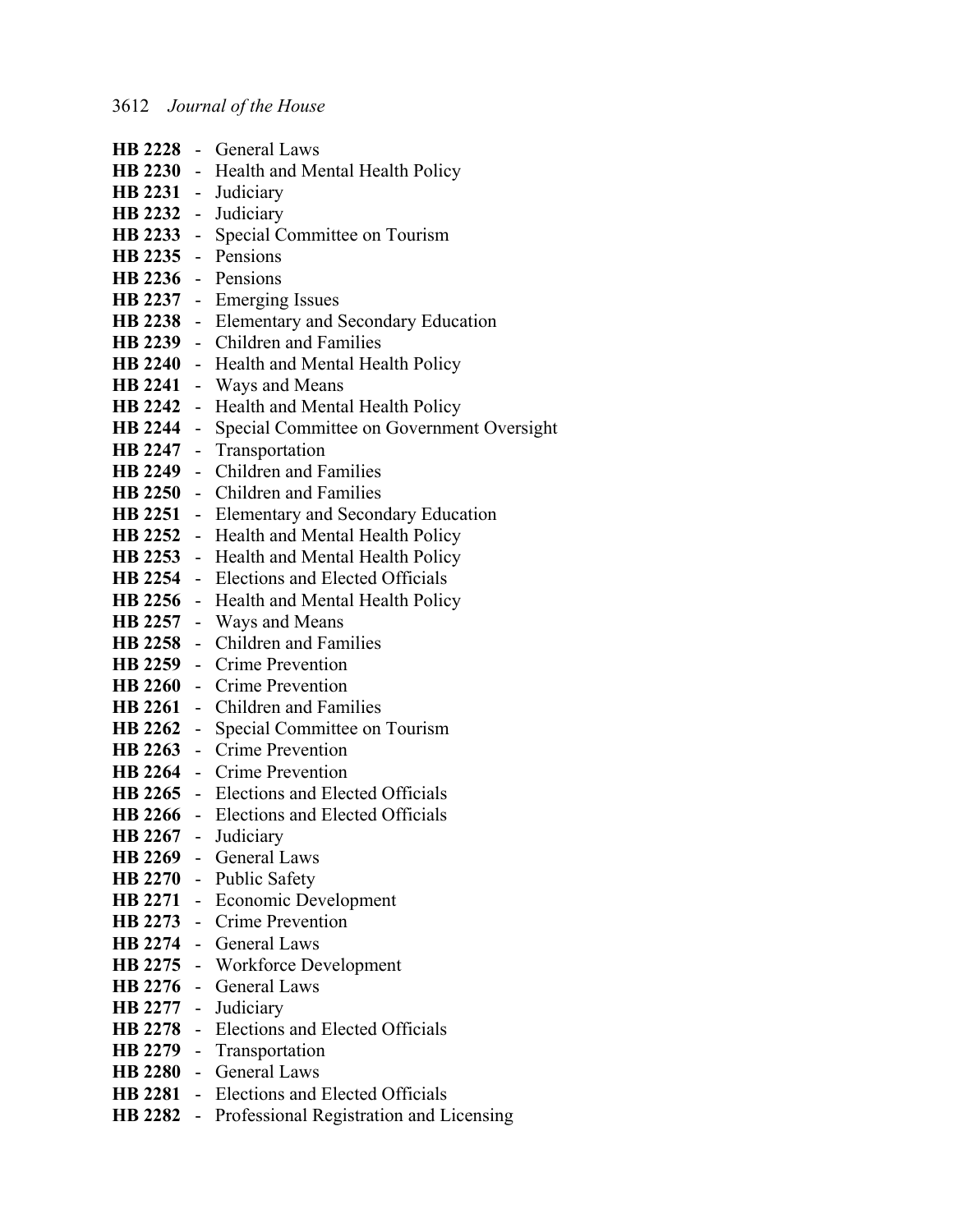**HB 2228** - General Laws
**HB 2230** - Health and Mental Health Policy
**HB 2231** - Judiciary
**HB 2232** - Judiciary
**HB 2233** - Special Committee on Tourism
**HB 2235** - Pensions
**HB 2236** - Pensions
**HB 2237** - Emerging Issues
**HB 2238** - Elementary and Secondary Education
**HB 2239** - Children and Families
**HB 2240** - Health and Mental Health Policy
**HB 2241** - Ways and Means
**HB 2242** - Health and Mental Health Policy
**HB 2244** - Special Committee on Government Oversight
**HB 2247** - Transportation
**HB 2249** - Children and Families
**HB 2250** - Children and Families
**HB 2251** - Elementary and Secondary Education
**HB 2252** - Health and Mental Health Policy
**HB 2253** - Health and Mental Health Policy
**HB 2254** - Elections and Elected Officials
**HB 2256** - Health and Mental Health Policy
**HB 2257** - Ways and Means
**HB 2258** - Children and Families
**HB 2259** - Crime Prevention
**HB 2260** - Crime Prevention
**HB 2261** - Children and Families
**HB 2262** - Special Committee on Tourism
**HB 2263** - Crime Prevention
**HB 2264** - Crime Prevention
**HB 2265** - Elections and Elected Officials
**HB 2266** - Elections and Elected Officials
**HB 2267** - Judiciary
**HB 2269** - General Laws
**HB 2270** - Public Safety
**HB 2271** - Economic Development
**HB 2273** - Crime Prevention
**HB 2274** - General Laws
**HB 2275** - Workforce Development
**HB 2276** - General Laws
**HB 2277** - Judiciary
**HB 2278** - Elections and Elected Officials
**HB 2279** - Transportation
**HB 2280** - General Laws
**HB 2281** - Elections and Elected Officials
**HB 2282** - Professional Registration and Licensing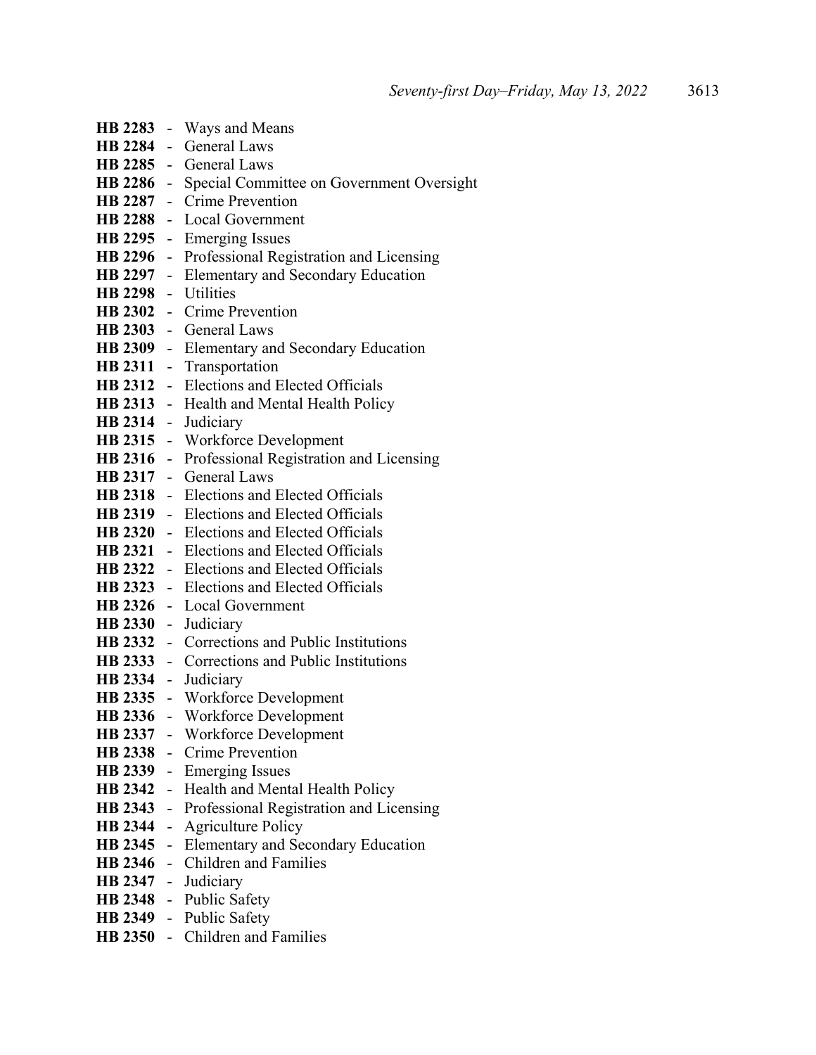**HB 2283** - Ways and Means
**HB 2284** - General Laws
**HB 2285** - General Laws
**HB 2286** - Special Committee on Government Oversight
**HB 2287** - Crime Prevention
**HB 2288** - Local Government
**HB 2295** - Emerging Issues
**HB 2296** - Professional Registration and Licensing
**HB 2297** - Elementary and Secondary Education
**HB 2298** - Utilities
**HB 2302** - Crime Prevention
**HB 2303** - General Laws
**HB 2309** - Elementary and Secondary Education
**HB 2311** - Transportation
**HB 2312** - Elections and Elected Officials
**HB 2313** - Health and Mental Health Policy
**HB 2314** - Judiciary
**HB 2315** - Workforce Development
**HB 2316** - Professional Registration and Licensing
**HB 2317** - General Laws
**HB 2318** - Elections and Elected Officials
**HB 2319** - Elections and Elected Officials
**HB 2320** - Elections and Elected Officials
**HB 2321** - Elections and Elected Officials
**HB 2322** - Elections and Elected Officials
**HB 2323** - Elections and Elected Officials
**HB 2326** - Local Government
**HB 2330** - Judiciary
**HB 2332** - Corrections and Public Institutions
**HB 2333** - Corrections and Public Institutions
**HB 2334** - Judiciary
**HB 2335** - Workforce Development
**HB 2336** - Workforce Development
**HB 2337** - Workforce Development
**HB 2338** - Crime Prevention
**HB 2339** - Emerging Issues
**HB 2342** - Health and Mental Health Policy
**HB 2343** - Professional Registration and Licensing
**HB 2344** - Agriculture Policy
**HB 2345** - Elementary and Secondary Education
**HB 2346** - Children and Families
**HB 2347** - Judiciary
**HB 2348** - Public Safety
**HB 2349** - Public Safety
**HB 2350** - Children and Families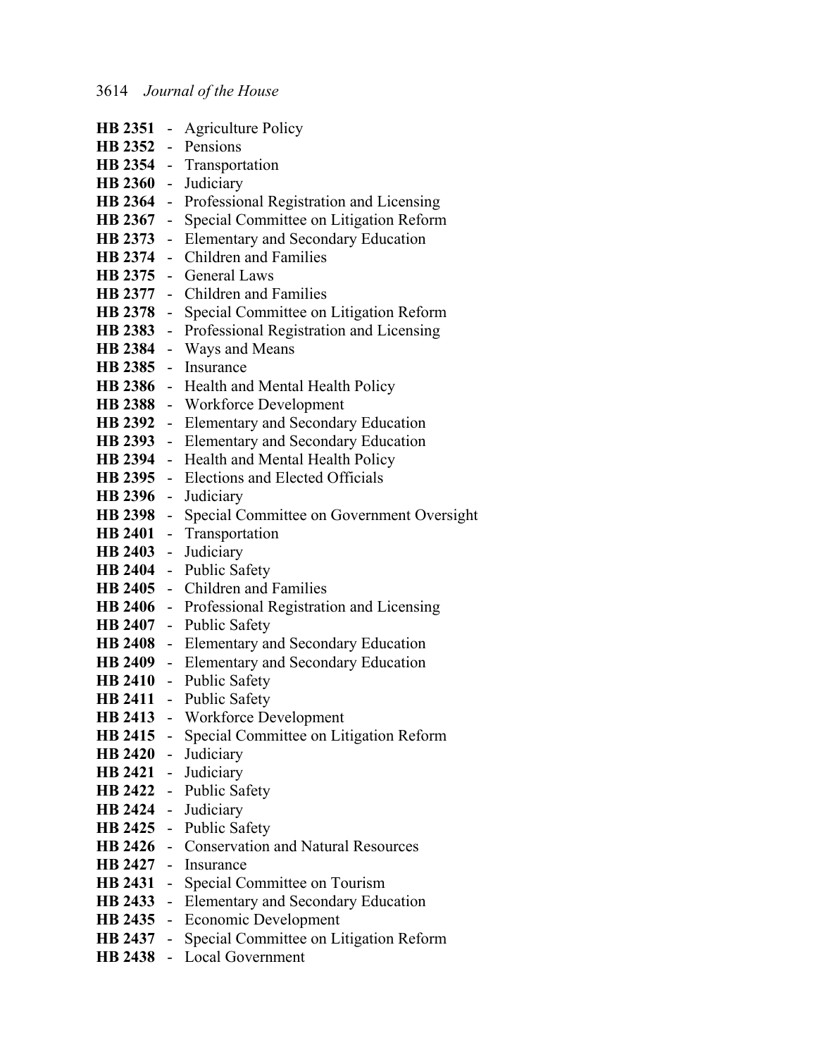**HB 2351** - Agriculture Policy
**HB 2352** - Pensions
**HB 2354** - Transportation
**HB 2360** - Judiciary
**HB 2364** - Professional Registration and Licensing
**HB 2367** - Special Committee on Litigation Reform
**HB 2373** - Elementary and Secondary Education
**HB 2374** - Children and Families
**HB 2375** - General Laws
**HB 2377** - Children and Families
**HB 2378** - Special Committee on Litigation Reform
**HB 2383** - Professional Registration and Licensing
**HB 2384** - Ways and Means
**HB 2385** - Insurance
**HB 2386** - Health and Mental Health Policy
**HB 2388** - Workforce Development
**HB 2392** - Elementary and Secondary Education
**HB 2393** - Elementary and Secondary Education
**HB 2394** - Health and Mental Health Policy
**HB 2395** - Elections and Elected Officials
**HB 2396** - Judiciary
**HB 2398** - Special Committee on Government Oversight
**HB 2401** - Transportation
**HB 2403** - Judiciary
**HB 2404** - Public Safety
**HB 2405** - Children and Families
**HB 2406** - Professional Registration and Licensing
**HB 2407** - Public Safety
**HB 2408** - Elementary and Secondary Education
**HB 2409** - Elementary and Secondary Education
**HB 2410** - Public Safety
**HB 2411** - Public Safety
**HB 2413** - Workforce Development
**HB 2415** - Special Committee on Litigation Reform
**HB 2420** - Judiciary
**HB 2421** - Judiciary
**HB 2422** - Public Safety
**HB 2424** - Judiciary
**HB 2425** - Public Safety
**HB 2426** - Conservation and Natural Resources
**HB 2427** - Insurance
**HB 2431** - Special Committee on Tourism
**HB 2433** - Elementary and Secondary Education
**HB 2435** - Economic Development
**HB 2437** - Special Committee on Litigation Reform
**HB 2438** - Local Government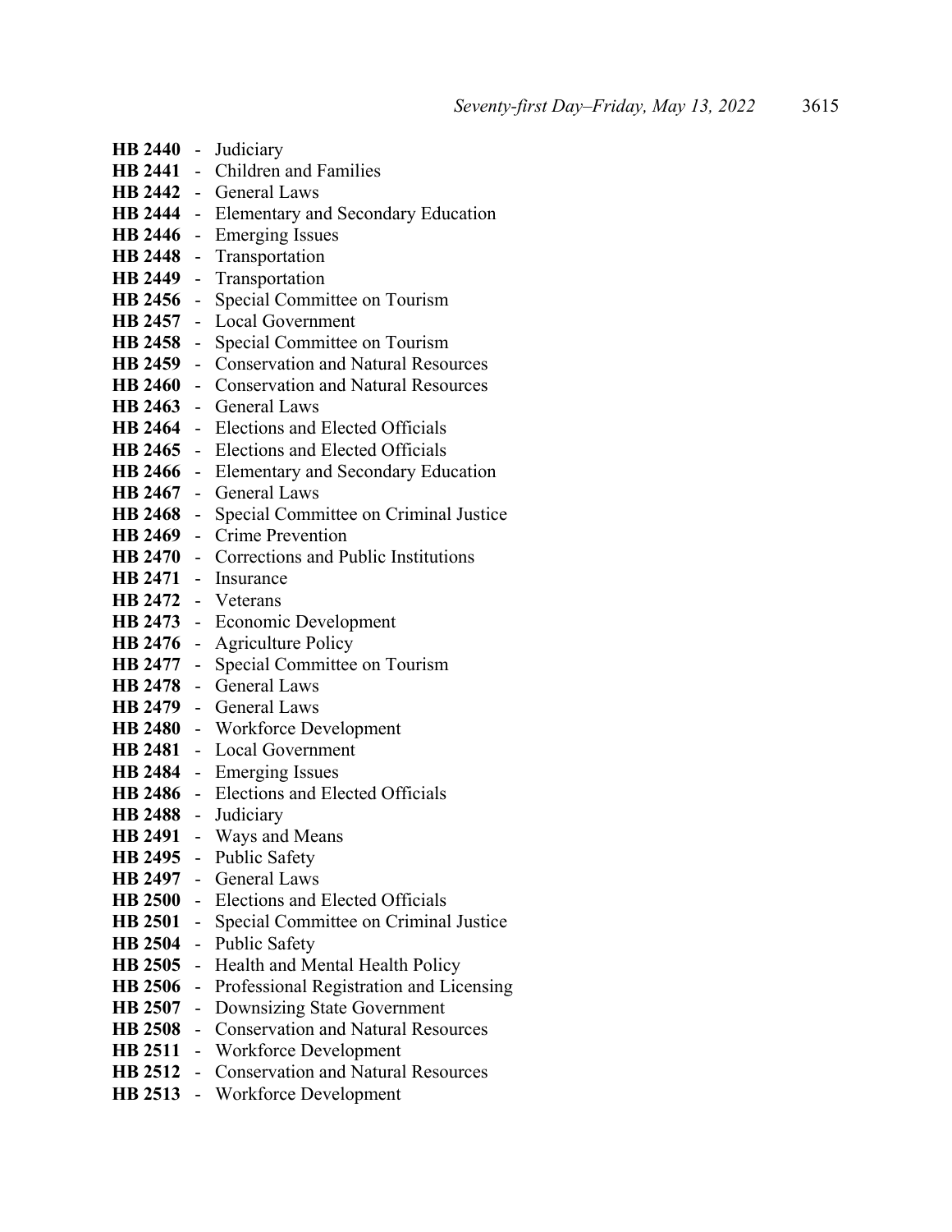**HB 2440** - Judiciary
**HB 2441** - Children and Families
**HB 2442** - General Laws
**HB 2444** - Elementary and Secondary Education
**HB 2446** - Emerging Issues
**HB 2448** - Transportation
**HB 2449** - Transportation
**HB 2456** - Special Committee on Tourism
**HB 2457** - Local Government
**HB 2458** - Special Committee on Tourism
**HB 2459** - Conservation and Natural Resources
**HB 2460** - Conservation and Natural Resources
**HB 2463** - General Laws
**HB 2464** - Elections and Elected Officials
**HB 2465** - Elections and Elected Officials
**HB 2466** - Elementary and Secondary Education
**HB 2467** - General Laws
**HB 2468** - Special Committee on Criminal Justice
**HB 2469** - Crime Prevention
**HB 2470** - Corrections and Public Institutions
**HB 2471** - Insurance
**HB 2472** - Veterans
**HB 2473** - Economic Development
**HB 2476** - Agriculture Policy
**HB 2477** - Special Committee on Tourism
**HB 2478** - General Laws
**HB 2479** - General Laws
**HB 2480** - Workforce Development
**HB 2481** - Local Government
**HB 2484** - Emerging Issues
**HB 2486** - Elections and Elected Officials
**HB 2488** - Judiciary
**HB 2491** - Ways and Means
**HB 2495** - Public Safety
**HB 2497** - General Laws
**HB 2500** - Elections and Elected Officials
**HB 2501** - Special Committee on Criminal Justice
**HB 2504** - Public Safety
**HB 2505** - Health and Mental Health Policy
**HB 2506** - Professional Registration and Licensing
**HB 2507** - Downsizing State Government
**HB 2508** - Conservation and Natural Resources
**HB 2511** - Workforce Development
**HB 2512** - Conservation and Natural Resources
**HB 2513** - Workforce Development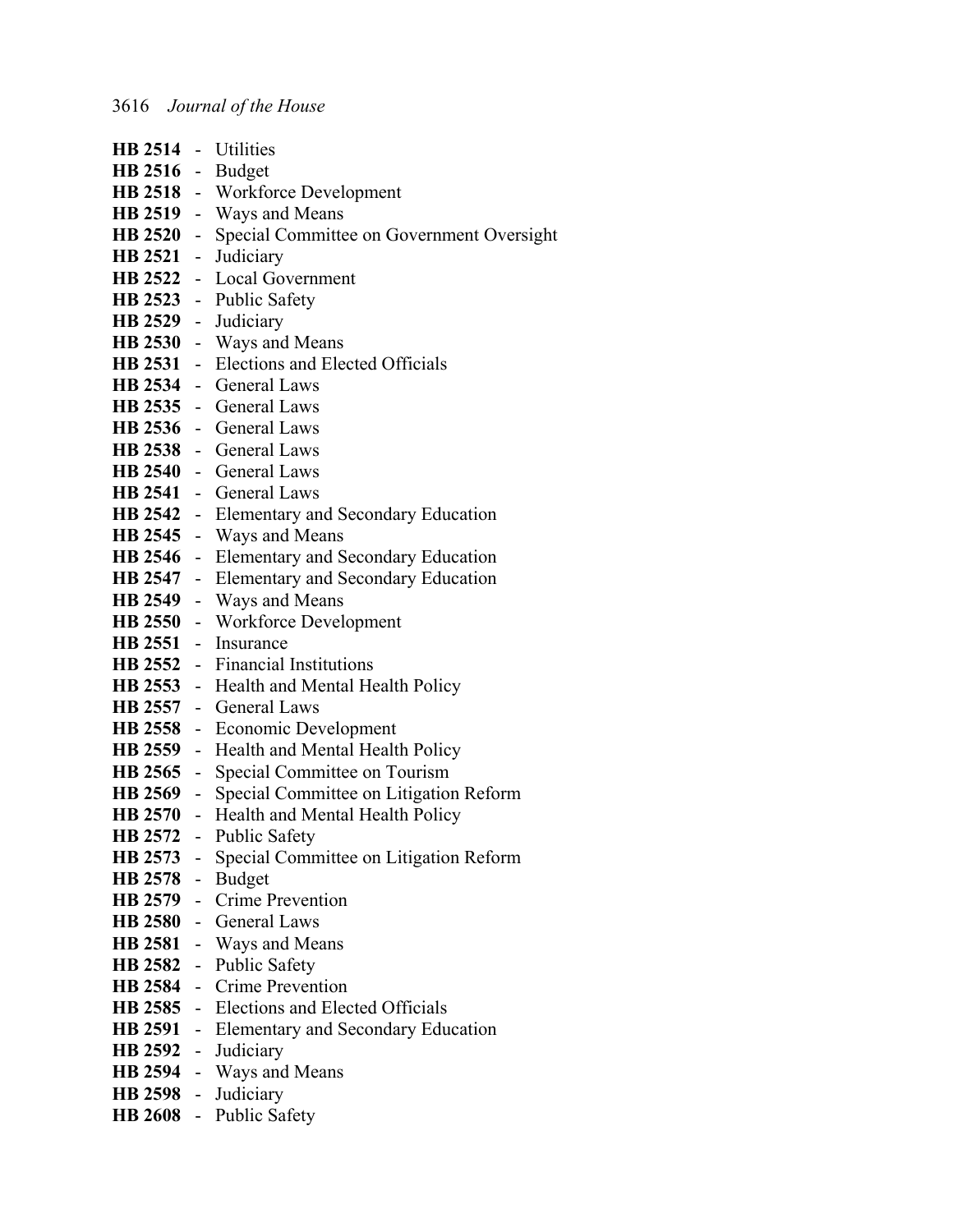**HB 2514** - Utilities
**HB 2516** - Budget
**HB 2518** - Workforce Development
**HB 2519** - Ways and Means
**HB 2520** - Special Committee on Government Oversight
**HB 2521** - Judiciary
**HB 2522** - Local Government
**HB 2523** - Public Safety
**HB 2529** - Judiciary
**HB 2530** - Ways and Means
**HB 2531** - Elections and Elected Officials
**HB 2534** - General Laws
**HB 2535** - General Laws
**HB 2536** - General Laws
**HB 2538** - General Laws
**HB 2540** - General Laws
**HB 2541** - General Laws
**HB 2542** - Elementary and Secondary Education
**HB 2545** - Ways and Means
**HB 2546** - Elementary and Secondary Education
**HB 2547** - Elementary and Secondary Education
**HB 2549** - Ways and Means
**HB 2550** - Workforce Development
**HB 2551** - Insurance
**HB 2552** - Financial Institutions
**HB 2553** - Health and Mental Health Policy
**HB 2557** - General Laws
**HB 2558** - Economic Development
**HB 2559** - Health and Mental Health Policy
**HB 2565** - Special Committee on Tourism
**HB 2569** - Special Committee on Litigation Reform
**HB 2570** - Health and Mental Health Policy
**HB 2572** - Public Safety
**HB 2573** - Special Committee on Litigation Reform
**HB 2578** - Budget
**HB 2579** - Crime Prevention
**HB 2580** - General Laws
**HB 2581** - Ways and Means
**HB 2582** - Public Safety
**HB 2584** - Crime Prevention
**HB 2585** - Elections and Elected Officials
**HB 2591** - Elementary and Secondary Education
**HB 2592** - Judiciary
**HB 2594** - Ways and Means
**HB 2598** - Judiciary
**HB 2608** - Public Safety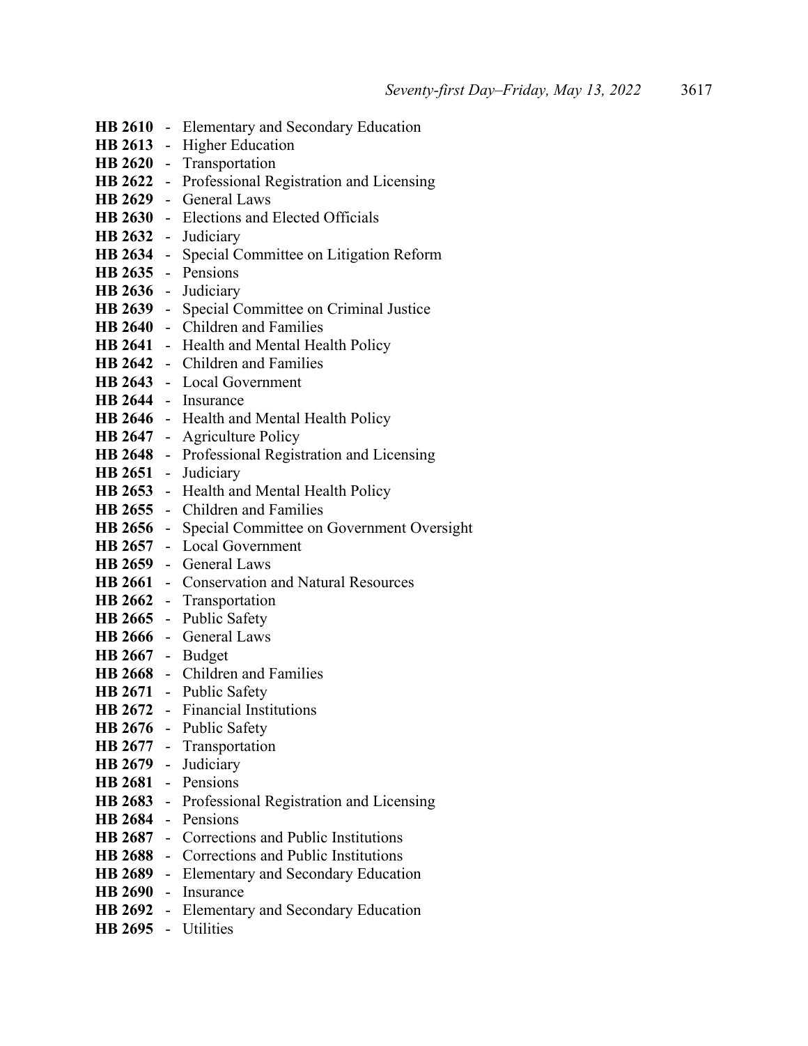**HB 2610** - Elementary and Secondary Education
**HB 2613** - Higher Education
**HB 2620** - Transportation
**HB 2622** - Professional Registration and Licensing
**HB 2629** - General Laws
**HB 2630** - Elections and Elected Officials
**HB 2632** - Judiciary
**HB 2634** - Special Committee on Litigation Reform
**HB 2635** - Pensions
**HB 2636** - Judiciary
**HB 2639** - Special Committee on Criminal Justice
**HB 2640** - Children and Families
**HB 2641** - Health and Mental Health Policy
**HB 2642** - Children and Families
**HB 2643** - Local Government
**HB 2644** - Insurance
**HB 2646** - Health and Mental Health Policy
**HB 2647** - Agriculture Policy
**HB 2648** - Professional Registration and Licensing
**HB 2651** - Judiciary
**HB 2653** - Health and Mental Health Policy
**HB 2655** - Children and Families
**HB 2656** - Special Committee on Government Oversight
**HB 2657** - Local Government
**HB 2659** - General Laws
**HB 2661** - Conservation and Natural Resources
**HB 2662** - Transportation
**HB 2665** - Public Safety
**HB 2666** - General Laws
**HB 2667** - Budget
**HB 2668** - Children and Families
**HB 2671** - Public Safety
**HB 2672** - Financial Institutions
**HB 2676** - Public Safety
**HB 2677** - Transportation
**HB 2679** - Judiciary
**HB 2681** - Pensions
**HB 2683** - Professional Registration and Licensing
**HB 2684** - Pensions
**HB 2687** - Corrections and Public Institutions
**HB 2688** - Corrections and Public Institutions
**HB 2689** - Elementary and Secondary Education
**HB 2690** - Insurance
**HB 2692** - Elementary and Secondary Education
**HB 2695** - Utilities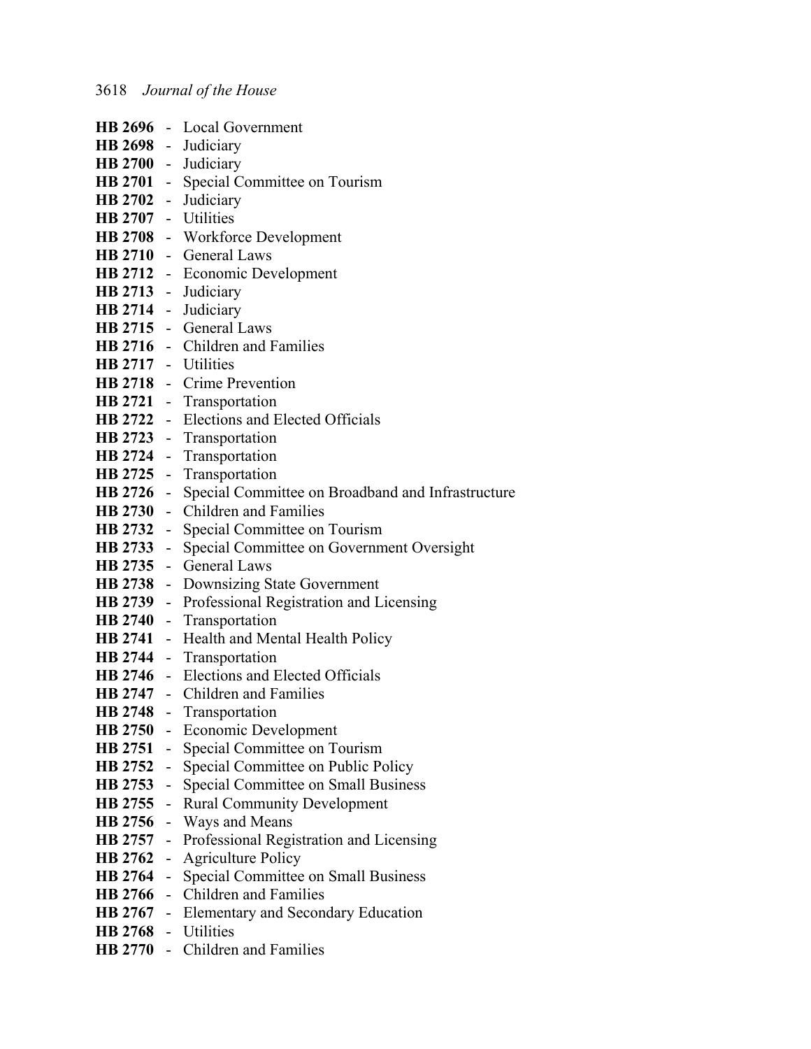**HB 2696** - Local Government
**HB 2698** - Judiciary
**HB 2700** - Judiciary
**HB 2701** - Special Committee on Tourism
**HB 2702** - Judiciary
**HB 2707** - Utilities
**HB 2708** - Workforce Development
**HB 2710** - General Laws
**HB 2712** - Economic Development
**HB 2713** - Judiciary
**HB 2714** - Judiciary
**HB 2715** - General Laws
**HB 2716** - Children and Families
**HB 2717** - Utilities
**HB 2718** - Crime Prevention
**HB 2721** - Transportation
**HB 2722** - Elections and Elected Officials
**HB 2723** - Transportation
**HB 2724** - Transportation
**HB 2725** - Transportation
**HB 2726** - Special Committee on Broadband and Infrastructure
**HB 2730** - Children and Families
**HB 2732** - Special Committee on Tourism
**HB 2733** - Special Committee on Government Oversight
**HB 2735** - General Laws
**HB 2738** - Downsizing State Government
**HB 2739** - Professional Registration and Licensing
**HB 2740** - Transportation
**HB 2741** - Health and Mental Health Policy
**HB 2744** - Transportation
**HB 2746** - Elections and Elected Officials
**HB 2747** - Children and Families
**HB 2748** - Transportation
**HB 2750** - Economic Development
**HB 2751** - Special Committee on Tourism
**HB 2752** - Special Committee on Public Policy
**HB 2753** - Special Committee on Small Business
**HB 2755** - Rural Community Development
**HB 2756** - Ways and Means
**HB 2757** - Professional Registration and Licensing
**HB 2762** - Agriculture Policy
**HB 2764** - Special Committee on Small Business
**HB 2766** - Children and Families
**HB 2767** - Elementary and Secondary Education
**HB 2768** - Utilities
**HB 2770** - Children and Families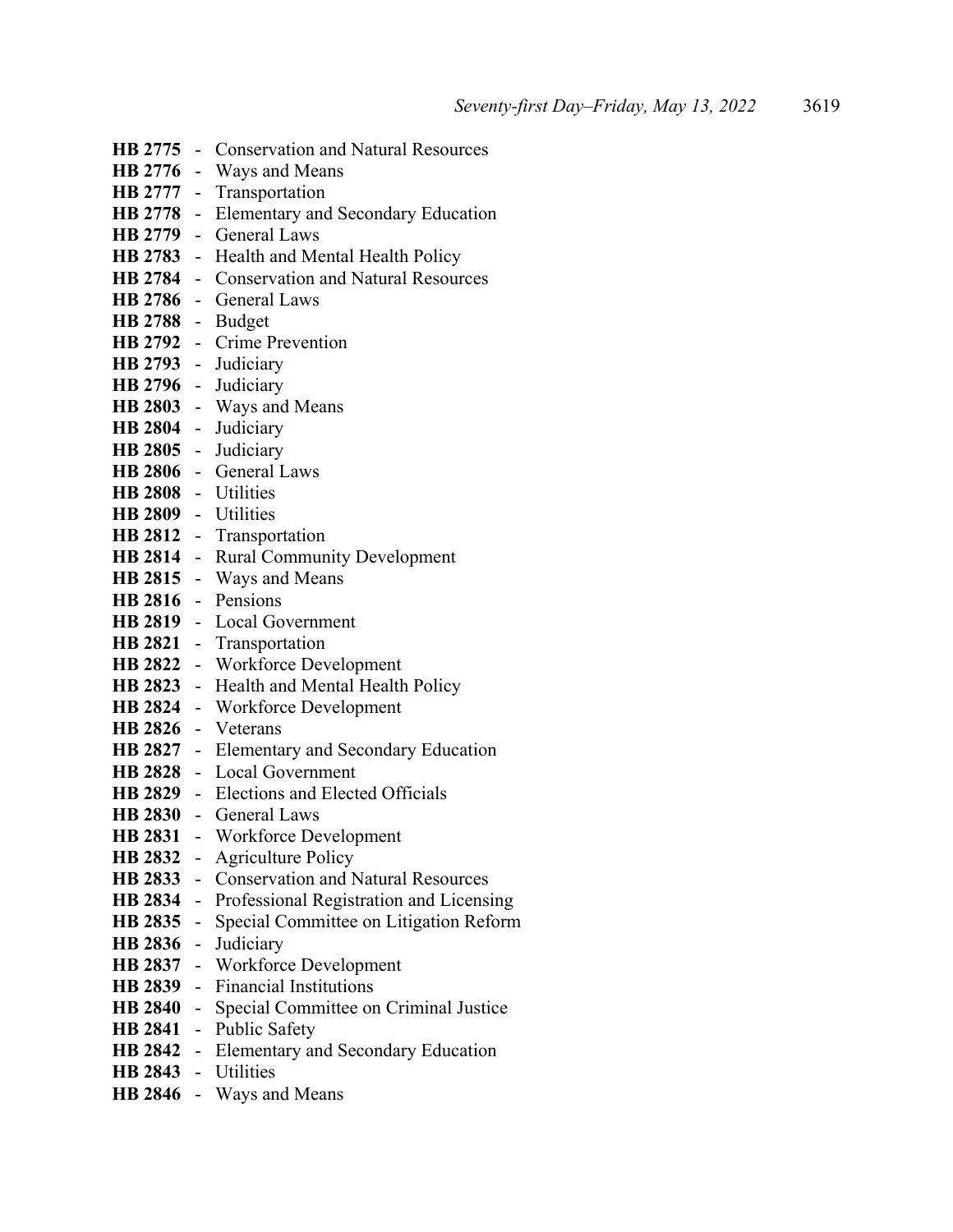**HB 2775** - Conservation and Natural Resources
**HB 2776** - Ways and Means
**HB 2777** - Transportation
**HB 2778** - Elementary and Secondary Education
**HB 2779** - General Laws
**HB 2783** - Health and Mental Health Policy
**HB 2784** - Conservation and Natural Resources
**HB 2786** - General Laws
**HB 2788** - Budget
**HB 2792** - Crime Prevention
**HB 2793** - Judiciary
**HB 2796** - Judiciary
**HB 2803** - Ways and Means
**HB 2804** - Judiciary
**HB 2805** - Judiciary
**HB 2806** - General Laws
**HB 2808** - Utilities
**HB 2809** - Utilities
**HB 2812** - Transportation
**HB 2814** - Rural Community Development
**HB 2815** - Ways and Means
**HB 2816** - Pensions
**HB 2819** - Local Government
**HB 2821** - Transportation
**HB 2822** - Workforce Development
**HB 2823** - Health and Mental Health Policy
**HB 2824** - Workforce Development
**HB 2826** - Veterans
**HB 2827** - Elementary and Secondary Education
**HB 2828** - Local Government
**HB 2829** - Elections and Elected Officials
**HB 2830** - General Laws
**HB 2831** - Workforce Development
**HB 2832** - Agriculture Policy
**HB 2833** - Conservation and Natural Resources
**HB 2834** - Professional Registration and Licensing
**HB 2835** - Special Committee on Litigation Reform
**HB 2836** - Judiciary
**HB 2837** - Workforce Development
**HB 2839** - Financial Institutions
**HB 2840** - Special Committee on Criminal Justice
**HB 2841** - Public Safety
**HB 2842** - Elementary and Secondary Education
**HB 2843** - Utilities
**HB 2846** - Ways and Means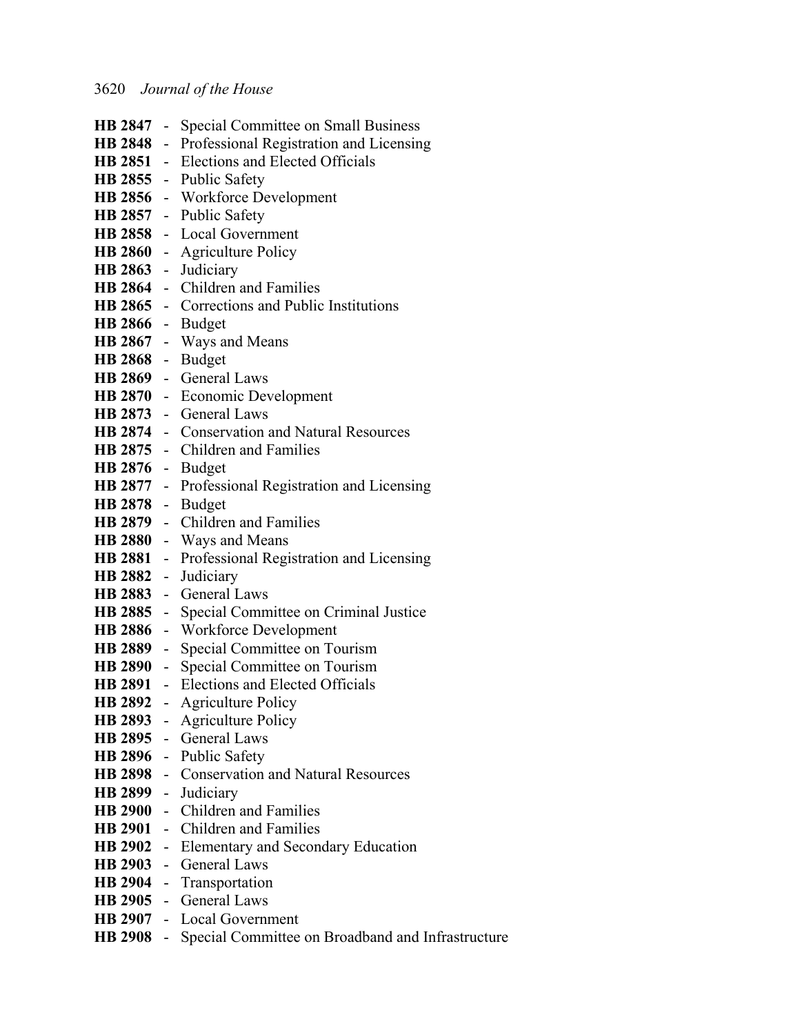**HB 2847** - Special Committee on Small Business
**HB 2848** - Professional Registration and Licensing
**HB 2851** - Elections and Elected Officials
**HB 2855** - Public Safety
**HB 2856** - Workforce Development
**HB 2857** - Public Safety
**HB 2858** - Local Government
**HB 2860** - Agriculture Policy
**HB 2863** - Judiciary
**HB 2864** - Children and Families
**HB 2865** - Corrections and Public Institutions
**HB 2866** - Budget
**HB 2867** - Ways and Means
**HB 2868** - Budget
**HB 2869** - General Laws
**HB 2870** - Economic Development
**HB 2873** - General Laws
**HB 2874** - Conservation and Natural Resources
**HB 2875** - Children and Families
**HB 2876** - Budget
**HB 2877** - Professional Registration and Licensing
**HB 2878** - Budget
**HB 2879** - Children and Families
**HB 2880** - Ways and Means
**HB 2881** - Professional Registration and Licensing
**HB 2882** - Judiciary
**HB 2883** - General Laws
**HB 2885** - Special Committee on Criminal Justice
**HB 2886** - Workforce Development
**HB 2889** - Special Committee on Tourism
**HB 2890** - Special Committee on Tourism
**HB 2891** - Elections and Elected Officials
**HB 2892** - Agriculture Policy
**HB 2893** - Agriculture Policy
**HB 2895** - General Laws
**HB 2896** - Public Safety
**HB 2898** - Conservation and Natural Resources
**HB 2899** - Judiciary
**HB 2900** - Children and Families
**HB 2901** - Children and Families
**HB 2902** - Elementary and Secondary Education
**HB 2903** - General Laws
**HB 2904** - Transportation
**HB 2905** - General Laws
**HB 2907** - Local Government
**HB 2908** - Special Committee on Broadband and Infrastructure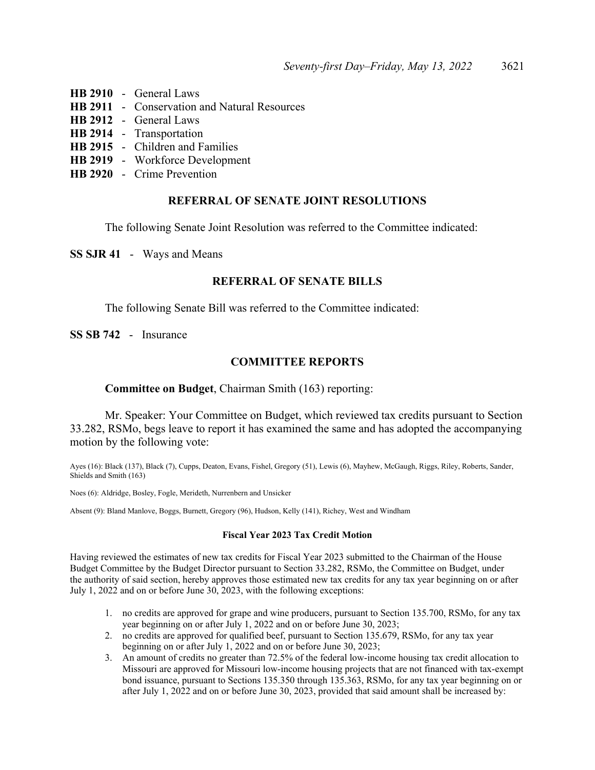**HB 2910** - General Laws
**HB 2911** - Conservation and Natural Resources
**HB 2912** - General Laws
**HB 2914** - Transportation
**HB 2915** - Children and Families
**HB 2919** - Workforce Development
**HB 2920** - Crime Prevention

## REFERRAL OF SENATE JOINT RESOLUTIONS

The following Senate Joint Resolution was referred to the Committee indicated:

**SS SJR 41** - Ways and Means

## REFERRAL OF SENATE BILLS

The following Senate Bill was referred to the Committee indicated:

**SS SB 742** - Insurance

## COMMITTEE REPORTS

**Committee on Budget**, Chairman Smith (163) reporting:

Mr. Speaker: Your Committee on Budget, which reviewed tax credits pursuant to Section 33.282, RSMo, begs leave to report it has examined the same and has adopted the accompanying motion by the following vote:

Ayes (16): Black (137), Black (7), Cupps, Deaton, Evans, Fishel, Gregory (51), Lewis (6), Mayhew, McGaugh, Riggs, Riley, Roberts, Sander, Shields and Smith (163)

Noes (6): Aldridge, Bosley, Fogle, Merideth, Nurrenbern and Unsicker

Absent (9): Bland Manlove, Boggs, Burnett, Gregory (96), Hudson, Kelly (141), Richey, West and Windham

**Fiscal Year 2023 Tax Credit Motion**

Having reviewed the estimates of new tax credits for Fiscal Year 2023 submitted to the Chairman of the House Budget Committee by the Budget Director pursuant to Section 33.282, RSMo, the Committee on Budget, under the authority of said section, hereby approves those estimated new tax credits for any tax year beginning on or after July 1, 2022 and on or before June 30, 2023, with the following exceptions:

1. no credits are approved for grape and wine producers, pursuant to Section 135.700, RSMo, for any tax year beginning on or after July 1, 2022 and on or before June 30, 2023;
2. no credits are approved for qualified beef, pursuant to Section 135.679, RSMo, for any tax year beginning on or after July 1, 2022 and on or before June 30, 2023;
3. An amount of credits no greater than 72.5% of the federal low-income housing tax credit allocation to Missouri are approved for Missouri low-income housing projects that are not financed with tax-exempt bond issuance, pursuant to Sections 135.350 through 135.363, RSMo, for any tax year beginning on or after July 1, 2022 and on or before June 30, 2023, provided that said amount shall be increased by: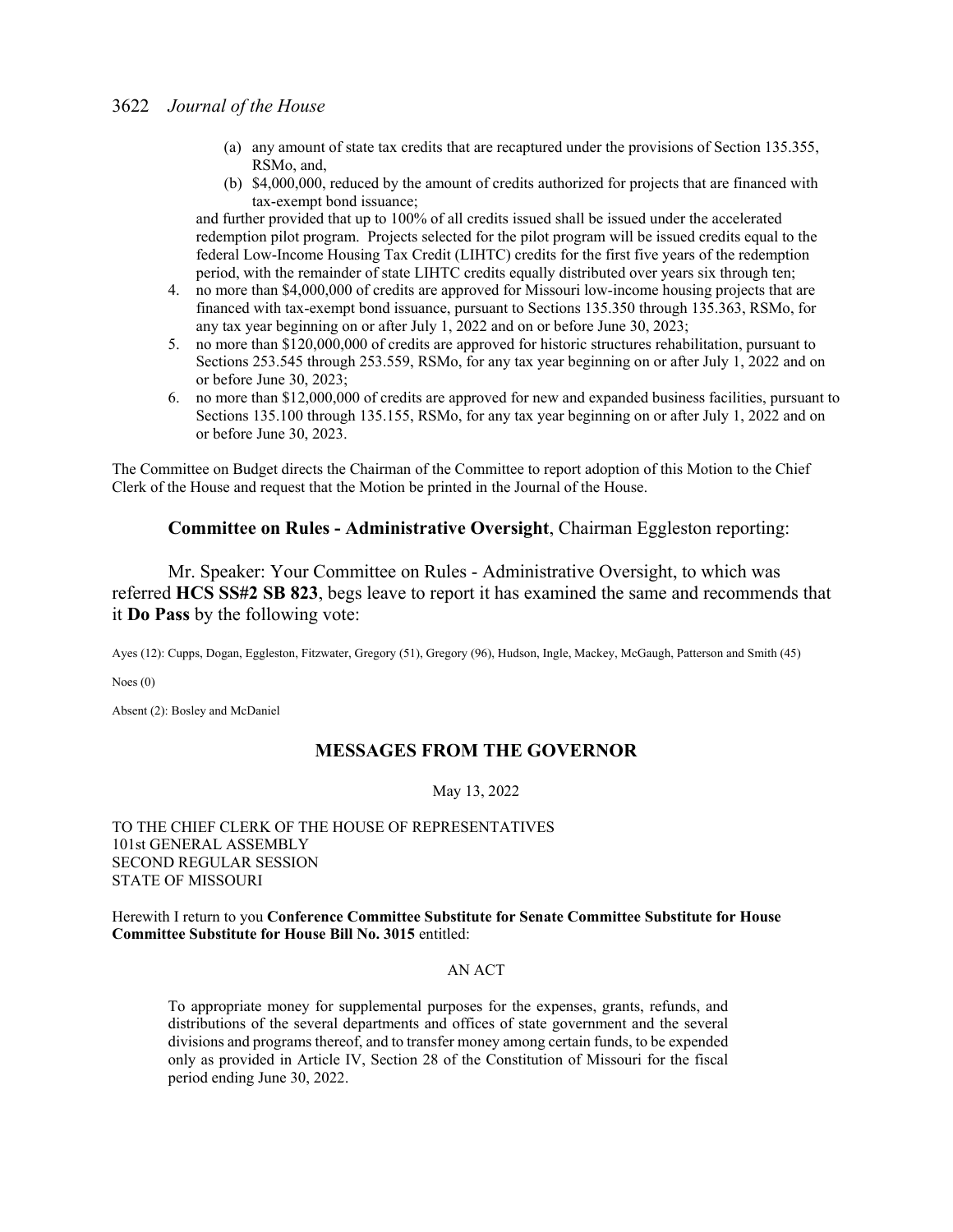(a) any amount of state tax credits that are recaptured under the provisions of Section 135.355, RSMo, and,

(b) $4,000,000, reduced by the amount of credits authorized for projects that are financed with tax-exempt bond issuance;

and further provided that up to 100% of all credits issued shall be issued under the accelerated redemption pilot program. Projects selected for the pilot program will be issued credits equal to the federal Low-Income Housing Tax Credit (LIHTC) credits for the first five years of the redemption period, with the remainder of state LIHTC credits equally distributed over years six through ten;

4. no more than $4,000,000 of credits are approved for Missouri low-income housing projects that are financed with tax-exempt bond issuance, pursuant to Sections 135.350 through 135.363, RSMo, for any tax year beginning on or after July 1, 2022 and on or before June 30, 2023;
5. no more than $120,000,000 of credits are approved for historic structures rehabilitation, pursuant to Sections 253.545 through 253.559, RSMo, for any tax year beginning on or after July 1, 2022 and on or before June 30, 2023;
6. no more than $12,000,000 of credits are approved for new and expanded business facilities, pursuant to Sections 135.100 through 135.155, RSMo, for any tax year beginning on or after July 1, 2022 and on or before June 30, 2023.

The Committee on Budget directs the Chairman of the Committee to report adoption of this Motion to the Chief Clerk of the House and request that the Motion be printed in the Journal of the House.

**Committee on Rules - Administrative Oversight**, Chairman Eggleston reporting:

Mr. Speaker: Your Committee on Rules - Administrative Oversight, to which was referred **HCS SS#2 SB 823**, begs leave to report it has examined the same and recommends that it **Do Pass** by the following vote:

Ayes (12): Cupps, Dogan, Eggleston, Fitzwater, Gregory (51), Gregory (96), Hudson, Ingle, Mackey, McGaugh, Patterson and Smith (45)

Noes (0)

Absent (2): Bosley and McDaniel

## MESSAGES FROM THE GOVERNOR

May 13, 2022

TO THE CHIEF CLERK OF THE HOUSE OF REPRESENTATIVES
101st GENERAL ASSEMBLY
SECOND REGULAR SESSION
STATE OF MISSOURI

Herewith I return to you **Conference Committee Substitute for Senate Committee Substitute for House Committee Substitute for House Bill No. 3015** entitled:

AN ACT

To appropriate money for supplemental purposes for the expenses, grants, refunds, and distributions of the several departments and offices of state government and the several divisions and programs thereof, and to transfer money among certain funds, to be expended only as provided in Article IV, Section 28 of the Constitution of Missouri for the fiscal period ending June 30, 2022.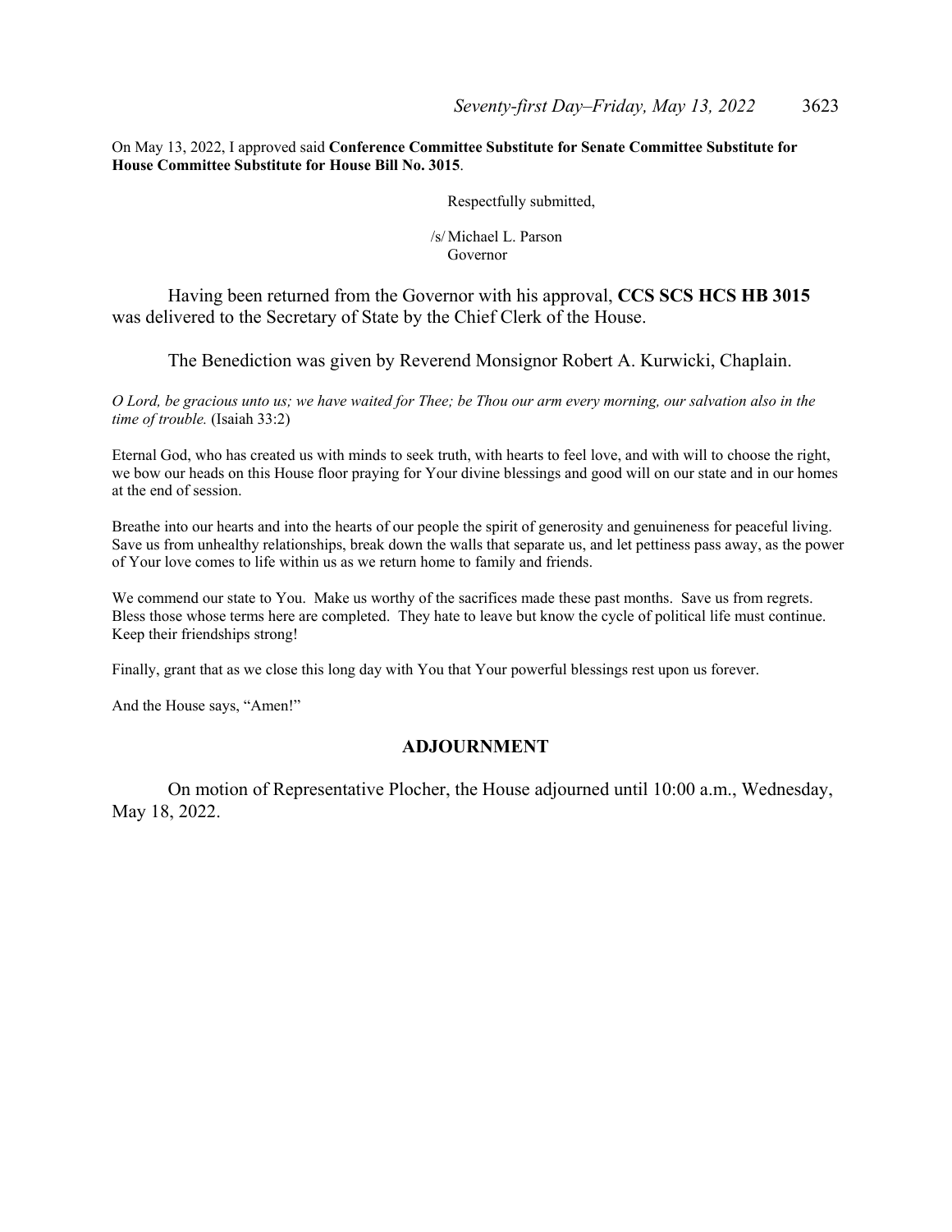On May 13, 2022, I approved said **Conference Committee Substitute for Senate Committee Substitute for House Committee Substitute for House Bill No. 3015**.

Respectfully submitted,

/s/ Michael L. Parson
Governor

Having been returned from the Governor with his approval, **CCS SCS HCS HB 3015** was delivered to the Secretary of State by the Chief Clerk of the House.

The Benediction was given by Reverend Monsignor Robert A. Kurwicki, Chaplain.

*O Lord, be gracious unto us; we have waited for Thee; be Thou our arm every morning, our salvation also in the time of trouble.* (Isaiah 33:2)

Eternal God, who has created us with minds to seek truth, with hearts to feel love, and with will to choose the right, we bow our heads on this House floor praying for Your divine blessings and good will on our state and in our homes at the end of session.

Breathe into our hearts and into the hearts of our people the spirit of generosity and genuineness for peaceful living. Save us from unhealthy relationships, break down the walls that separate us, and let pettiness pass away, as the power of Your love comes to life within us as we return home to family and friends.

We commend our state to You. Make us worthy of the sacrifices made these past months. Save us from regrets. Bless those whose terms here are completed. They hate to leave but know the cycle of political life must continue. Keep their friendships strong!

Finally, grant that as we close this long day with You that Your powerful blessings rest upon us forever.

And the House says, "Amen!"

## ADJOURNMENT

On motion of Representative Plocher, the House adjourned until 10:00 a.m., Wednesday, May 18, 2022.